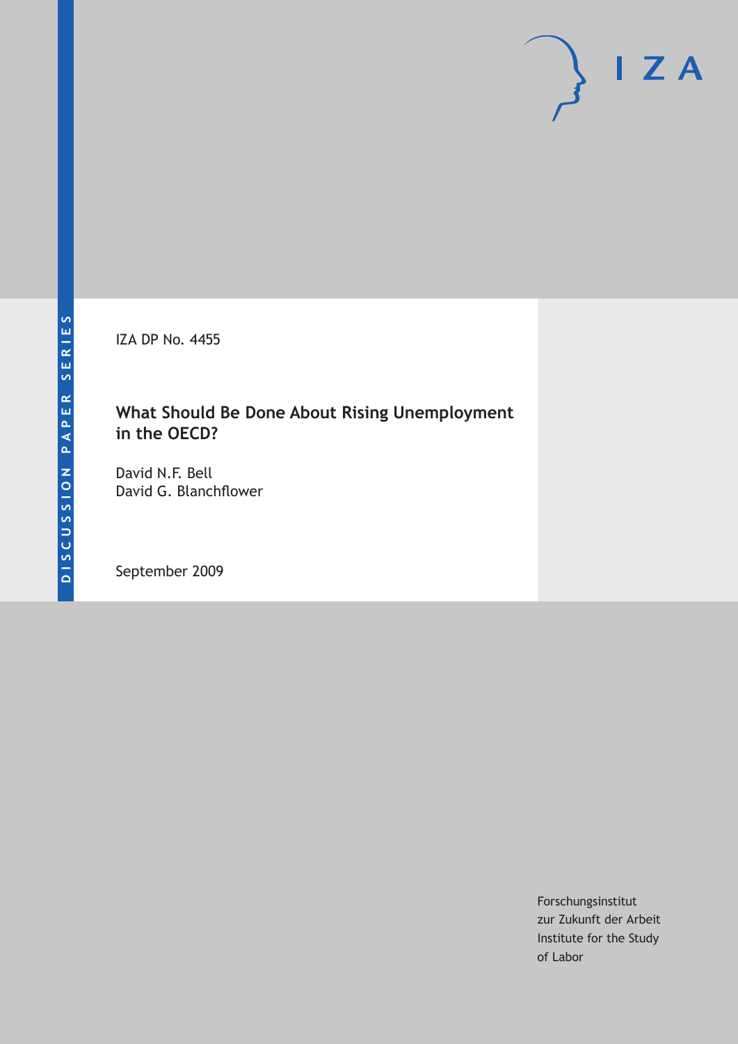DISCUSSION PAPER SERIES

IZA DP No. 4455

# What Should Be Done About Rising Unemployment in the OECD?

David N.F. Bell
David G. Blanchflower

September 2009

Forschungsinstitut
zur Zukunft der Arbeit
Institute for the Study
of Labor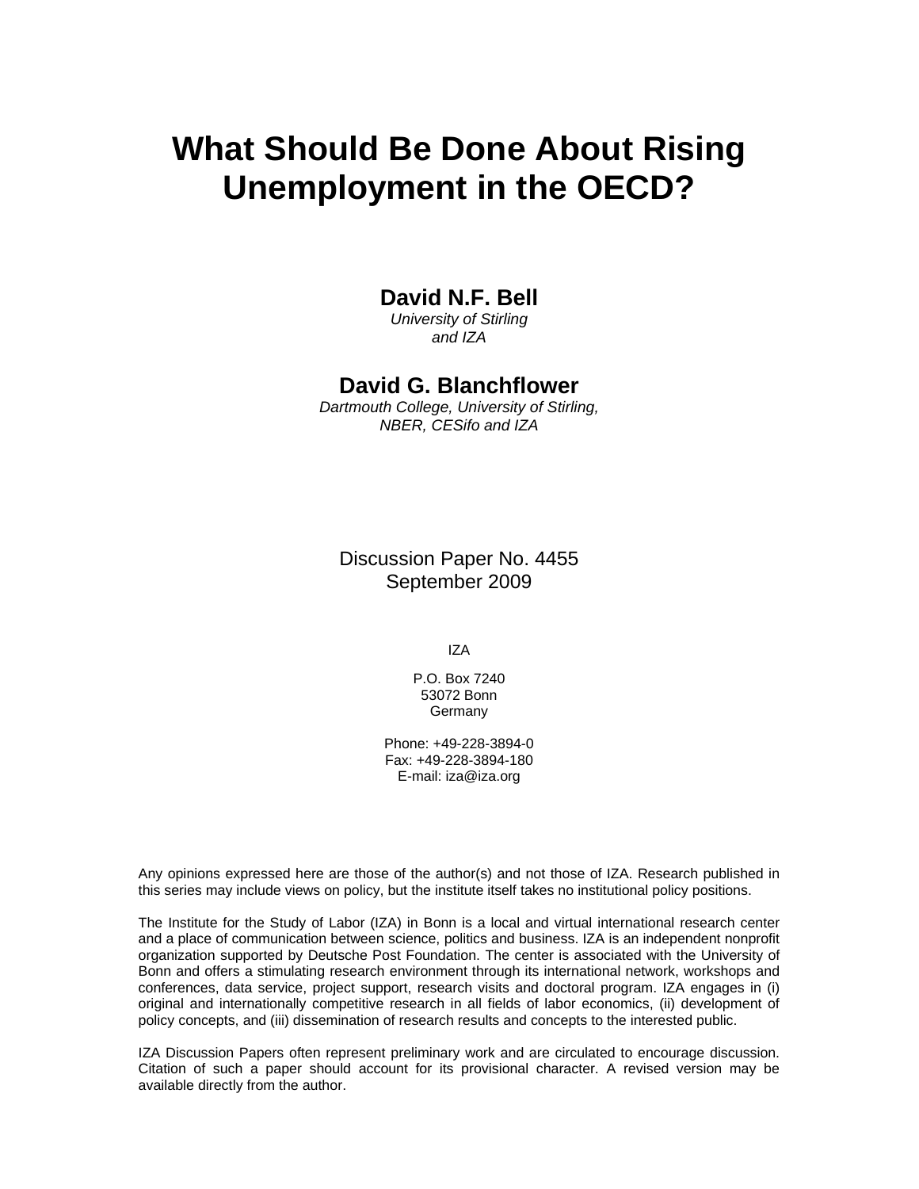# What Should Be Done About Rising Unemployment in the OECD?

**David N.F. Bell**

*University of Stirling and IZA*

**David G. Blanchflower**

*Dartmouth College, University of Stirling, NBER, CESifo and IZA*

Discussion Paper No. 4455
September 2009

IZA

P.O. Box 7240
53072 Bonn
Germany

Phone: +49-228-3894-0
Fax: +49-228-3894-180
E-mail: iza@iza.org

Any opinions expressed here are those of the author(s) and not those of IZA. Research published in this series may include views on policy, but the institute itself takes no institutional policy positions.

The Institute for the Study of Labor (IZA) in Bonn is a local and virtual international research center and a place of communication between science, politics and business. IZA is an independent nonprofit organization supported by Deutsche Post Foundation. The center is associated with the University of Bonn and offers a stimulating research environment through its international network, workshops and conferences, data service, project support, research visits and doctoral program. IZA engages in (i) original and internationally competitive research in all fields of labor economics, (ii) development of policy concepts, and (iii) dissemination of research results and concepts to the interested public.

IZA Discussion Papers often represent preliminary work and are circulated to encourage discussion. Citation of such a paper should account for its provisional character. A revised version may be available directly from the author.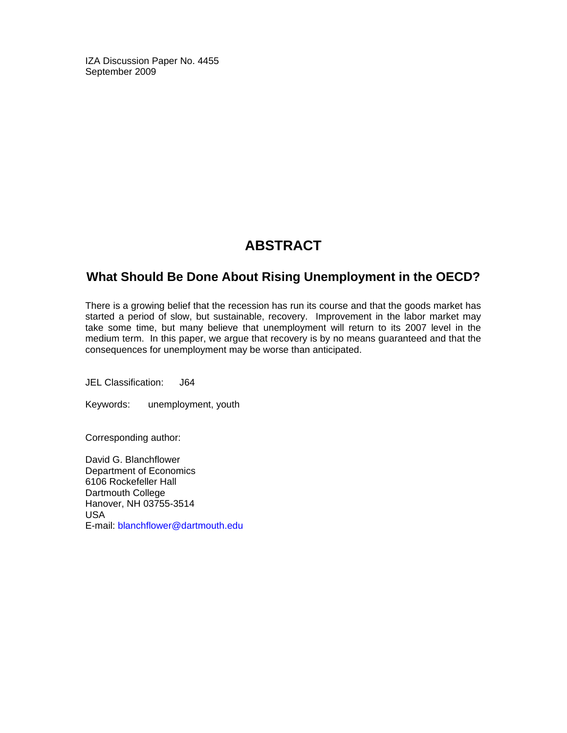IZA Discussion Paper No. 4455
September 2009

# ABSTRACT

## What Should Be Done About Rising Unemployment in the OECD?

There is a growing belief that the recession has run its course and that the goods market has started a period of slow, but sustainable, recovery. Improvement in the labor market may take some time, but many believe that unemployment will return to its 2007 level in the medium term. In this paper, we argue that recovery is by no means guaranteed and that the consequences for unemployment may be worse than anticipated.

JEL Classification: J64

Keywords: unemployment, youth

Corresponding author:

David G. Blanchflower
Department of Economics
6106 Rockefeller Hall
Dartmouth College
Hanover, NH 03755-3514
USA
E-mail: blanchflower@dartmouth.edu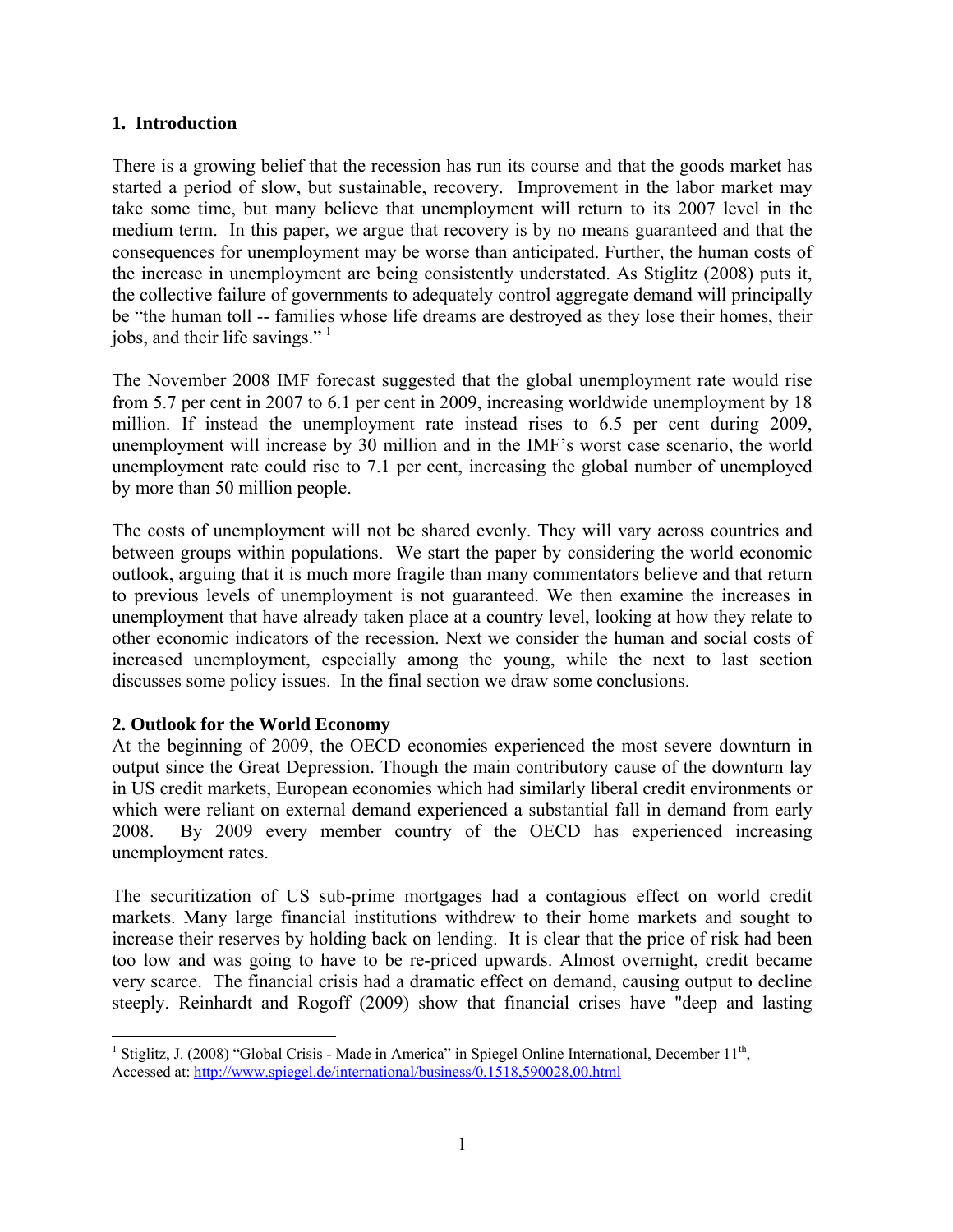## 1. Introduction

There is a growing belief that the recession has run its course and that the goods market has started a period of slow, but sustainable, recovery. Improvement in the labor market may take some time, but many believe that unemployment will return to its 2007 level in the medium term. In this paper, we argue that recovery is by no means guaranteed and that the consequences for unemployment may be worse than anticipated. Further, the human costs of the increase in unemployment are being consistently understated. As Stiglitz (2008) puts it, the collective failure of governments to adequately control aggregate demand will principally be "the human toll -- families whose life dreams are destroyed as they lose their homes, their jobs, and their life savings." [1]

The November 2008 IMF forecast suggested that the global unemployment rate would rise from 5.7 per cent in 2007 to 6.1 per cent in 2009, increasing worldwide unemployment by 18 million. If instead the unemployment rate instead rises to 6.5 per cent during 2009, unemployment will increase by 30 million and in the IMF's worst case scenario, the world unemployment rate could rise to 7.1 per cent, increasing the global number of unemployed by more than 50 million people.

The costs of unemployment will not be shared evenly. They will vary across countries and between groups within populations. We start the paper by considering the world economic outlook, arguing that it is much more fragile than many commentators believe and that return to previous levels of unemployment is not guaranteed. We then examine the increases in unemployment that have already taken place at a country level, looking at how they relate to other economic indicators of the recession. Next we consider the human and social costs of increased unemployment, especially among the young, while the next to last section discusses some policy issues. In the final section we draw some conclusions.

## 2. Outlook for the World Economy

At the beginning of 2009, the OECD economies experienced the most severe downturn in output since the Great Depression. Though the main contributory cause of the downturn lay in US credit markets, European economies which had similarly liberal credit environments or which were reliant on external demand experienced a substantial fall in demand from early 2008. By 2009 every member country of the OECD has experienced increasing unemployment rates.

The securitization of US sub-prime mortgages had a contagious effect on world credit markets. Many large financial institutions withdrew to their home markets and sought to increase their reserves by holding back on lending. It is clear that the price of risk had been too low and was going to have to be re-priced upwards. Almost overnight, credit became very scarce. The financial crisis had a dramatic effect on demand, causing output to decline steeply. Reinhardt and Rogoff (2009) show that financial crises have "deep and lasting

[1] Stiglitz, J. (2008) "Global Crisis - Made in America" in Spiegel Online International, December 11th, Accessed at: http://www.spiegel.de/international/business/0,1518,590028,00.html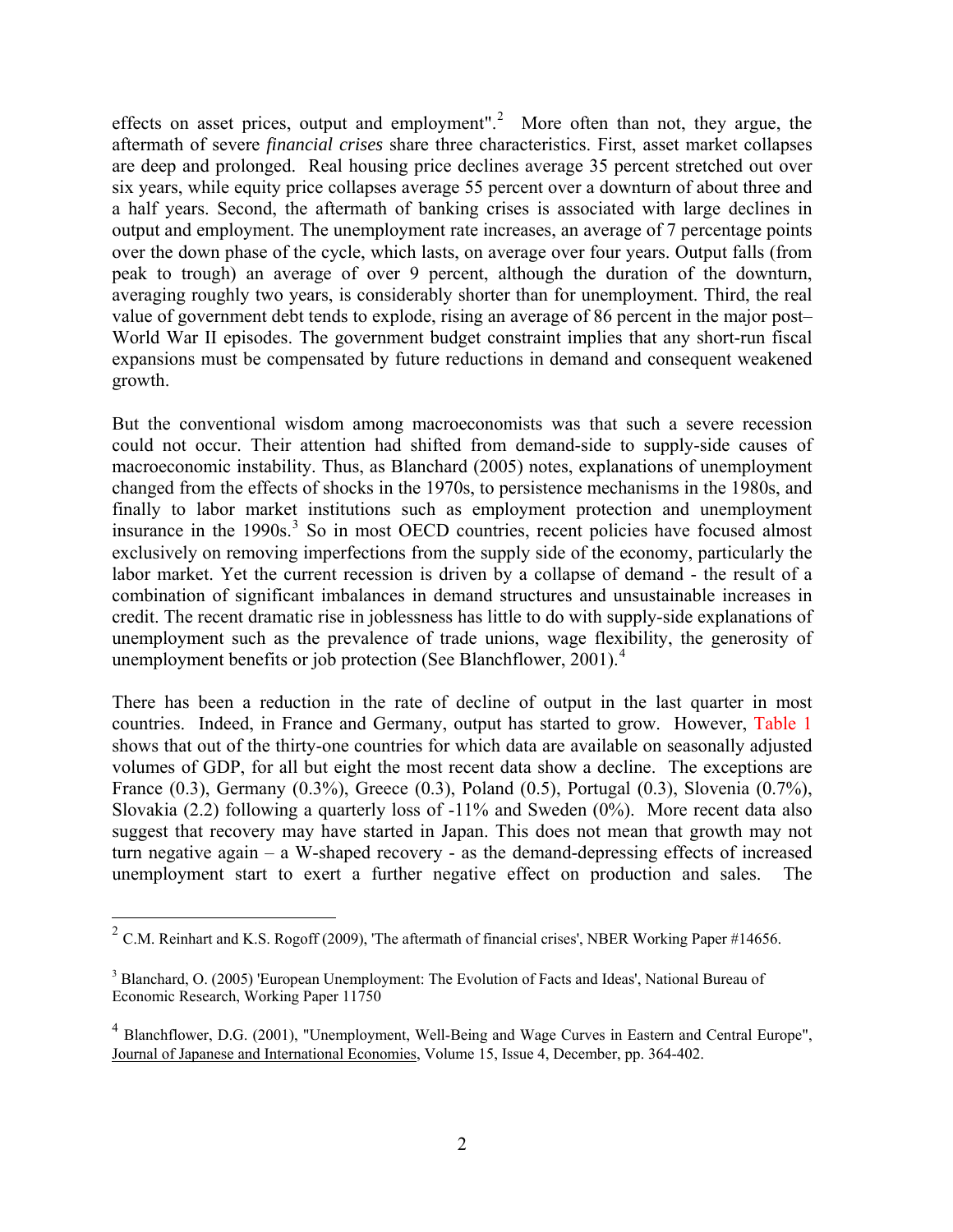effects on asset prices, output and employment".[2] More often than not, they argue, the aftermath of severe *financial crises* share three characteristics. First, asset market collapses are deep and prolonged. Real housing price declines average 35 percent stretched out over six years, while equity price collapses average 55 percent over a downturn of about three and a half years. Second, the aftermath of banking crises is associated with large declines in output and employment. The unemployment rate increases, an average of 7 percentage points over the down phase of the cycle, which lasts, on average over four years. Output falls (from peak to trough) an average of over 9 percent, although the duration of the downturn, averaging roughly two years, is considerably shorter than for unemployment. Third, the real value of government debt tends to explode, rising an average of 86 percent in the major post–World War II episodes. The government budget constraint implies that any short-run fiscal expansions must be compensated by future reductions in demand and consequent weakened growth.

But the conventional wisdom among macroeconomists was that such a severe recession could not occur. Their attention had shifted from demand-side to supply-side causes of macroeconomic instability. Thus, as Blanchard (2005) notes, explanations of unemployment changed from the effects of shocks in the 1970s, to persistence mechanisms in the 1980s, and finally to labor market institutions such as employment protection and unemployment insurance in the 1990s.[3] So in most OECD countries, recent policies have focused almost exclusively on removing imperfections from the supply side of the economy, particularly the labor market. Yet the current recession is driven by a collapse of demand - the result of a combination of significant imbalances in demand structures and unsustainable increases in credit. The recent dramatic rise in joblessness has little to do with supply-side explanations of unemployment such as the prevalence of trade unions, wage flexibility, the generosity of unemployment benefits or job protection (See Blanchflower, 2001).[4]

There has been a reduction in the rate of decline of output in the last quarter in most countries. Indeed, in France and Germany, output has started to grow. However, Table 1 shows that out of the thirty-one countries for which data are available on seasonally adjusted volumes of GDP, for all but eight the most recent data show a decline. The exceptions are France (0.3), Germany (0.3%), Greece (0.3), Poland (0.5), Portugal (0.3), Slovenia (0.7%), Slovakia (2.2) following a quarterly loss of -11% and Sweden (0%). More recent data also suggest that recovery may have started in Japan. This does not mean that growth may not turn negative again – a W-shaped recovery - as the demand-depressing effects of increased unemployment start to exert a further negative effect on production and sales. The

[2] C.M. Reinhart and K.S. Rogoff (2009), 'The aftermath of financial crises', NBER Working Paper #14656.

[3] Blanchard, O. (2005) 'European Unemployment: The Evolution of Facts and Ideas', National Bureau of Economic Research, Working Paper 11750

[4] Blanchflower, D.G. (2001), "Unemployment, Well-Being and Wage Curves in Eastern and Central Europe", Journal of Japanese and International Economies, Volume 15, Issue 4, December, pp. 364-402.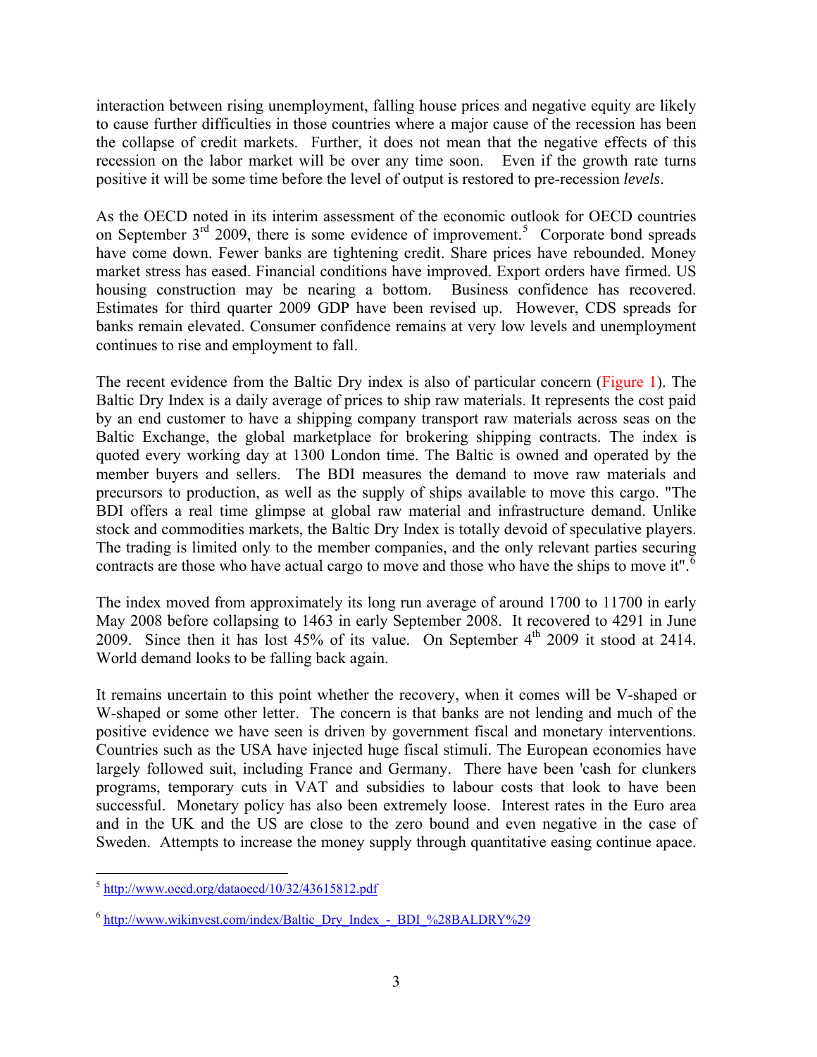interaction between rising unemployment, falling house prices and negative equity are likely to cause further difficulties in those countries where a major cause of the recession has been the collapse of credit markets. Further, it does not mean that the negative effects of this recession on the labor market will be over any time soon. Even if the growth rate turns positive it will be some time before the level of output is restored to pre-recession *levels*.

As the OECD noted in its interim assessment of the economic outlook for OECD countries on September 3rd 2009, there is some evidence of improvement.[5] Corporate bond spreads have come down. Fewer banks are tightening credit. Share prices have rebounded. Money market stress has eased. Financial conditions have improved. Export orders have firmed. US housing construction may be nearing a bottom. Business confidence has recovered. Estimates for third quarter 2009 GDP have been revised up. However, CDS spreads for banks remain elevated. Consumer confidence remains at very low levels and unemployment continues to rise and employment to fall.

The recent evidence from the Baltic Dry index is also of particular concern (Figure 1). The Baltic Dry Index is a daily average of prices to ship raw materials. It represents the cost paid by an end customer to have a shipping company transport raw materials across seas on the Baltic Exchange, the global marketplace for brokering shipping contracts. The index is quoted every working day at 1300 London time. The Baltic is owned and operated by the member buyers and sellers. The BDI measures the demand to move raw materials and precursors to production, as well as the supply of ships available to move this cargo. "The BDI offers a real time glimpse at global raw material and infrastructure demand. Unlike stock and commodities markets, the Baltic Dry Index is totally devoid of speculative players. The trading is limited only to the member companies, and the only relevant parties securing contracts are those who have actual cargo to move and those who have the ships to move it".[6]

The index moved from approximately its long run average of around 1700 to 11700 in early May 2008 before collapsing to 1463 in early September 2008. It recovered to 4291 in June 2009. Since then it has lost 45% of its value. On September 4th 2009 it stood at 2414. World demand looks to be falling back again.

It remains uncertain to this point whether the recovery, when it comes will be V-shaped or W-shaped or some other letter. The concern is that banks are not lending and much of the positive evidence we have seen is driven by government fiscal and monetary interventions. Countries such as the USA have injected huge fiscal stimuli. The European economies have largely followed suit, including France and Germany. There have been 'cash for clunkers programs, temporary cuts in VAT and subsidies to labour costs that look to have been successful. Monetary policy has also been extremely loose. Interest rates in the Euro area and in the UK and the US are close to the zero bound and even negative in the case of Sweden. Attempts to increase the money supply through quantitative easing continue apace.

---

[5] http://www.oecd.org/dataoecd/10/32/43615812.pdf

[6] http://www.wikinvest.com/index/Baltic_Dry_Index_-_BDI_%28BALDRY%29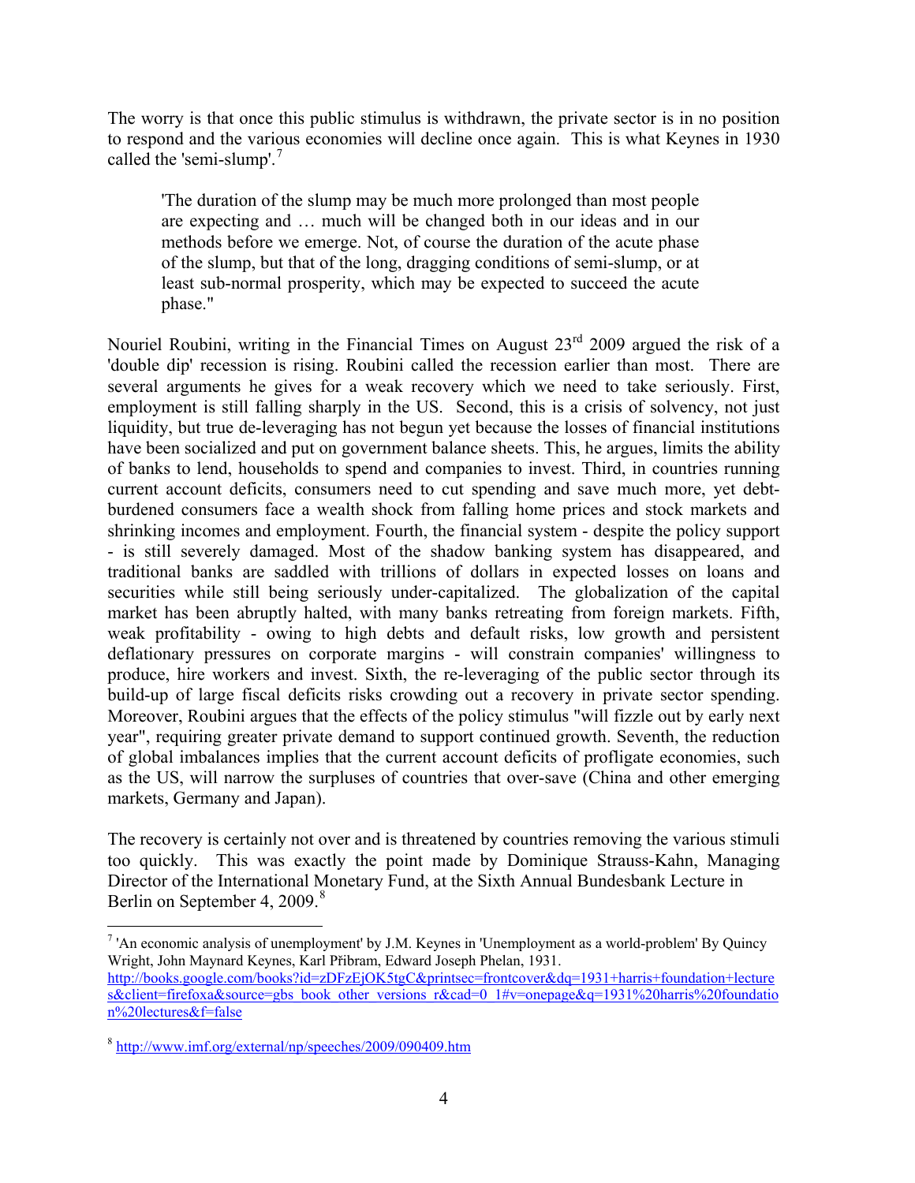The worry is that once this public stimulus is withdrawn, the private sector is in no position to respond and the various economies will decline once again. This is what Keynes in 1930 called the 'semi-slump'.[7]

> 'The duration of the slump may be much more prolonged than most people are expecting and … much will be changed both in our ideas and in our methods before we emerge. Not, of course the duration of the acute phase of the slump, but that of the long, dragging conditions of semi-slump, or at least sub-normal prosperity, which may be expected to succeed the acute phase."

Nouriel Roubini, writing in the Financial Times on August 23rd 2009 argued the risk of a 'double dip' recession is rising. Roubini called the recession earlier than most. There are several arguments he gives for a weak recovery which we need to take seriously. First, employment is still falling sharply in the US. Second, this is a crisis of solvency, not just liquidity, but true de-leveraging has not begun yet because the losses of financial institutions have been socialized and put on government balance sheets. This, he argues, limits the ability of banks to lend, households to spend and companies to invest. Third, in countries running current account deficits, consumers need to cut spending and save much more, yet debt-burdened consumers face a wealth shock from falling home prices and stock markets and shrinking incomes and employment. Fourth, the financial system - despite the policy support - is still severely damaged. Most of the shadow banking system has disappeared, and traditional banks are saddled with trillions of dollars in expected losses on loans and securities while still being seriously under-capitalized. The globalization of the capital market has been abruptly halted, with many banks retreating from foreign markets. Fifth, weak profitability - owing to high debts and default risks, low growth and persistent deflationary pressures on corporate margins - will constrain companies' willingness to produce, hire workers and invest. Sixth, the re-leveraging of the public sector through its build-up of large fiscal deficits risks crowding out a recovery in private sector spending. Moreover, Roubini argues that the effects of the policy stimulus "will fizzle out by early next year", requiring greater private demand to support continued growth. Seventh, the reduction of global imbalances implies that the current account deficits of profligate economies, such as the US, will narrow the surpluses of countries that over-save (China and other emerging markets, Germany and Japan).

The recovery is certainly not over and is threatened by countries removing the various stimuli too quickly. This was exactly the point made by Dominique Strauss-Kahn, Managing Director of the International Monetary Fund, at the Sixth Annual Bundesbank Lecture in Berlin on September 4, 2009.[8]

---

[7] 'An economic analysis of unemployment' by J.M. Keynes in 'Unemployment as a world-problem' By Quincy Wright, John Maynard Keynes, Karl Přibram, Edward Joseph Phelan, 1931. http://books.google.com/books?id=zDFzEjOK5tgC&printsec=frontcover&dq=1931+harris+foundation+lectures&client=firefoxa&source=gbs_book_other_versions_r&cad=0_1#v=onepage&q=1931%20harris%20foundation%20lectures&f=false

[8] http://www.imf.org/external/np/speeches/2009/090409.htm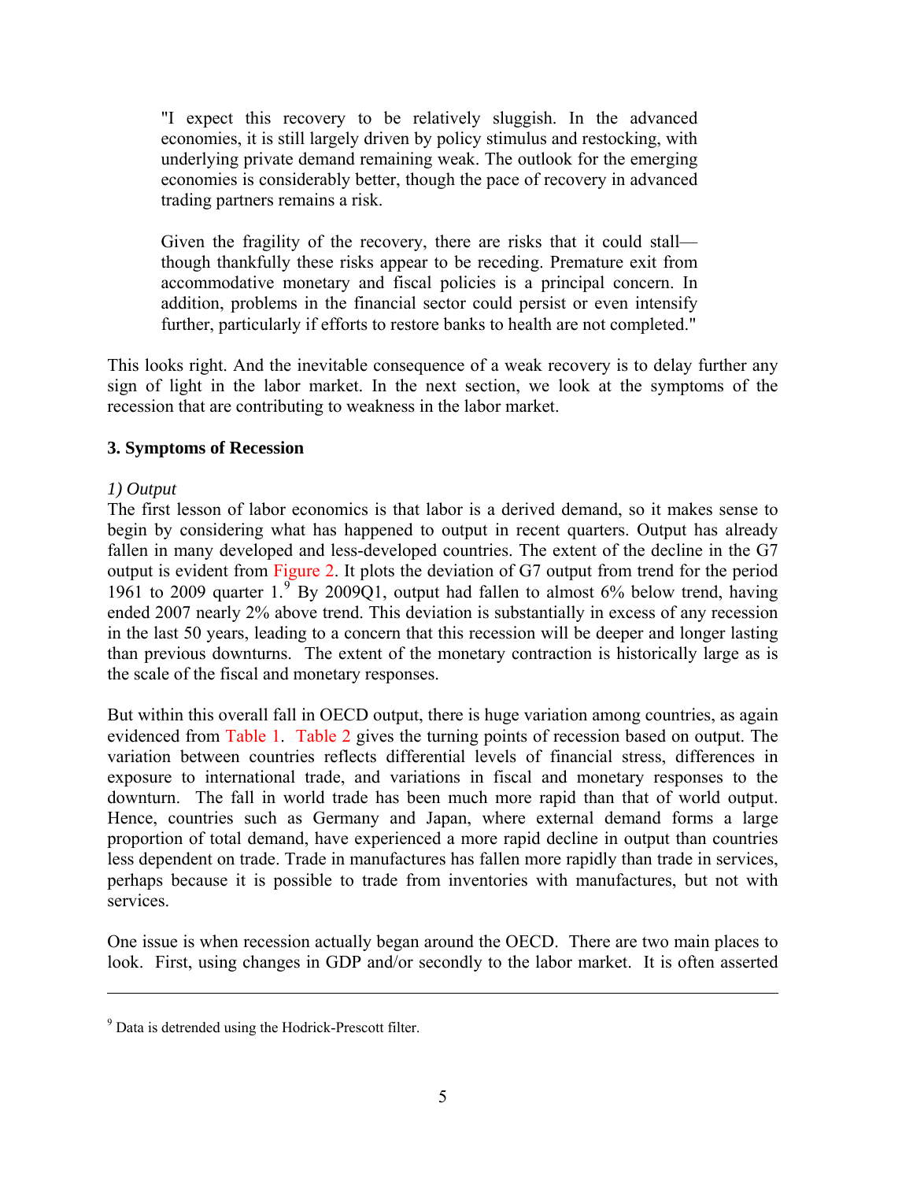> "I expect this recovery to be relatively sluggish. In the advanced economies, it is still largely driven by policy stimulus and restocking, with underlying private demand remaining weak. The outlook for the emerging economies is considerably better, though the pace of recovery in advanced trading partners remains a risk.
>
> Given the fragility of the recovery, there are risks that it could stall—though thankfully these risks appear to be receding. Premature exit from accommodative monetary and fiscal policies is a principal concern. In addition, problems in the financial sector could persist or even intensify further, particularly if efforts to restore banks to health are not completed."

This looks right. And the inevitable consequence of a weak recovery is to delay further any sign of light in the labor market. In the next section, we look at the symptoms of the recession that are contributing to weakness in the labor market.

### 3. Symptoms of Recession

*1) Output*

The first lesson of labor economics is that labor is a derived demand, so it makes sense to begin by considering what has happened to output in recent quarters. Output has already fallen in many developed and less-developed countries. The extent of the decline in the G7 output is evident from Figure 2. It plots the deviation of G7 output from trend for the period 1961 to 2009 quarter 1.[9] By 2009Q1, output had fallen to almost 6% below trend, having ended 2007 nearly 2% above trend. This deviation is substantially in excess of any recession in the last 50 years, leading to a concern that this recession will be deeper and longer lasting than previous downturns. The extent of the monetary contraction is historically large as is the scale of the fiscal and monetary responses.

But within this overall fall in OECD output, there is huge variation among countries, as again evidenced from Table 1. Table 2 gives the turning points of recession based on output. The variation between countries reflects differential levels of financial stress, differences in exposure to international trade, and variations in fiscal and monetary responses to the downturn. The fall in world trade has been much more rapid than that of world output. Hence, countries such as Germany and Japan, where external demand forms a large proportion of total demand, have experienced a more rapid decline in output than countries less dependent on trade. Trade in manufactures has fallen more rapidly than trade in services, perhaps because it is possible to trade from inventories with manufactures, but not with services.

One issue is when recession actually began around the OECD. There are two main places to look. First, using changes in GDP and/or secondly to the labor market. It is often asserted

---

[9] Data is detrended using the Hodrick-Prescott filter.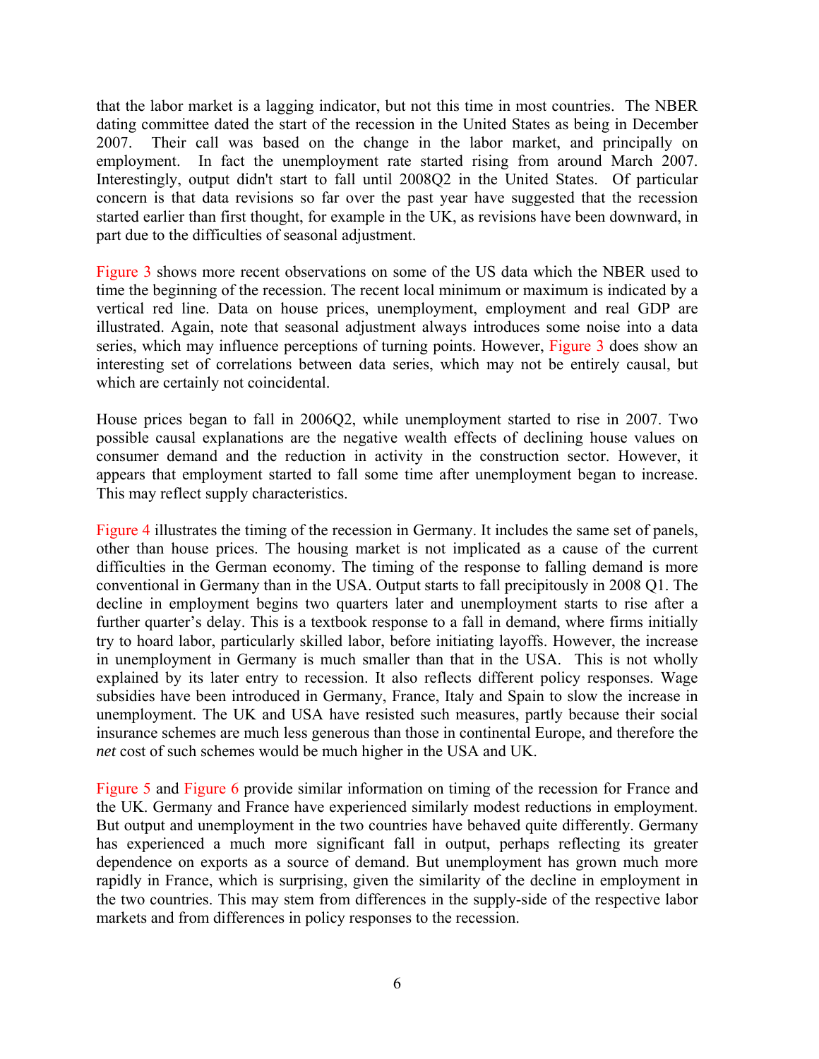that the labor market is a lagging indicator, but not this time in most countries. The NBER dating committee dated the start of the recession in the United States as being in December 2007. Their call was based on the change in the labor market, and principally on employment. In fact the unemployment rate started rising from around March 2007. Interestingly, output didn't start to fall until 2008Q2 in the United States. Of particular concern is that data revisions so far over the past year have suggested that the recession started earlier than first thought, for example in the UK, as revisions have been downward, in part due to the difficulties of seasonal adjustment.

Figure 3 shows more recent observations on some of the US data which the NBER used to time the beginning of the recession. The recent local minimum or maximum is indicated by a vertical red line. Data on house prices, unemployment, employment and real GDP are illustrated. Again, note that seasonal adjustment always introduces some noise into a data series, which may influence perceptions of turning points. However, Figure 3 does show an interesting set of correlations between data series, which may not be entirely causal, but which are certainly not coincidental.

House prices began to fall in 2006Q2, while unemployment started to rise in 2007. Two possible causal explanations are the negative wealth effects of declining house values on consumer demand and the reduction in activity in the construction sector. However, it appears that employment started to fall some time after unemployment began to increase. This may reflect supply characteristics.

Figure 4 illustrates the timing of the recession in Germany. It includes the same set of panels, other than house prices. The housing market is not implicated as a cause of the current difficulties in the German economy. The timing of the response to falling demand is more conventional in Germany than in the USA. Output starts to fall precipitously in 2008 Q1. The decline in employment begins two quarters later and unemployment starts to rise after a further quarter's delay. This is a textbook response to a fall in demand, where firms initially try to hoard labor, particularly skilled labor, before initiating layoffs. However, the increase in unemployment in Germany is much smaller than that in the USA. This is not wholly explained by its later entry to recession. It also reflects different policy responses. Wage subsidies have been introduced in Germany, France, Italy and Spain to slow the increase in unemployment. The UK and USA have resisted such measures, partly because their social insurance schemes are much less generous than those in continental Europe, and therefore the *net* cost of such schemes would be much higher in the USA and UK.

Figure 5 and Figure 6 provide similar information on timing of the recession for France and the UK. Germany and France have experienced similarly modest reductions in employment. But output and unemployment in the two countries have behaved quite differently. Germany has experienced a much more significant fall in output, perhaps reflecting its greater dependence on exports as a source of demand. But unemployment has grown much more rapidly in France, which is surprising, given the similarity of the decline in employment in the two countries. This may stem from differences in the supply-side of the respective labor markets and from differences in policy responses to the recession.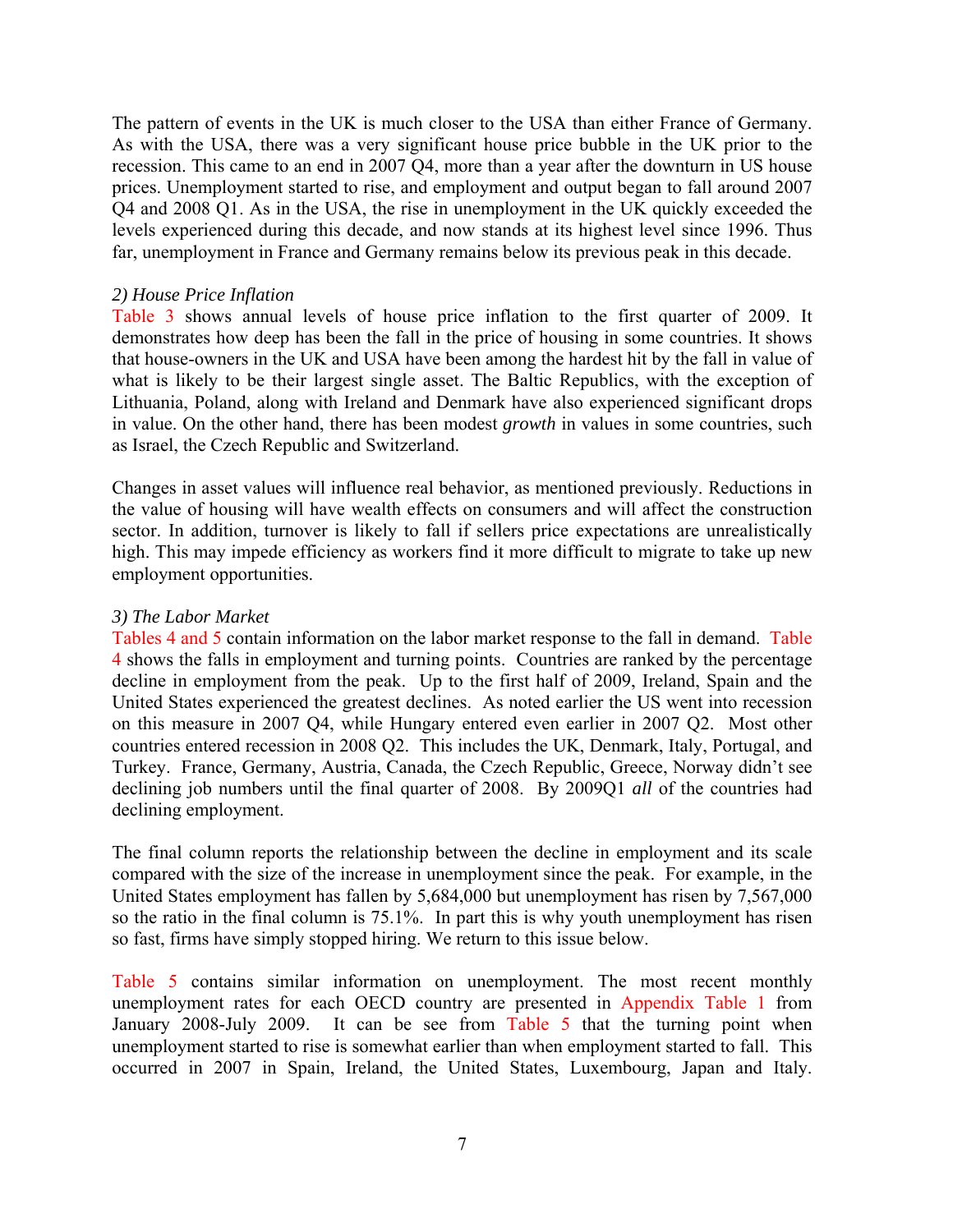The pattern of events in the UK is much closer to the USA than either France of Germany. As with the USA, there was a very significant house price bubble in the UK prior to the recession. This came to an end in 2007 Q4, more than a year after the downturn in US house prices. Unemployment started to rise, and employment and output began to fall around 2007 Q4 and 2008 Q1. As in the USA, the rise in unemployment in the UK quickly exceeded the levels experienced during this decade, and now stands at its highest level since 1996. Thus far, unemployment in France and Germany remains below its previous peak in this decade.

*2) House Price Inflation*

Table 3 shows annual levels of house price inflation to the first quarter of 2009. It demonstrates how deep has been the fall in the price of housing in some countries. It shows that house-owners in the UK and USA have been among the hardest hit by the fall in value of what is likely to be their largest single asset. The Baltic Republics, with the exception of Lithuania, Poland, along with Ireland and Denmark have also experienced significant drops in value. On the other hand, there has been modest *growth* in values in some countries, such as Israel, the Czech Republic and Switzerland.

Changes in asset values will influence real behavior, as mentioned previously. Reductions in the value of housing will have wealth effects on consumers and will affect the construction sector. In addition, turnover is likely to fall if sellers price expectations are unrealistically high. This may impede efficiency as workers find it more difficult to migrate to take up new employment opportunities.

*3) The Labor Market*

Tables 4 and 5 contain information on the labor market response to the fall in demand. Table 4 shows the falls in employment and turning points. Countries are ranked by the percentage decline in employment from the peak. Up to the first half of 2009, Ireland, Spain and the United States experienced the greatest declines. As noted earlier the US went into recession on this measure in 2007 Q4, while Hungary entered even earlier in 2007 Q2. Most other countries entered recession in 2008 Q2. This includes the UK, Denmark, Italy, Portugal, and Turkey. France, Germany, Austria, Canada, the Czech Republic, Greece, Norway didn't see declining job numbers until the final quarter of 2008. By 2009Q1 *all* of the countries had declining employment.

The final column reports the relationship between the decline in employment and its scale compared with the size of the increase in unemployment since the peak. For example, in the United States employment has fallen by 5,684,000 but unemployment has risen by 7,567,000 so the ratio in the final column is 75.1%. In part this is why youth unemployment has risen so fast, firms have simply stopped hiring. We return to this issue below.

Table 5 contains similar information on unemployment. The most recent monthly unemployment rates for each OECD country are presented in Appendix Table 1 from January 2008-July 2009. It can be see from Table 5 that the turning point when unemployment started to rise is somewhat earlier than when employment started to fall. This occurred in 2007 in Spain, Ireland, the United States, Luxembourg, Japan and Italy.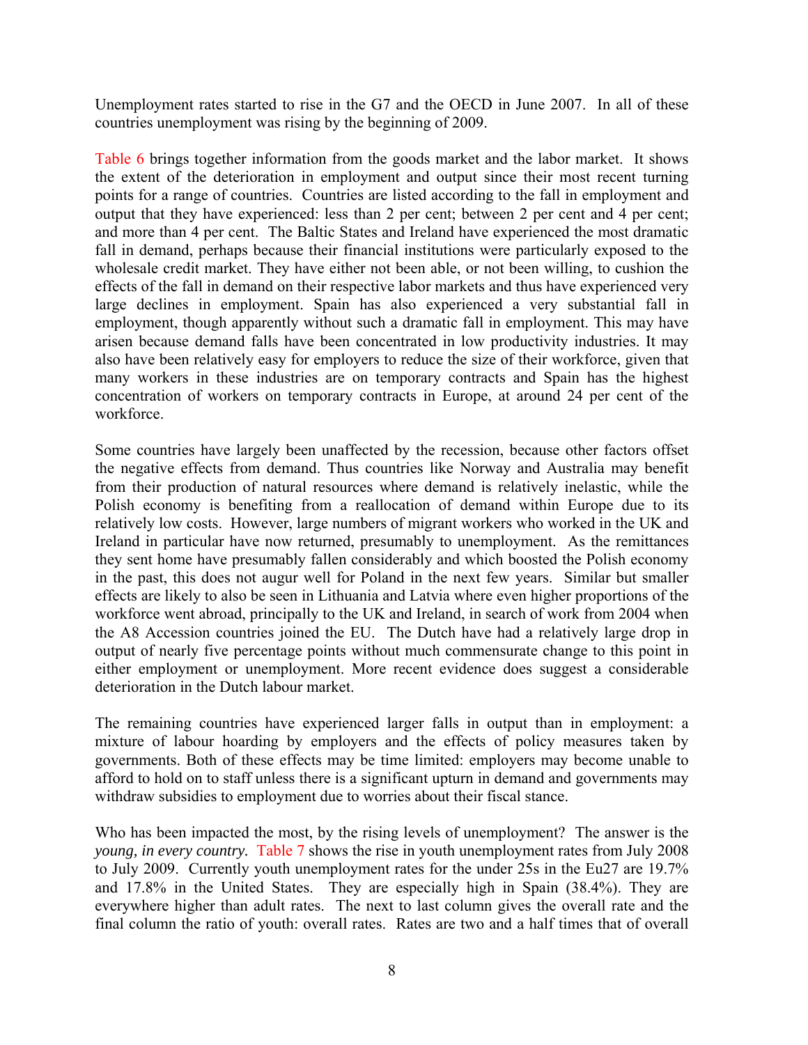Unemployment rates started to rise in the G7 and the OECD in June 2007. In all of these countries unemployment was rising by the beginning of 2009.

Table 6 brings together information from the goods market and the labor market. It shows the extent of the deterioration in employment and output since their most recent turning points for a range of countries. Countries are listed according to the fall in employment and output that they have experienced: less than 2 per cent; between 2 per cent and 4 per cent; and more than 4 per cent. The Baltic States and Ireland have experienced the most dramatic fall in demand, perhaps because their financial institutions were particularly exposed to the wholesale credit market. They have either not been able, or not been willing, to cushion the effects of the fall in demand on their respective labor markets and thus have experienced very large declines in employment. Spain has also experienced a very substantial fall in employment, though apparently without such a dramatic fall in employment. This may have arisen because demand falls have been concentrated in low productivity industries. It may also have been relatively easy for employers to reduce the size of their workforce, given that many workers in these industries are on temporary contracts and Spain has the highest concentration of workers on temporary contracts in Europe, at around 24 per cent of the workforce.

Some countries have largely been unaffected by the recession, because other factors offset the negative effects from demand. Thus countries like Norway and Australia may benefit from their production of natural resources where demand is relatively inelastic, while the Polish economy is benefiting from a reallocation of demand within Europe due to its relatively low costs. However, large numbers of migrant workers who worked in the UK and Ireland in particular have now returned, presumably to unemployment. As the remittances they sent home have presumably fallen considerably and which boosted the Polish economy in the past, this does not augur well for Poland in the next few years. Similar but smaller effects are likely to also be seen in Lithuania and Latvia where even higher proportions of the workforce went abroad, principally to the UK and Ireland, in search of work from 2004 when the A8 Accession countries joined the EU. The Dutch have had a relatively large drop in output of nearly five percentage points without much commensurate change to this point in either employment or unemployment. More recent evidence does suggest a considerable deterioration in the Dutch labour market.

The remaining countries have experienced larger falls in output than in employment: a mixture of labour hoarding by employers and the effects of policy measures taken by governments. Both of these effects may be time limited: employers may become unable to afford to hold on to staff unless there is a significant upturn in demand and governments may withdraw subsidies to employment due to worries about their fiscal stance.

Who has been impacted the most, by the rising levels of unemployment? The answer is the *young, in every country.* Table 7 shows the rise in youth unemployment rates from July 2008 to July 2009. Currently youth unemployment rates for the under 25s in the Eu27 are 19.7% and 17.8% in the United States. They are especially high in Spain (38.4%). They are everywhere higher than adult rates. The next to last column gives the overall rate and the final column the ratio of youth: overall rates. Rates are two and a half times that of overall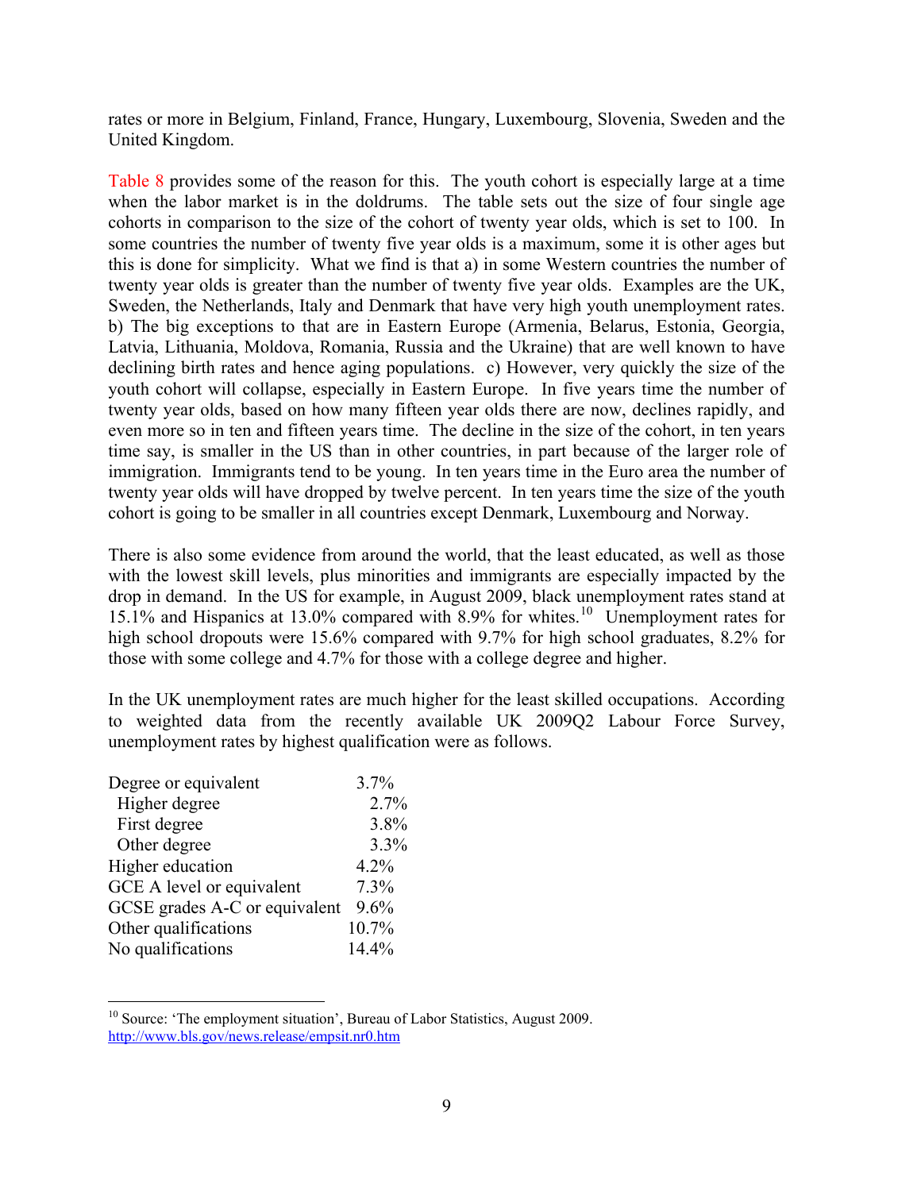rates or more in Belgium, Finland, France, Hungary, Luxembourg, Slovenia, Sweden and the United Kingdom.

Table 8 provides some of the reason for this. The youth cohort is especially large at a time when the labor market is in the doldrums. The table sets out the size of four single age cohorts in comparison to the size of the cohort of twenty year olds, which is set to 100. In some countries the number of twenty five year olds is a maximum, some it is other ages but this is done for simplicity. What we find is that a) in some Western countries the number of twenty year olds is greater than the number of twenty five year olds. Examples are the UK, Sweden, the Netherlands, Italy and Denmark that have very high youth unemployment rates. b) The big exceptions to that are in Eastern Europe (Armenia, Belarus, Estonia, Georgia, Latvia, Lithuania, Moldova, Romania, Russia and the Ukraine) that are well known to have declining birth rates and hence aging populations. c) However, very quickly the size of the youth cohort will collapse, especially in Eastern Europe. In five years time the number of twenty year olds, based on how many fifteen year olds there are now, declines rapidly, and even more so in ten and fifteen years time. The decline in the size of the cohort, in ten years time say, is smaller in the US than in other countries, in part because of the larger role of immigration. Immigrants tend to be young. In ten years time in the Euro area the number of twenty year olds will have dropped by twelve percent. In ten years time the size of the youth cohort is going to be smaller in all countries except Denmark, Luxembourg and Norway.

There is also some evidence from around the world, that the least educated, as well as those with the lowest skill levels, plus minorities and immigrants are especially impacted by the drop in demand. In the US for example, in August 2009, black unemployment rates stand at 15.1% and Hispanics at 13.0% compared with 8.9% for whites.[10] Unemployment rates for high school dropouts were 15.6% compared with 9.7% for high school graduates, 8.2% for those with some college and 4.7% for those with a college degree and higher.

In the UK unemployment rates are much higher for the least skilled occupations. According to weighted data from the recently available UK 2009Q2 Labour Force Survey, unemployment rates by highest qualification were as follows.

| | |
|---|---|
| Degree or equivalent | 3.7% |
| Higher degree | 2.7% |
| First degree | 3.8% |
| Other degree | 3.3% |
| Higher education | 4.2% |
| GCE A level or equivalent | 7.3% |
| GCSE grades A-C or equivalent | 9.6% |
| Other qualifications | 10.7% |
| No qualifications | 14.4% |

[10] Source: 'The employment situation', Bureau of Labor Statistics, August 2009. http://www.bls.gov/news.release/empsit.nr0.htm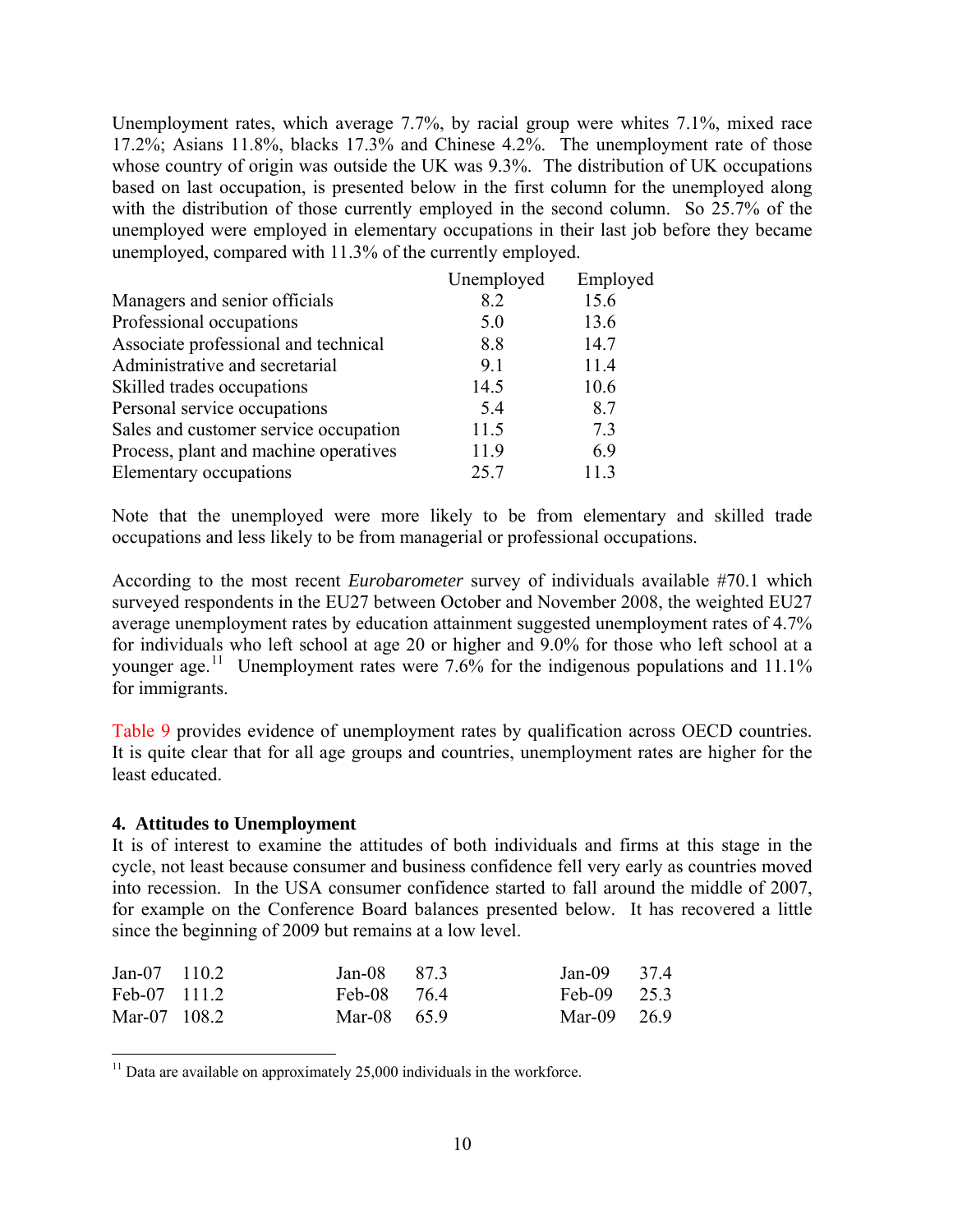Unemployment rates, which average 7.7%, by racial group were whites 7.1%, mixed race 17.2%; Asians 11.8%, blacks 17.3% and Chinese 4.2%. The unemployment rate of those whose country of origin was outside the UK was 9.3%. The distribution of UK occupations based on last occupation, is presented below in the first column for the unemployed along with the distribution of those currently employed in the second column. So 25.7% of the unemployed were employed in elementary occupations in their last job before they became unemployed, compared with 11.3% of the currently employed.

| | Unemployed | Employed |
|---|---|---|
| Managers and senior officials | 8.2 | 15.6 |
| Professional occupations | 5.0 | 13.6 |
| Associate professional and technical | 8.8 | 14.7 |
| Administrative and secretarial | 9.1 | 11.4 |
| Skilled trades occupations | 14.5 | 10.6 |
| Personal service occupations | 5.4 | 8.7 |
| Sales and customer service occupation | 11.5 | 7.3 |
| Process, plant and machine operatives | 11.9 | 6.9 |
| Elementary occupations | 25.7 | 11.3 |

Note that the unemployed were more likely to be from elementary and skilled trade occupations and less likely to be from managerial or professional occupations.

According to the most recent *Eurobarometer* survey of individuals available #70.1 which surveyed respondents in the EU27 between October and November 2008, the weighted EU27 average unemployment rates by education attainment suggested unemployment rates of 4.7% for individuals who left school at age 20 or higher and 9.0% for those who left school at a younger age.[11] Unemployment rates were 7.6% for the indigenous populations and 11.1% for immigrants.

Table 9 provides evidence of unemployment rates by qualification across OECD countries. It is quite clear that for all age groups and countries, unemployment rates are higher for the least educated.

### 4. Attitudes to Unemployment

It is of interest to examine the attitudes of both individuals and firms at this stage in the cycle, not least because consumer and business confidence fell very early as countries moved into recession. In the USA consumer confidence started to fall around the middle of 2007, for example on the Conference Board balances presented below. It has recovered a little since the beginning of 2009 but remains at a low level.

| | | | | | |
|---|---|---|---|---|---|
| Jan-07 | 110.2 | Jan-08 | 87.3 | Jan-09 | 37.4 |
| Feb-07 | 111.2 | Feb-08 | 76.4 | Feb-09 | 25.3 |
| Mar-07 | 108.2 | Mar-08 | 65.9 | Mar-09 | 26.9 |

[11] Data are available on approximately 25,000 individuals in the workforce.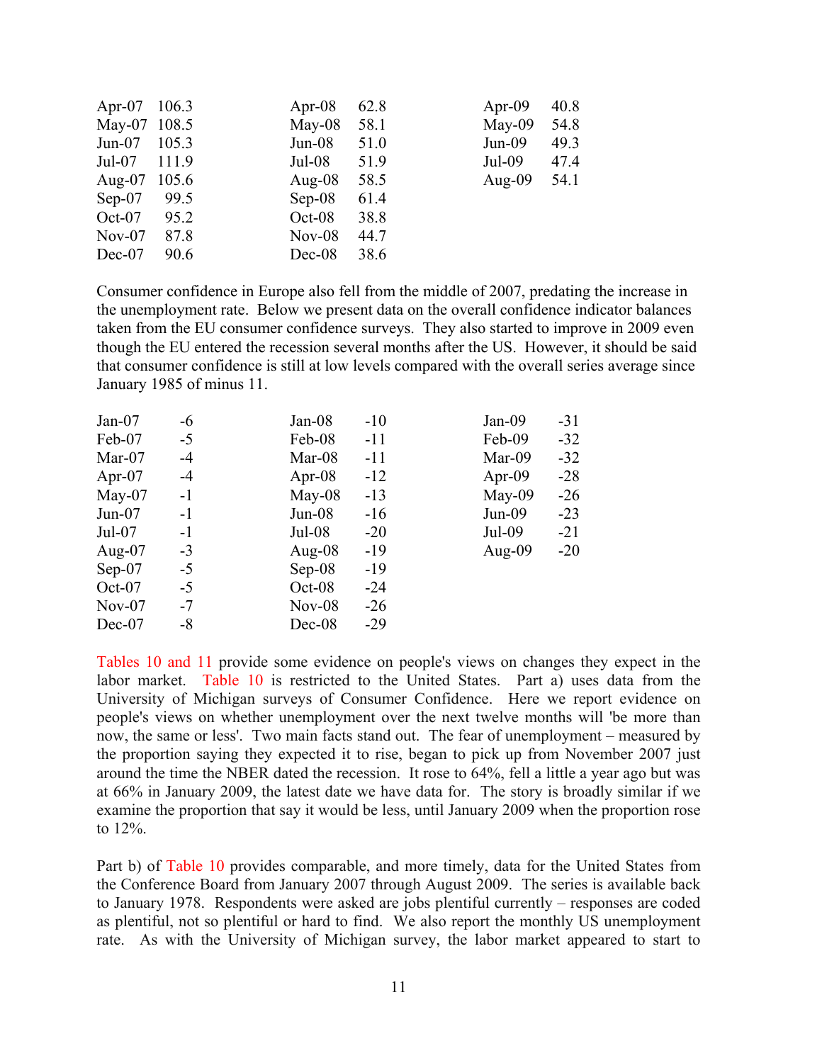| | | | | | |
|---|---|---|---|---|---|
| Apr-07 | 106.3 | Apr-08 | 62.8 | Apr-09 | 40.8 |
| May-07 | 108.5 | May-08 | 58.1 | May-09 | 54.8 |
| Jun-07 | 105.3 | Jun-08 | 51.0 | Jun-09 | 49.3 |
| Jul-07 | 111.9 | Jul-08 | 51.9 | Jul-09 | 47.4 |
| Aug-07 | 105.6 | Aug-08 | 58.5 | Aug-09 | 54.1 |
| Sep-07 | 99.5 | Sep-08 | 61.4 | | |
| Oct-07 | 95.2 | Oct-08 | 38.8 | | |
| Nov-07 | 87.8 | Nov-08 | 44.7 | | |
| Dec-07 | 90.6 | Dec-08 | 38.6 | | |

Consumer confidence in Europe also fell from the middle of 2007, predating the increase in the unemployment rate. Below we present data on the overall confidence indicator balances taken from the EU consumer confidence surveys. They also started to improve in 2009 even though the EU entered the recession several months after the US. However, it should be said that consumer confidence is still at low levels compared with the overall series average since January 1985 of minus 11.

| | | | | | |
|---|---|---|---|---|---|
| Jan-07 | -6 | Jan-08 | -10 | Jan-09 | -31 |
| Feb-07 | -5 | Feb-08 | -11 | Feb-09 | -32 |
| Mar-07 | -4 | Mar-08 | -11 | Mar-09 | -32 |
| Apr-07 | -4 | Apr-08 | -12 | Apr-09 | -28 |
| May-07 | -1 | May-08 | -13 | May-09 | -26 |
| Jun-07 | -1 | Jun-08 | -16 | Jun-09 | -23 |
| Jul-07 | -1 | Jul-08 | -20 | Jul-09 | -21 |
| Aug-07 | -3 | Aug-08 | -19 | Aug-09 | -20 |
| Sep-07 | -5 | Sep-08 | -19 | | |
| Oct-07 | -5 | Oct-08 | -24 | | |
| Nov-07 | -7 | Nov-08 | -26 | | |
| Dec-07 | -8 | Dec-08 | -29 | | |

Tables 10 and 11 provide some evidence on people's views on changes they expect in the labor market. Table 10 is restricted to the United States. Part a) uses data from the University of Michigan surveys of Consumer Confidence. Here we report evidence on people's views on whether unemployment over the next twelve months will 'be more than now, the same or less'. Two main facts stand out. The fear of unemployment – measured by the proportion saying they expected it to rise, began to pick up from November 2007 just around the time the NBER dated the recession. It rose to 64%, fell a little a year ago but was at 66% in January 2009, the latest date we have data for. The story is broadly similar if we examine the proportion that say it would be less, until January 2009 when the proportion rose to 12%.

Part b) of Table 10 provides comparable, and more timely, data for the United States from the Conference Board from January 2007 through August 2009. The series is available back to January 1978. Respondents were asked are jobs plentiful currently – responses are coded as plentiful, not so plentiful or hard to find. We also report the monthly US unemployment rate. As with the University of Michigan survey, the labor market appeared to start to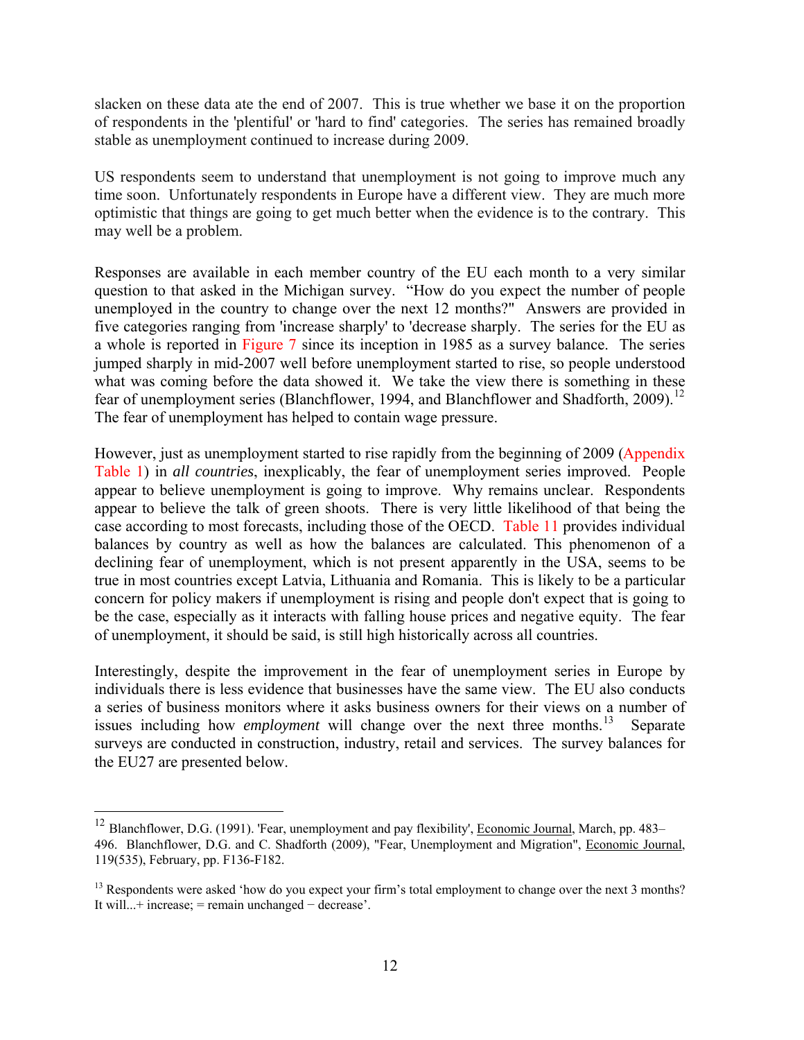slacken on these data ate the end of 2007. This is true whether we base it on the proportion of respondents in the 'plentiful' or 'hard to find' categories. The series has remained broadly stable as unemployment continued to increase during 2009.

US respondents seem to understand that unemployment is not going to improve much any time soon. Unfortunately respondents in Europe have a different view. They are much more optimistic that things are going to get much better when the evidence is to the contrary. This may well be a problem.

Responses are available in each member country of the EU each month to a very similar question to that asked in the Michigan survey. "How do you expect the number of people unemployed in the country to change over the next 12 months?" Answers are provided in five categories ranging from 'increase sharply' to 'decrease sharply. The series for the EU as a whole is reported in Figure 7 since its inception in 1985 as a survey balance. The series jumped sharply in mid-2007 well before unemployment started to rise, so people understood what was coming before the data showed it. We take the view there is something in these fear of unemployment series (Blanchflower, 1994, and Blanchflower and Shadforth, 2009).[12] The fear of unemployment has helped to contain wage pressure.

However, just as unemployment started to rise rapidly from the beginning of 2009 (Appendix Table 1) in *all countries*, inexplicably, the fear of unemployment series improved. People appear to believe unemployment is going to improve. Why remains unclear. Respondents appear to believe the talk of green shoots. There is very little likelihood of that being the case according to most forecasts, including those of the OECD. Table 11 provides individual balances by country as well as how the balances are calculated. This phenomenon of a declining fear of unemployment, which is not present apparently in the USA, seems to be true in most countries except Latvia, Lithuania and Romania. This is likely to be a particular concern for policy makers if unemployment is rising and people don't expect that is going to be the case, especially as it interacts with falling house prices and negative equity. The fear of unemployment, it should be said, is still high historically across all countries.

Interestingly, despite the improvement in the fear of unemployment series in Europe by individuals there is less evidence that businesses have the same view. The EU also conducts a series of business monitors where it asks business owners for their views on a number of issues including how *employment* will change over the next three months.[13] Separate surveys are conducted in construction, industry, retail and services. The survey balances for the EU27 are presented below.

---

[12] Blanchflower, D.G. (1991). 'Fear, unemployment and pay flexibility', Economic Journal, March, pp. 483–496. Blanchflower, D.G. and C. Shadforth (2009), "Fear, Unemployment and Migration", Economic Journal, 119(535), February, pp. F136-F182.

[13] Respondents were asked 'how do you expect your firm's total employment to change over the next 3 months? It will...+ increase; = remain unchanged − decrease'.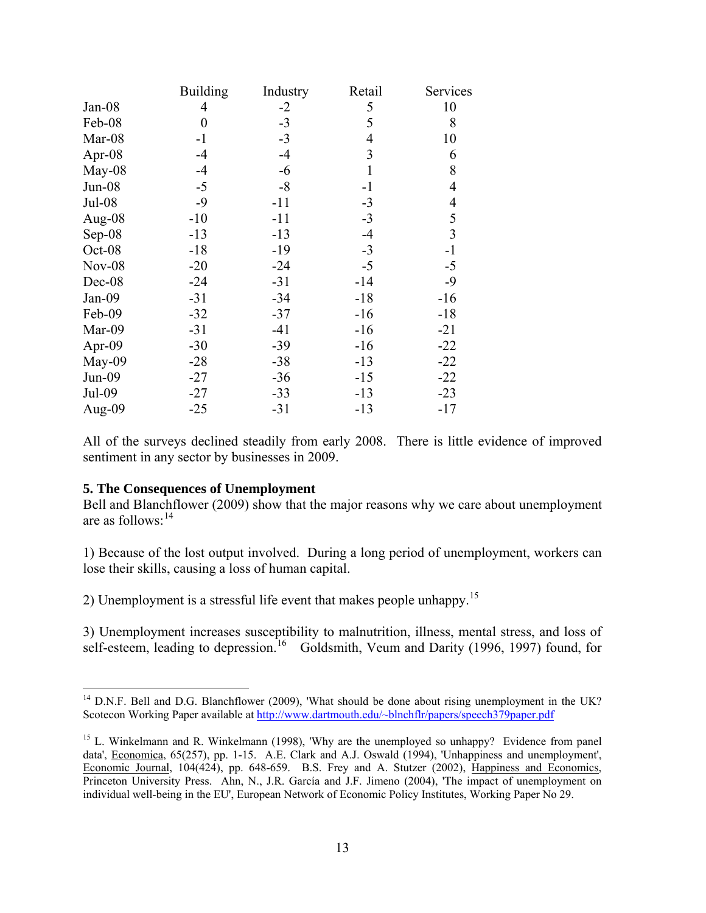|  | Building | Industry | Retail | Services |
|---|---|---|---|---|
| Jan-08 | 4 | -2 | 5 | 10 |
| Feb-08 | 0 | -3 | 5 | 8 |
| Mar-08 | -1 | -3 | 4 | 10 |
| Apr-08 | -4 | -4 | 3 | 6 |
| May-08 | -4 | -6 | 1 | 8 |
| Jun-08 | -5 | -8 | -1 | 4 |
| Jul-08 | -9 | -11 | -3 | 4 |
| Aug-08 | -10 | -11 | -3 | 5 |
| Sep-08 | -13 | -13 | -4 | 3 |
| Oct-08 | -18 | -19 | -3 | -1 |
| Nov-08 | -20 | -24 | -5 | -5 |
| Dec-08 | -24 | -31 | -14 | -9 |
| Jan-09 | -31 | -34 | -18 | -16 |
| Feb-09 | -32 | -37 | -16 | -18 |
| Mar-09 | -31 | -41 | -16 | -21 |
| Apr-09 | -30 | -39 | -16 | -22 |
| May-09 | -28 | -38 | -13 | -22 |
| Jun-09 | -27 | -36 | -15 | -22 |
| Jul-09 | -27 | -33 | -13 | -23 |
| Aug-09 | -25 | -31 | -13 | -17 |

All of the surveys declined steadily from early 2008. There is little evidence of improved sentiment in any sector by businesses in 2009.

**5. The Consequences of Unemployment**

Bell and Blanchflower (2009) show that the major reasons why we care about unemployment are as follows:[14]

1) Because of the lost output involved. During a long period of unemployment, workers can lose their skills, causing a loss of human capital.

2) Unemployment is a stressful life event that makes people unhappy.[15]

3) Unemployment increases susceptibility to malnutrition, illness, mental stress, and loss of self-esteem, leading to depression.[16] Goldsmith, Veum and Darity (1996, 1997) found, for

---

[14] D.N.F. Bell and D.G. Blanchflower (2009), 'What should be done about rising unemployment in the UK? Scotecon Working Paper available at http://www.dartmouth.edu/~blnchflr/papers/speech379paper.pdf

[15] L. Winkelmann and R. Winkelmann (1998), 'Why are the unemployed so unhappy? Evidence from panel data', Economica, 65(257), pp. 1-15. A.E. Clark and A.J. Oswald (1994), 'Unhappiness and unemployment', Economic Journal, 104(424), pp. 648-659. B.S. Frey and A. Stutzer (2002), Happiness and Economics, Princeton University Press. Ahn, N., J.R. García and J.F. Jimeno (2004), 'The impact of unemployment on individual well-being in the EU', European Network of Economic Policy Institutes, Working Paper No 29.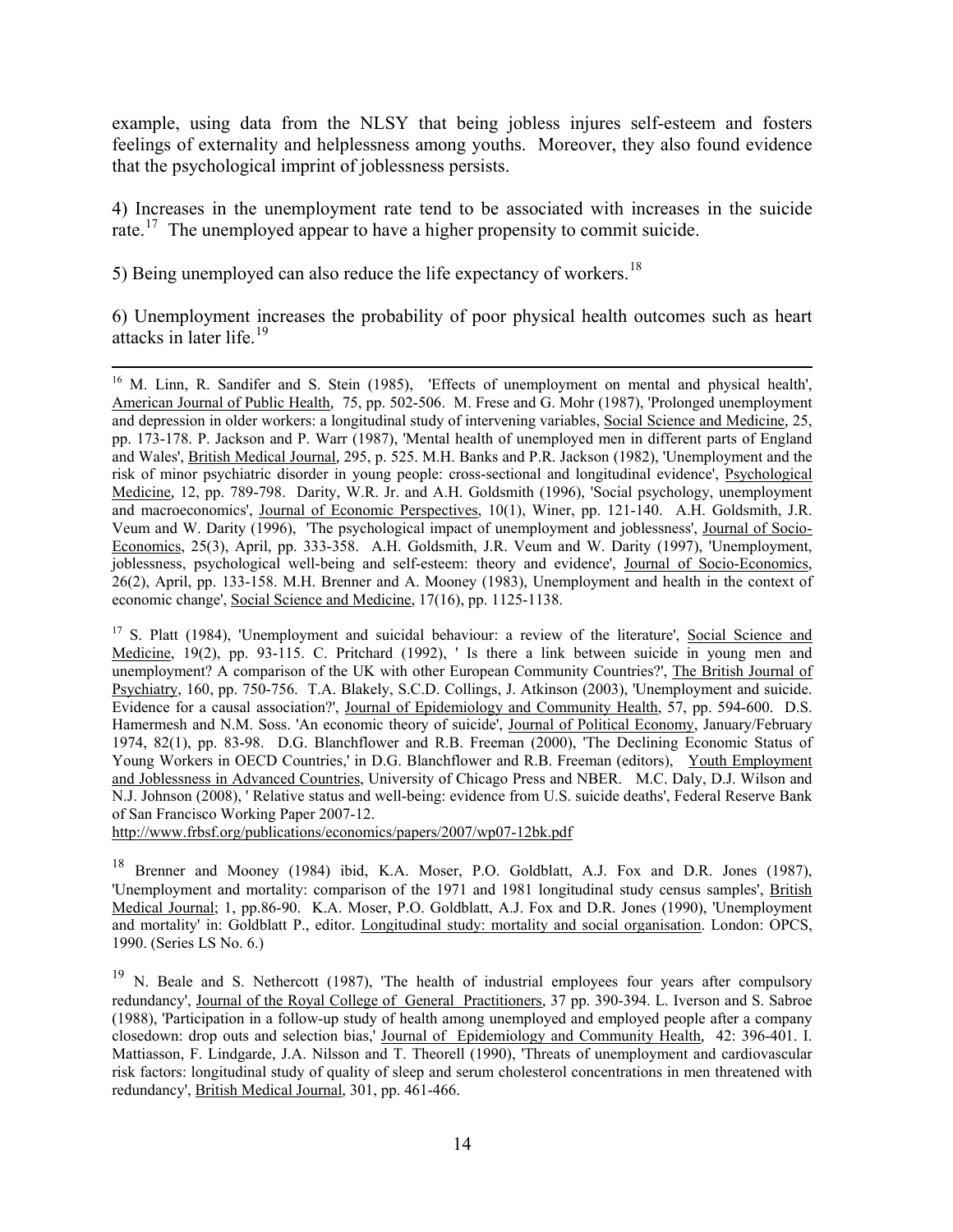example, using data from the NLSY that being jobless injures self-esteem and fosters feelings of externality and helplessness among youths. Moreover, they also found evidence that the psychological imprint of joblessness persists.

4) Increases in the unemployment rate tend to be associated with increases in the suicide rate.[17] The unemployed appear to have a higher propensity to commit suicide.

5) Being unemployed can also reduce the life expectancy of workers.[18]

6) Unemployment increases the probability of poor physical health outcomes such as heart attacks in later life.[19]

---

[16] M. Linn, R. Sandifer and S. Stein (1985), 'Effects of unemployment on mental and physical health', American Journal of Public Health, 75, pp. 502-506. M. Frese and G. Mohr (1987), 'Prolonged unemployment and depression in older workers: a longitudinal study of intervening variables, Social Science and Medicine, 25, pp. 173-178. P. Jackson and P. Warr (1987), 'Mental health of unemployed men in different parts of England and Wales', British Medical Journal, 295, p. 525. M.H. Banks and P.R. Jackson (1982), 'Unemployment and the risk of minor psychiatric disorder in young people: cross-sectional and longitudinal evidence', Psychological Medicine, 12, pp. 789-798. Darity, W.R. Jr. and A.H. Goldsmith (1996), 'Social psychology, unemployment and macroeconomics', Journal of Economic Perspectives, 10(1), Winer, pp. 121-140. A.H. Goldsmith, J.R. Veum and W. Darity (1996), 'The psychological impact of unemployment and joblessness', Journal of Socio-Economics, 25(3), April, pp. 333-358. A.H. Goldsmith, J.R. Veum and W. Darity (1997), 'Unemployment, joblessness, psychological well-being and self-esteem: theory and evidence', Journal of Socio-Economics, 26(2), April, pp. 133-158. M.H. Brenner and A. Mooney (1983), Unemployment and health in the context of economic change', Social Science and Medicine, 17(16), pp. 1125-1138.

[17] S. Platt (1984), 'Unemployment and suicidal behaviour: a review of the literature', Social Science and Medicine, 19(2), pp. 93-115. C. Pritchard (1992), ' Is there a link between suicide in young men and unemployment? A comparison of the UK with other European Community Countries?', The British Journal of Psychiatry, 160, pp. 750-756. T.A. Blakely, S.C.D. Collings, J. Atkinson (2003), 'Unemployment and suicide. Evidence for a causal association?', Journal of Epidemiology and Community Health, 57, pp. 594-600. D.S. Hamermesh and N.M. Soss. 'An economic theory of suicide', Journal of Political Economy, January/February 1974, 82(1), pp. 83-98. D.G. Blanchflower and R.B. Freeman (2000), 'The Declining Economic Status of Young Workers in OECD Countries,' in D.G. Blanchflower and R.B. Freeman (editors), Youth Employment and Joblessness in Advanced Countries, University of Chicago Press and NBER. M.C. Daly, D.J. Wilson and N.J. Johnson (2008), ' Relative status and well-being: evidence from U.S. suicide deaths', Federal Reserve Bank of San Francisco Working Paper 2007-12.
http://www.frbsf.org/publications/economics/papers/2007/wp07-12bk.pdf

[18] Brenner and Mooney (1984) ibid, K.A. Moser, P.O. Goldblatt, A.J. Fox and D.R. Jones (1987), 'Unemployment and mortality: comparison of the 1971 and 1981 longitudinal study census samples', British Medical Journal; 1, pp.86-90. K.A. Moser, P.O. Goldblatt, A.J. Fox and D.R. Jones (1990), 'Unemployment and mortality' in: Goldblatt P., editor. Longitudinal study: mortality and social organisation. London: OPCS, 1990. (Series LS No. 6.)

[19] N. Beale and S. Nethercott (1987), 'The health of industrial employees four years after compulsory redundancy', Journal of the Royal College of General Practitioners, 37 pp. 390-394. L. Iverson and S. Sabroe (1988), 'Participation in a follow-up study of health among unemployed and employed people after a company closedown: drop outs and selection bias,' Journal of Epidemiology and Community Health, 42: 396-401. I. Mattiasson, F. Lindgarde, J.A. Nilsson and T. Theorell (1990), 'Threats of unemployment and cardiovascular risk factors: longitudinal study of quality of sleep and serum cholesterol concentrations in men threatened with redundancy', British Medical Journal, 301, pp. 461-466.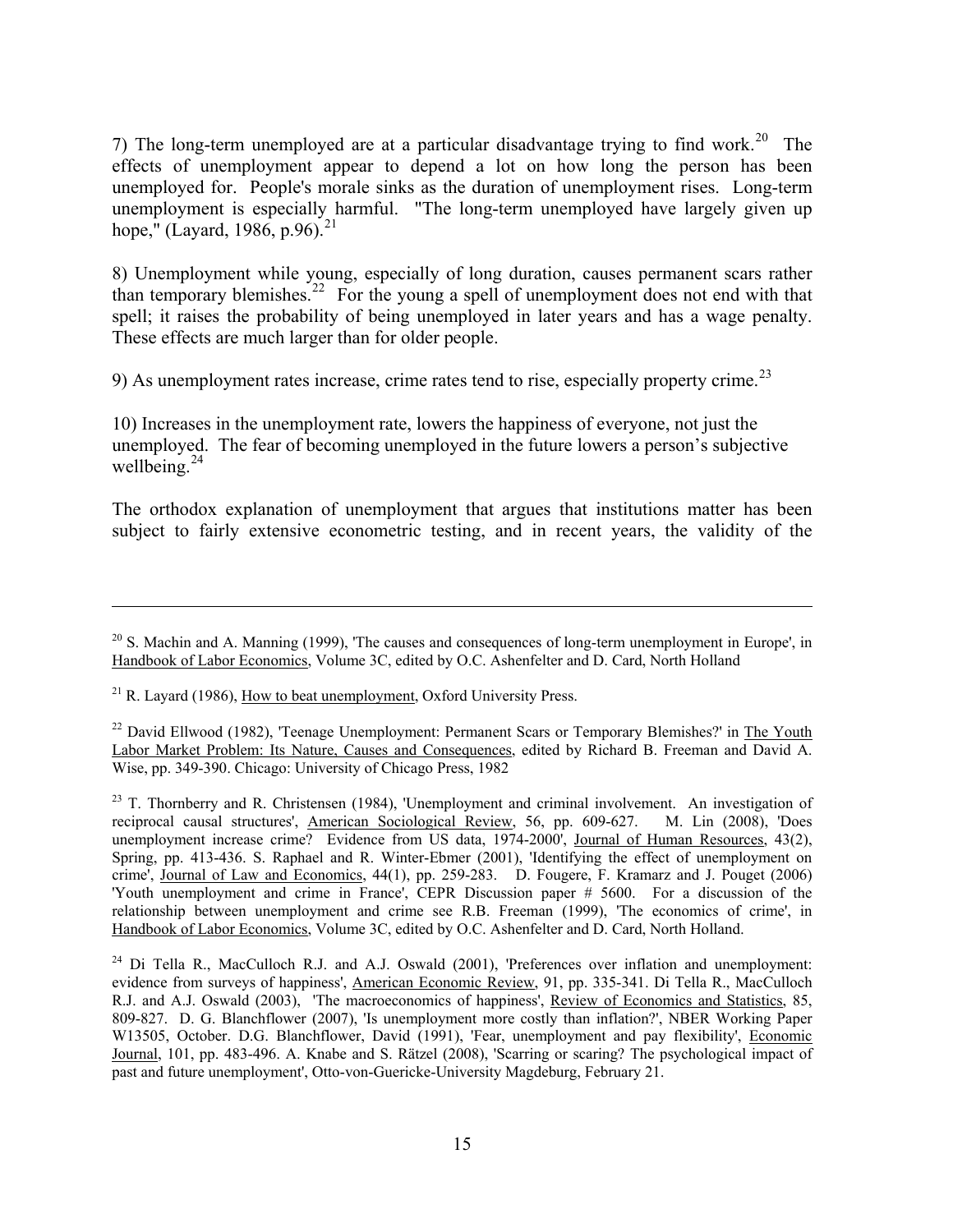7) The long-term unemployed are at a particular disadvantage trying to find work.[20] The effects of unemployment appear to depend a lot on how long the person has been unemployed for. People's morale sinks as the duration of unemployment rises. Long-term unemployment is especially harmful. "The long-term unemployed have largely given up hope," (Layard, 1986, p.96).[21]

8) Unemployment while young, especially of long duration, causes permanent scars rather than temporary blemishes.[22] For the young a spell of unemployment does not end with that spell; it raises the probability of being unemployed in later years and has a wage penalty. These effects are much larger than for older people.

9) As unemployment rates increase, crime rates tend to rise, especially property crime.[23]

10) Increases in the unemployment rate, lowers the happiness of everyone, not just the unemployed. The fear of becoming unemployed in the future lowers a person's subjective wellbeing.[24]

The orthodox explanation of unemployment that argues that institutions matter has been subject to fairly extensive econometric testing, and in recent years, the validity of the

---

[20] S. Machin and A. Manning (1999), 'The causes and consequences of long-term unemployment in Europe', in Handbook of Labor Economics, Volume 3C, edited by O.C. Ashenfelter and D. Card, North Holland

[21] R. Layard (1986), How to beat unemployment, Oxford University Press.

[22] David Ellwood (1982), 'Teenage Unemployment: Permanent Scars or Temporary Blemishes?' in The Youth Labor Market Problem: Its Nature, Causes and Consequences, edited by Richard B. Freeman and David A. Wise, pp. 349-390. Chicago: University of Chicago Press, 1982

[23] T. Thornberry and R. Christensen (1984), 'Unemployment and criminal involvement. An investigation of reciprocal causal structures', American Sociological Review, 56, pp. 609-627. M. Lin (2008), 'Does unemployment increase crime? Evidence from US data, 1974-2000', Journal of Human Resources, 43(2), Spring, pp. 413-436. S. Raphael and R. Winter-Ebmer (2001), 'Identifying the effect of unemployment on crime', Journal of Law and Economics, 44(1), pp. 259-283. D. Fougere, F. Kramarz and J. Pouget (2006) 'Youth unemployment and crime in France', CEPR Discussion paper # 5600. For a discussion of the relationship between unemployment and crime see R.B. Freeman (1999), 'The economics of crime', in Handbook of Labor Economics, Volume 3C, edited by O.C. Ashenfelter and D. Card, North Holland.

[24] Di Tella R., MacCulloch R.J. and A.J. Oswald (2001), 'Preferences over inflation and unemployment: evidence from surveys of happiness', American Economic Review, 91, pp. 335-341. Di Tella R., MacCulloch R.J. and A.J. Oswald (2003), 'The macroeconomics of happiness', Review of Economics and Statistics, 85, 809-827. D. G. Blanchflower (2007), 'Is unemployment more costly than inflation?', NBER Working Paper W13505, October. D.G. Blanchflower, David (1991), 'Fear, unemployment and pay flexibility', Economic Journal, 101, pp. 483-496. A. Knabe and S. Rätzel (2008), 'Scarring or scaring? The psychological impact of past and future unemployment', Otto-von-Guericke-University Magdeburg, February 21.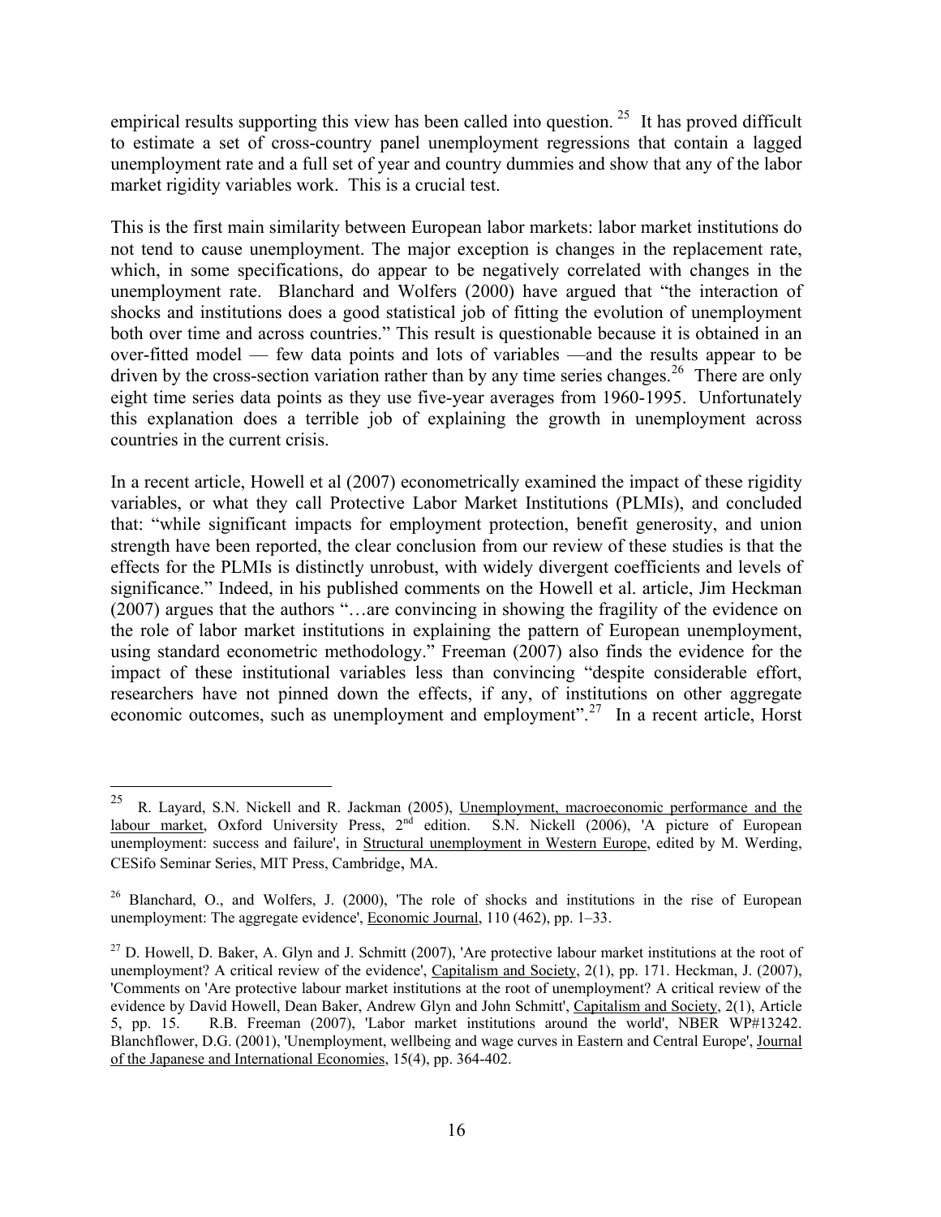empirical results supporting this view has been called into question.[25] It has proved difficult to estimate a set of cross-country panel unemployment regressions that contain a lagged unemployment rate and a full set of year and country dummies and show that any of the labor market rigidity variables work. This is a crucial test.

This is the first main similarity between European labor markets: labor market institutions do not tend to cause unemployment. The major exception is changes in the replacement rate, which, in some specifications, do appear to be negatively correlated with changes in the unemployment rate. Blanchard and Wolfers (2000) have argued that "the interaction of shocks and institutions does a good statistical job of fitting the evolution of unemployment both over time and across countries." This result is questionable because it is obtained in an over-fitted model — few data points and lots of variables —and the results appear to be driven by the cross-section variation rather than by any time series changes.[26] There are only eight time series data points as they use five-year averages from 1960-1995. Unfortunately this explanation does a terrible job of explaining the growth in unemployment across countries in the current crisis.

In a recent article, Howell et al (2007) econometrically examined the impact of these rigidity variables, or what they call Protective Labor Market Institutions (PLMIs), and concluded that: "while significant impacts for employment protection, benefit generosity, and union strength have been reported, the clear conclusion from our review of these studies is that the effects for the PLMIs is distinctly unrobust, with widely divergent coefficients and levels of significance." Indeed, in his published comments on the Howell et al. article, Jim Heckman (2007) argues that the authors "…are convincing in showing the fragility of the evidence on the role of labor market institutions in explaining the pattern of European unemployment, using standard econometric methodology." Freeman (2007) also finds the evidence for the impact of these institutional variables less than convincing "despite considerable effort, researchers have not pinned down the effects, if any, of institutions on other aggregate economic outcomes, such as unemployment and employment".[27] In a recent article, Horst

---

[25] R. Layard, S.N. Nickell and R. Jackman (2005), Unemployment, macroeconomic performance and the labour market, Oxford University Press, 2nd edition. S.N. Nickell (2006), 'A picture of European unemployment: success and failure', in Structural unemployment in Western Europe, edited by M. Werding, CESifo Seminar Series, MIT Press, Cambridge, MA.

[26] Blanchard, O., and Wolfers, J. (2000), 'The role of shocks and institutions in the rise of European unemployment: The aggregate evidence', Economic Journal, 110 (462), pp. 1–33.

[27] D. Howell, D. Baker, A. Glyn and J. Schmitt (2007), 'Are protective labour market institutions at the root of unemployment? A critical review of the evidence', Capitalism and Society, 2(1), pp. 171. Heckman, J. (2007), 'Comments on 'Are protective labour market institutions at the root of unemployment? A critical review of the evidence by David Howell, Dean Baker, Andrew Glyn and John Schmitt', Capitalism and Society, 2(1), Article 5, pp. 15. R.B. Freeman (2007), 'Labor market institutions around the world', NBER WP#13242. Blanchflower, D.G. (2001), 'Unemployment, wellbeing and wage curves in Eastern and Central Europe', Journal of the Japanese and International Economies, 15(4), pp. 364-402.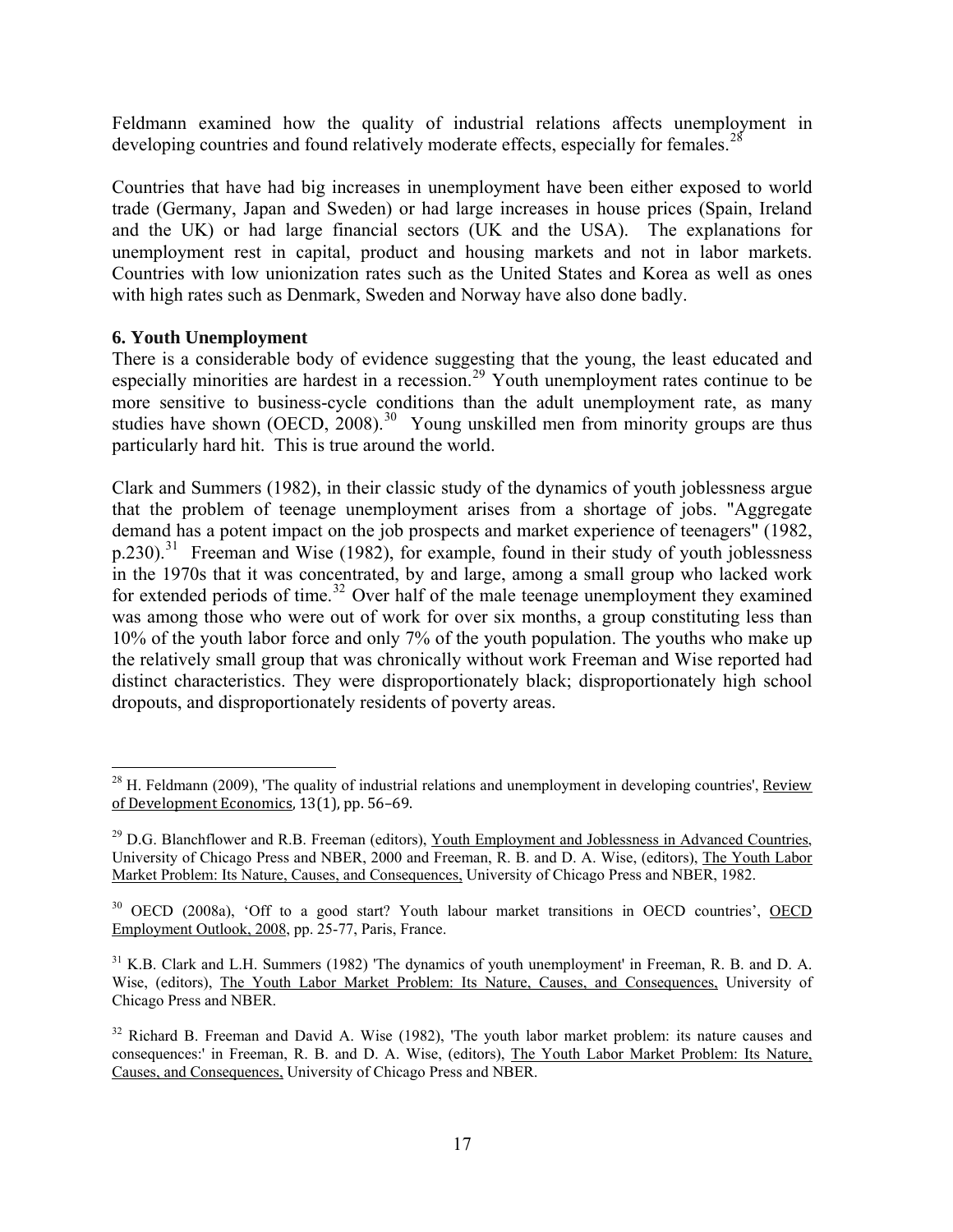Feldmann examined how the quality of industrial relations affects unemployment in developing countries and found relatively moderate effects, especially for females.[28]

Countries that have had big increases in unemployment have been either exposed to world trade (Germany, Japan and Sweden) or had large increases in house prices (Spain, Ireland and the UK) or had large financial sectors (UK and the USA). The explanations for unemployment rest in capital, product and housing markets and not in labor markets. Countries with low unionization rates such as the United States and Korea as well as ones with high rates such as Denmark, Sweden and Norway have also done badly.

**6. Youth Unemployment**

There is a considerable body of evidence suggesting that the young, the least educated and especially minorities are hardest in a recession.[29] Youth unemployment rates continue to be more sensitive to business-cycle conditions than the adult unemployment rate, as many studies have shown (OECD, 2008).[30] Young unskilled men from minority groups are thus particularly hard hit. This is true around the world.

Clark and Summers (1982), in their classic study of the dynamics of youth joblessness argue that the problem of teenage unemployment arises from a shortage of jobs. "Aggregate demand has a potent impact on the job prospects and market experience of teenagers" (1982, p.230).[31] Freeman and Wise (1982), for example, found in their study of youth joblessness in the 1970s that it was concentrated, by and large, among a small group who lacked work for extended periods of time.[32] Over half of the male teenage unemployment they examined was among those who were out of work for over six months, a group constituting less than 10% of the youth labor force and only 7% of the youth population. The youths who make up the relatively small group that was chronically without work Freeman and Wise reported had distinct characteristics. They were disproportionately black; disproportionately high school dropouts, and disproportionately residents of poverty areas.

---

[28] H. Feldmann (2009), 'The quality of industrial relations and unemployment in developing countries', Review of Development Economics, 13(1), pp. 56–69.

[29] D.G. Blanchflower and R.B. Freeman (editors), Youth Employment and Joblessness in Advanced Countries, University of Chicago Press and NBER, 2000 and Freeman, R. B. and D. A. Wise, (editors), The Youth Labor Market Problem: Its Nature, Causes, and Consequences, University of Chicago Press and NBER, 1982.

[30] OECD (2008a), 'Off to a good start? Youth labour market transitions in OECD countries', OECD Employment Outlook, 2008, pp. 25-77, Paris, France.

[31] K.B. Clark and L.H. Summers (1982) 'The dynamics of youth unemployment' in Freeman, R. B. and D. A. Wise, (editors), The Youth Labor Market Problem: Its Nature, Causes, and Consequences, University of Chicago Press and NBER.

[32] Richard B. Freeman and David A. Wise (1982), 'The youth labor market problem: its nature causes and consequences:' in Freeman, R. B. and D. A. Wise, (editors), The Youth Labor Market Problem: Its Nature, Causes, and Consequences, University of Chicago Press and NBER.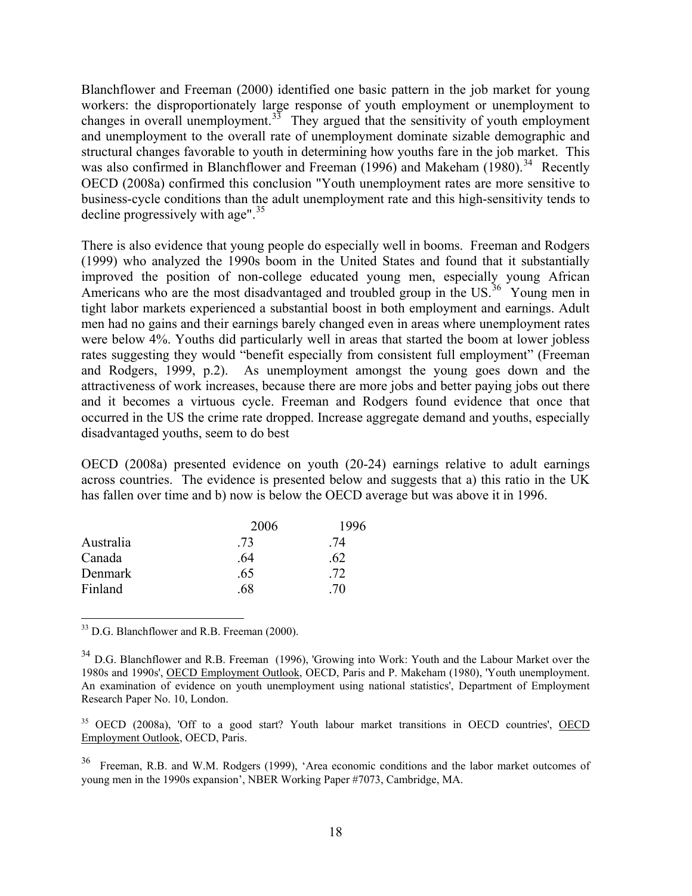Blanchflower and Freeman (2000) identified one basic pattern in the job market for young workers: the disproportionately large response of youth employment or unemployment to changes in overall unemployment.[33] They argued that the sensitivity of youth employment and unemployment to the overall rate of unemployment dominate sizable demographic and structural changes favorable to youth in determining how youths fare in the job market. This was also confirmed in Blanchflower and Freeman (1996) and Makeham (1980).[34] Recently OECD (2008a) confirmed this conclusion "Youth unemployment rates are more sensitive to business-cycle conditions than the adult unemployment rate and this high-sensitivity tends to decline progressively with age".[35]

There is also evidence that young people do especially well in booms. Freeman and Rodgers (1999) who analyzed the 1990s boom in the United States and found that it substantially improved the position of non-college educated young men, especially young African Americans who are the most disadvantaged and troubled group in the US.[36] Young men in tight labor markets experienced a substantial boost in both employment and earnings. Adult men had no gains and their earnings barely changed even in areas where unemployment rates were below 4%. Youths did particularly well in areas that started the boom at lower jobless rates suggesting they would "benefit especially from consistent full employment" (Freeman and Rodgers, 1999, p.2). As unemployment amongst the young goes down and the attractiveness of work increases, because there are more jobs and better paying jobs out there and it becomes a virtuous cycle. Freeman and Rodgers found evidence that once that occurred in the US the crime rate dropped. Increase aggregate demand and youths, especially disadvantaged youths, seem to do best

OECD (2008a) presented evidence on youth (20-24) earnings relative to adult earnings across countries. The evidence is presented below and suggests that a) this ratio in the UK has fallen over time and b) now is below the OECD average but was above it in 1996.

| | 2006 | 1996 |
|---|---|---|
| Australia | .73 | .74 |
| Canada | .64 | .62 |
| Denmark | .65 | .72 |
| Finland | .68 | .70 |

---

[33] D.G. Blanchflower and R.B. Freeman (2000).

[34] D.G. Blanchflower and R.B. Freeman (1996), 'Growing into Work: Youth and the Labour Market over the 1980s and 1990s', OECD Employment Outlook, OECD, Paris and P. Makeham (1980), 'Youth unemployment. An examination of evidence on youth unemployment using national statistics', Department of Employment Research Paper No. 10, London.

[35] OECD (2008a), 'Off to a good start? Youth labour market transitions in OECD countries', OECD Employment Outlook, OECD, Paris.

[36] Freeman, R.B. and W.M. Rodgers (1999), 'Area economic conditions and the labor market outcomes of young men in the 1990s expansion', NBER Working Paper #7073, Cambridge, MA.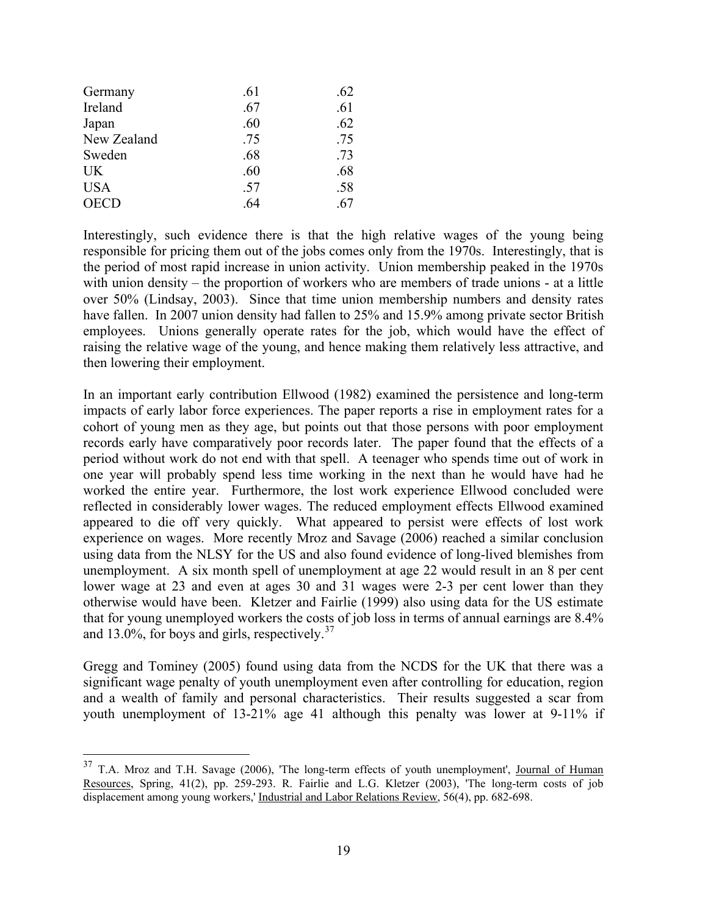| | | |
|---|---|---|
| Germany | .61 | .62 |
| Ireland | .67 | .61 |
| Japan | .60 | .62 |
| New Zealand | .75 | .75 |
| Sweden | .68 | .73 |
| UK | .60 | .68 |
| USA | .57 | .58 |
| OECD | .64 | .67 |

Interestingly, such evidence there is that the high relative wages of the young being responsible for pricing them out of the jobs comes only from the 1970s. Interestingly, that is the period of most rapid increase in union activity. Union membership peaked in the 1970s with union density – the proportion of workers who are members of trade unions - at a little over 50% (Lindsay, 2003). Since that time union membership numbers and density rates have fallen. In 2007 union density had fallen to 25% and 15.9% among private sector British employees. Unions generally operate rates for the job, which would have the effect of raising the relative wage of the young, and hence making them relatively less attractive, and then lowering their employment.

In an important early contribution Ellwood (1982) examined the persistence and long-term impacts of early labor force experiences. The paper reports a rise in employment rates for a cohort of young men as they age, but points out that those persons with poor employment records early have comparatively poor records later. The paper found that the effects of a period without work do not end with that spell. A teenager who spends time out of work in one year will probably spend less time working in the next than he would have had he worked the entire year. Furthermore, the lost work experience Ellwood concluded were reflected in considerably lower wages. The reduced employment effects Ellwood examined appeared to die off very quickly. What appeared to persist were effects of lost work experience on wages. More recently Mroz and Savage (2006) reached a similar conclusion using data from the NLSY for the US and also found evidence of long-lived blemishes from unemployment. A six month spell of unemployment at age 22 would result in an 8 per cent lower wage at 23 and even at ages 30 and 31 wages were 2-3 per cent lower than they otherwise would have been. Kletzer and Fairlie (1999) also using data for the US estimate that for young unemployed workers the costs of job loss in terms of annual earnings are 8.4% and 13.0%, for boys and girls, respectively.[37]

Gregg and Tominey (2005) found using data from the NCDS for the UK that there was a significant wage penalty of youth unemployment even after controlling for education, region and a wealth of family and personal characteristics. Their results suggested a scar from youth unemployment of 13-21% age 41 although this penalty was lower at 9-11% if

---

[37] T.A. Mroz and T.H. Savage (2006), 'The long-term effects of youth unemployment', Journal of Human Resources, Spring, 41(2), pp. 259-293. R. Fairlie and L.G. Kletzer (2003), 'The long-term costs of job displacement among young workers,' Industrial and Labor Relations Review, 56(4), pp. 682-698.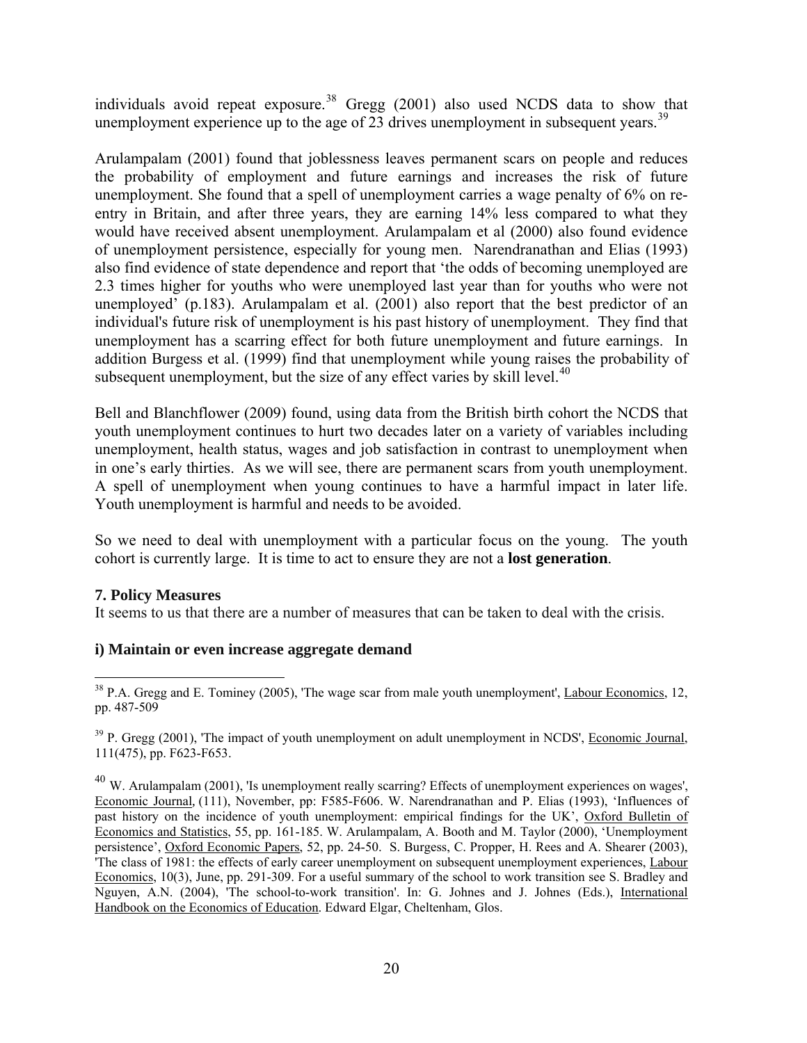individuals avoid repeat exposure.[38] Gregg (2001) also used NCDS data to show that unemployment experience up to the age of 23 drives unemployment in subsequent years.[39]

Arulampalam (2001) found that joblessness leaves permanent scars on people and reduces the probability of employment and future earnings and increases the risk of future unemployment. She found that a spell of unemployment carries a wage penalty of 6% on re-entry in Britain, and after three years, they are earning 14% less compared to what they would have received absent unemployment. Arulampalam et al (2000) also found evidence of unemployment persistence, especially for young men. Narendranathan and Elias (1993) also find evidence of state dependence and report that 'the odds of becoming unemployed are 2.3 times higher for youths who were unemployed last year than for youths who were not unemployed' (p.183). Arulampalam et al. (2001) also report that the best predictor of an individual's future risk of unemployment is his past history of unemployment. They find that unemployment has a scarring effect for both future unemployment and future earnings. In addition Burgess et al. (1999) find that unemployment while young raises the probability of subsequent unemployment, but the size of any effect varies by skill level.[40]

Bell and Blanchflower (2009) found, using data from the British birth cohort the NCDS that youth unemployment continues to hurt two decades later on a variety of variables including unemployment, health status, wages and job satisfaction in contrast to unemployment when in one's early thirties. As we will see, there are permanent scars from youth unemployment. A spell of unemployment when young continues to have a harmful impact in later life. Youth unemployment is harmful and needs to be avoided.

So we need to deal with unemployment with a particular focus on the young. The youth cohort is currently large. It is time to act to ensure they are not a **lost generation**.

## 7. Policy Measures

It seems to us that there are a number of measures that can be taken to deal with the crisis.

### i) Maintain or even increase aggregate demand

---

[38] P.A. Gregg and E. Tominey (2005), 'The wage scar from male youth unemployment', Labour Economics, 12, pp. 487-509

[39] P. Gregg (2001), 'The impact of youth unemployment on adult unemployment in NCDS', Economic Journal, 111(475), pp. F623-F653.

[40] W. Arulampalam (2001), 'Is unemployment really scarring? Effects of unemployment experiences on wages', Economic Journal, (111), November, pp: F585-F606. W. Narendranathan and P. Elias (1993), 'Influences of past history on the incidence of youth unemployment: empirical findings for the UK', Oxford Bulletin of Economics and Statistics, 55, pp. 161-185. W. Arulampalam, A. Booth and M. Taylor (2000), 'Unemployment persistence', Oxford Economic Papers, 52, pp. 24-50. S. Burgess, C. Propper, H. Rees and A. Shearer (2003), 'The class of 1981: the effects of early career unemployment on subsequent unemployment experiences, Labour Economics, 10(3), June, pp. 291-309. For a useful summary of the school to work transition see S. Bradley and Nguyen, A.N. (2004), 'The school-to-work transition'. In: G. Johnes and J. Johnes (Eds.), International Handbook on the Economics of Education. Edward Elgar, Cheltenham, Glos.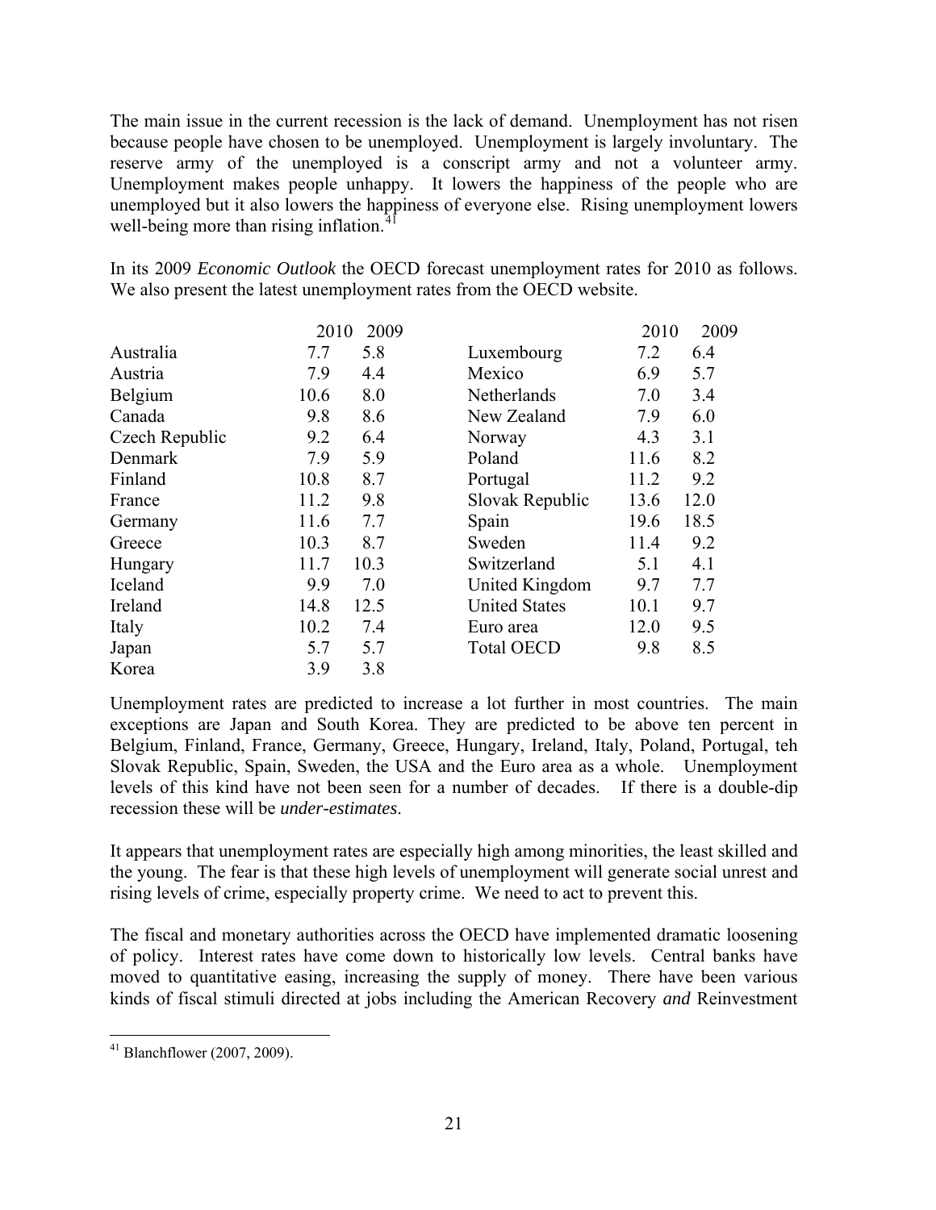The main issue in the current recession is the lack of demand. Unemployment has not risen because people have chosen to be unemployed. Unemployment is largely involuntary. The reserve army of the unemployed is a conscript army and not a volunteer army. Unemployment makes people unhappy. It lowers the happiness of the people who are unemployed but it also lowers the happiness of everyone else. Rising unemployment lowers well-being more than rising inflation.[41]

In its 2009 *Economic Outlook* the OECD forecast unemployment rates for 2010 as follows. We also present the latest unemployment rates from the OECD website.

| | 2010 | 2009 | | 2010 | 2009 |
|---|---|---|---|---|---|
| Australia | 7.7 | 5.8 | Luxembourg | 7.2 | 6.4 |
| Austria | 7.9 | 4.4 | Mexico | 6.9 | 5.7 |
| Belgium | 10.6 | 8.0 | Netherlands | 7.0 | 3.4 |
| Canada | 9.8 | 8.6 | New Zealand | 7.9 | 6.0 |
| Czech Republic | 9.2 | 6.4 | Norway | 4.3 | 3.1 |
| Denmark | 7.9 | 5.9 | Poland | 11.6 | 8.2 |
| Finland | 10.8 | 8.7 | Portugal | 11.2 | 9.2 |
| France | 11.2 | 9.8 | Slovak Republic | 13.6 | 12.0 |
| Germany | 11.6 | 7.7 | Spain | 19.6 | 18.5 |
| Greece | 10.3 | 8.7 | Sweden | 11.4 | 9.2 |
| Hungary | 11.7 | 10.3 | Switzerland | 5.1 | 4.1 |
| Iceland | 9.9 | 7.0 | United Kingdom | 9.7 | 7.7 |
| Ireland | 14.8 | 12.5 | United States | 10.1 | 9.7 |
| Italy | 10.2 | 7.4 | Euro area | 12.0 | 9.5 |
| Japan | 5.7 | 5.7 | Total OECD | 9.8 | 8.5 |
| Korea | 3.9 | 3.8 | | | |

Unemployment rates are predicted to increase a lot further in most countries. The main exceptions are Japan and South Korea. They are predicted to be above ten percent in Belgium, Finland, France, Germany, Greece, Hungary, Ireland, Italy, Poland, Portugal, teh Slovak Republic, Spain, Sweden, the USA and the Euro area as a whole. Unemployment levels of this kind have not been seen for a number of decades. If there is a double-dip recession these will be *under-estimates*.

It appears that unemployment rates are especially high among minorities, the least skilled and the young. The fear is that these high levels of unemployment will generate social unrest and rising levels of crime, especially property crime. We need to act to prevent this.

The fiscal and monetary authorities across the OECD have implemented dramatic loosening of policy. Interest rates have come down to historically low levels. Central banks have moved to quantitative easing, increasing the supply of money. There have been various kinds of fiscal stimuli directed at jobs including the American Recovery *and* Reinvestment

[41] Blanchflower (2007, 2009).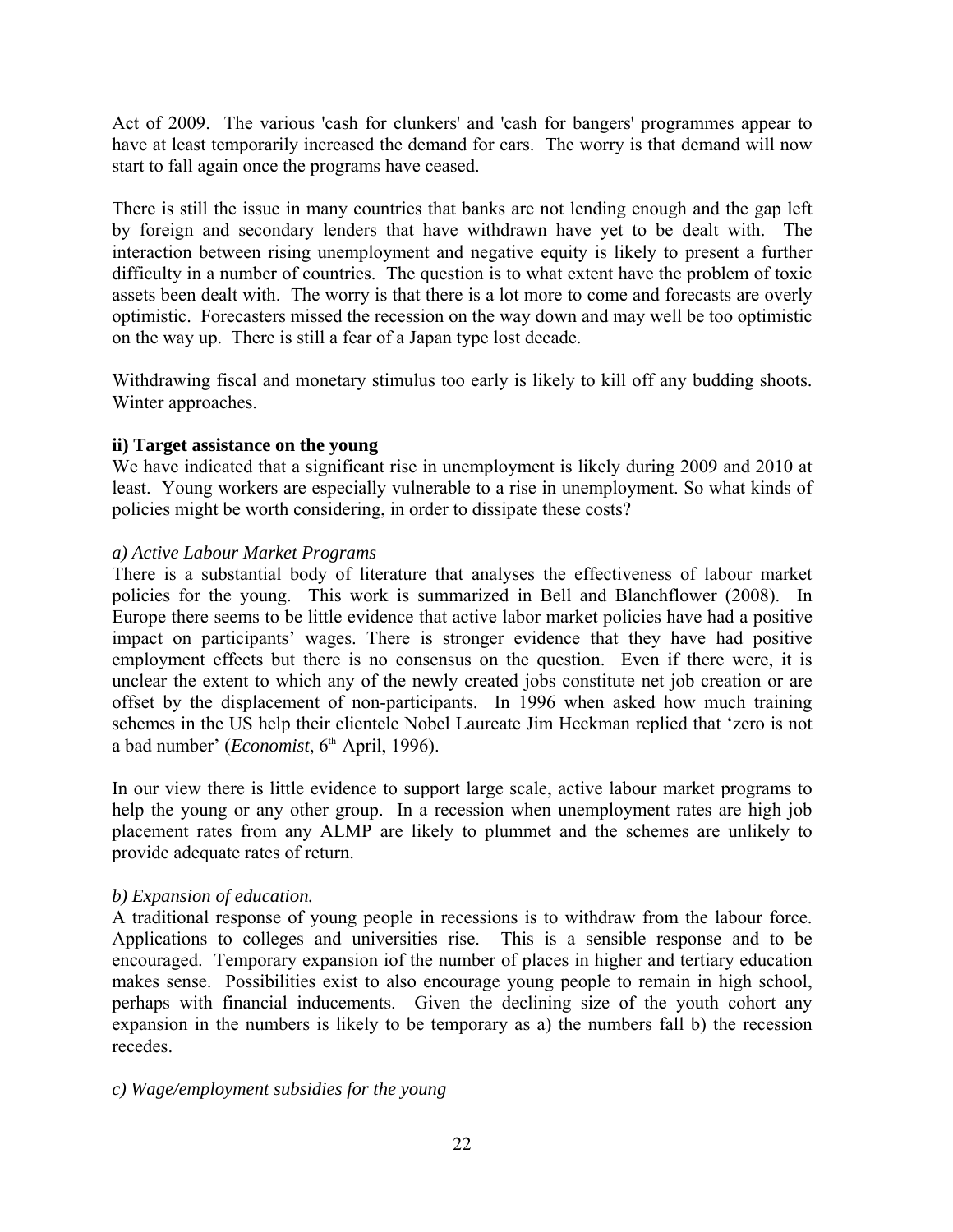Act of 2009. The various 'cash for clunkers' and 'cash for bangers' programmes appear to have at least temporarily increased the demand for cars. The worry is that demand will now start to fall again once the programs have ceased.

There is still the issue in many countries that banks are not lending enough and the gap left by foreign and secondary lenders that have withdrawn have yet to be dealt with. The interaction between rising unemployment and negative equity is likely to present a further difficulty in a number of countries. The question is to what extent have the problem of toxic assets been dealt with. The worry is that there is a lot more to come and forecasts are overly optimistic. Forecasters missed the recession on the way down and may well be too optimistic on the way up. There is still a fear of a Japan type lost decade.

Withdrawing fiscal and monetary stimulus too early is likely to kill off any budding shoots. Winter approaches.

**ii) Target assistance on the young**

We have indicated that a significant rise in unemployment is likely during 2009 and 2010 at least. Young workers are especially vulnerable to a rise in unemployment. So what kinds of policies might be worth considering, in order to dissipate these costs?

*a) Active Labour Market Programs*

There is a substantial body of literature that analyses the effectiveness of labour market policies for the young. This work is summarized in Bell and Blanchflower (2008). In Europe there seems to be little evidence that active labor market policies have had a positive impact on participants' wages. There is stronger evidence that they have had positive employment effects but there is no consensus on the question. Even if there were, it is unclear the extent to which any of the newly created jobs constitute net job creation or are offset by the displacement of non-participants. In 1996 when asked how much training schemes in the US help their clientele Nobel Laureate Jim Heckman replied that 'zero is not a bad number' (*Economist*, 6th April, 1996).

In our view there is little evidence to support large scale, active labour market programs to help the young or any other group. In a recession when unemployment rates are high job placement rates from any ALMP are likely to plummet and the schemes are unlikely to provide adequate rates of return.

*b) Expansion of education.*

A traditional response of young people in recessions is to withdraw from the labour force. Applications to colleges and universities rise. This is a sensible response and to be encouraged. Temporary expansion iof the number of places in higher and tertiary education makes sense. Possibilities exist to also encourage young people to remain in high school, perhaps with financial inducements. Given the declining size of the youth cohort any expansion in the numbers is likely to be temporary as a) the numbers fall b) the recession recedes.

*c) Wage/employment subsidies for the young*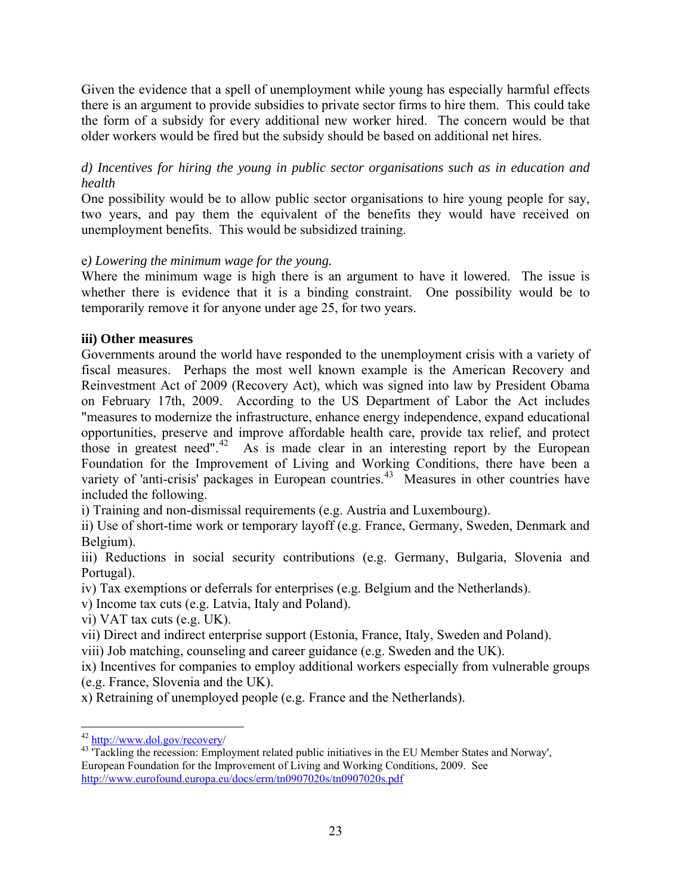Given the evidence that a spell of unemployment while young has especially harmful effects there is an argument to provide subsidies to private sector firms to hire them. This could take the form of a subsidy for every additional new worker hired. The concern would be that older workers would be fired but the subsidy should be based on additional net hires.

*d) Incentives for hiring the young in public sector organisations such as in education and health*

One possibility would be to allow public sector organisations to hire young people for say, two years, and pay them the equivalent of the benefits they would have received on unemployment benefits. This would be subsidized training.

e*) Lowering the minimum wage for the young.*

Where the minimum wage is high there is an argument to have it lowered. The issue is whether there is evidence that it is a binding constraint. One possibility would be to temporarily remove it for anyone under age 25, for two years.

**iii) Other measures**

Governments around the world have responded to the unemployment crisis with a variety of fiscal measures. Perhaps the most well known example is the American Recovery and Reinvestment Act of 2009 (Recovery Act), which was signed into law by President Obama on February 17th, 2009. According to the US Department of Labor the Act includes "measures to modernize the infrastructure, enhance energy independence, expand educational opportunities, preserve and improve affordable health care, provide tax relief, and protect those in greatest need".[42] As is made clear in an interesting report by the European Foundation for the Improvement of Living and Working Conditions, there have been a variety of 'anti-crisis' packages in European countries.[43] Measures in other countries have included the following.

i) Training and non-dismissal requirements (e.g. Austria and Luxembourg).

ii) Use of short-time work or temporary layoff (e.g. France, Germany, Sweden, Denmark and Belgium).

iii) Reductions in social security contributions (e.g. Germany, Bulgaria, Slovenia and Portugal).

iv) Tax exemptions or deferrals for enterprises (e.g. Belgium and the Netherlands).

v) Income tax cuts (e.g. Latvia, Italy and Poland).

vi) VAT tax cuts (e.g. UK).

vii) Direct and indirect enterprise support (Estonia, France, Italy, Sweden and Poland).

viii) Job matching, counseling and career guidance (e.g. Sweden and the UK).

ix) Incentives for companies to employ additional workers especially from vulnerable groups (e.g. France, Slovenia and the UK).

x) Retraining of unemployed people (e.g. France and the Netherlands).

---

[42] http://www.dol.gov/recovery/

[43] 'Tackling the recession: Employment related public initiatives in the EU Member States and Norway', European Foundation for the Improvement of Living and Working Conditions, 2009. See http://www.eurofound.europa.eu/docs/erm/tn0907020s/tn0907020s.pdf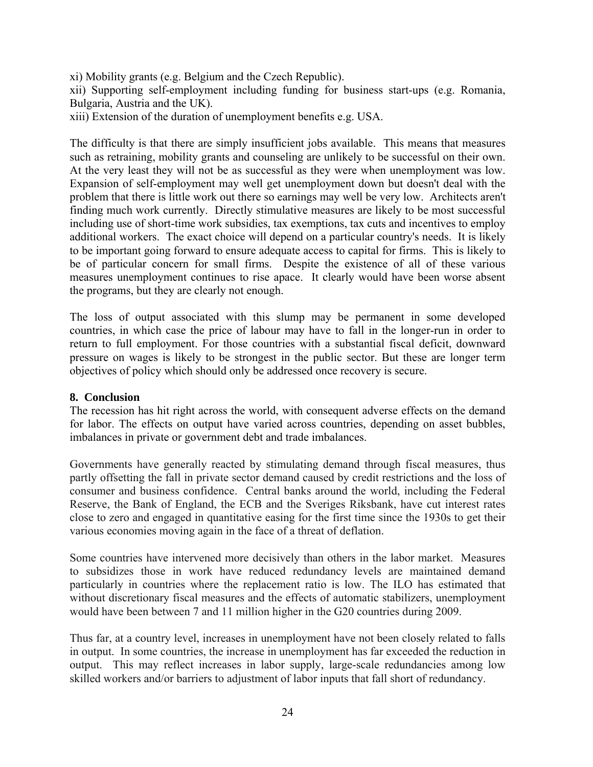xi) Mobility grants (e.g. Belgium and the Czech Republic).
xii) Supporting self-employment including funding for business start-ups (e.g. Romania, Bulgaria, Austria and the UK).
xiii) Extension of the duration of unemployment benefits e.g. USA.

The difficulty is that there are simply insufficient jobs available. This means that measures such as retraining, mobility grants and counseling are unlikely to be successful on their own. At the very least they will not be as successful as they were when unemployment was low. Expansion of self-employment may well get unemployment down but doesn't deal with the problem that there is little work out there so earnings may well be very low. Architects aren't finding much work currently. Directly stimulative measures are likely to be most successful including use of short-time work subsidies, tax exemptions, tax cuts and incentives to employ additional workers. The exact choice will depend on a particular country's needs. It is likely to be important going forward to ensure adequate access to capital for firms. This is likely to be of particular concern for small firms. Despite the existence of all of these various measures unemployment continues to rise apace. It clearly would have been worse absent the programs, but they are clearly not enough.

The loss of output associated with this slump may be permanent in some developed countries, in which case the price of labour may have to fall in the longer-run in order to return to full employment. For those countries with a substantial fiscal deficit, downward pressure on wages is likely to be strongest in the public sector. But these are longer term objectives of policy which should only be addressed once recovery is secure.

## 8. Conclusion

The recession has hit right across the world, with consequent adverse effects on the demand for labor. The effects on output have varied across countries, depending on asset bubbles, imbalances in private or government debt and trade imbalances.

Governments have generally reacted by stimulating demand through fiscal measures, thus partly offsetting the fall in private sector demand caused by credit restrictions and the loss of consumer and business confidence. Central banks around the world, including the Federal Reserve, the Bank of England, the ECB and the Sveriges Riksbank, have cut interest rates close to zero and engaged in quantitative easing for the first time since the 1930s to get their various economies moving again in the face of a threat of deflation.

Some countries have intervened more decisively than others in the labor market. Measures to subsidizes those in work have reduced redundancy levels are maintained demand particularly in countries where the replacement ratio is low. The ILO has estimated that without discretionary fiscal measures and the effects of automatic stabilizers, unemployment would have been between 7 and 11 million higher in the G20 countries during 2009.

Thus far, at a country level, increases in unemployment have not been closely related to falls in output. In some countries, the increase in unemployment has far exceeded the reduction in output. This may reflect increases in labor supply, large-scale redundancies among low skilled workers and/or barriers to adjustment of labor inputs that fall short of redundancy.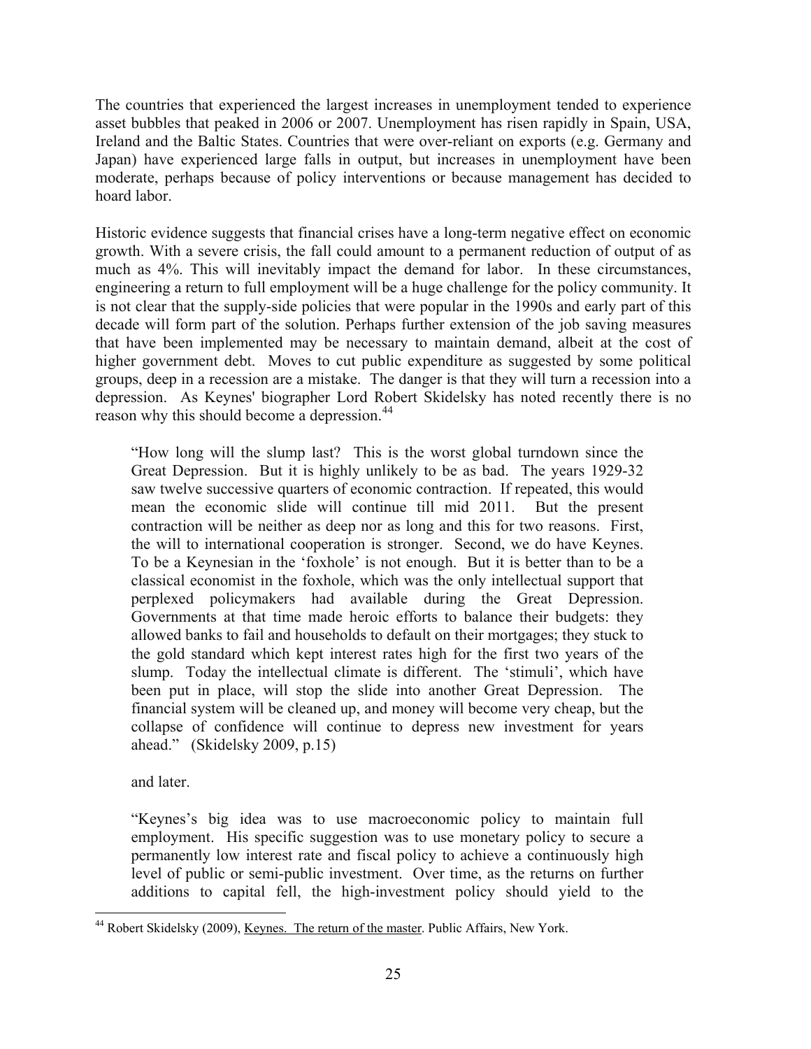The countries that experienced the largest increases in unemployment tended to experience asset bubbles that peaked in 2006 or 2007. Unemployment has risen rapidly in Spain, USA, Ireland and the Baltic States. Countries that were over-reliant on exports (e.g. Germany and Japan) have experienced large falls in output, but increases in unemployment have been moderate, perhaps because of policy interventions or because management has decided to hoard labor.

Historic evidence suggests that financial crises have a long-term negative effect on economic growth. With a severe crisis, the fall could amount to a permanent reduction of output of as much as 4%. This will inevitably impact the demand for labor. In these circumstances, engineering a return to full employment will be a huge challenge for the policy community. It is not clear that the supply-side policies that were popular in the 1990s and early part of this decade will form part of the solution. Perhaps further extension of the job saving measures that have been implemented may be necessary to maintain demand, albeit at the cost of higher government debt. Moves to cut public expenditure as suggested by some political groups, deep in a recession are a mistake. The danger is that they will turn a recession into a depression. As Keynes' biographer Lord Robert Skidelsky has noted recently there is no reason why this should become a depression.[44]

> "How long will the slump last? This is the worst global turndown since the Great Depression. But it is highly unlikely to be as bad. The years 1929-32 saw twelve successive quarters of economic contraction. If repeated, this would mean the economic slide will continue till mid 2011. But the present contraction will be neither as deep nor as long and this for two reasons. First, the will to international cooperation is stronger. Second, we do have Keynes. To be a Keynesian in the 'foxhole' is not enough. But it is better than to be a classical economist in the foxhole, which was the only intellectual support that perplexed policymakers had available during the Great Depression. Governments at that time made heroic efforts to balance their budgets: they allowed banks to fail and households to default on their mortgages; they stuck to the gold standard which kept interest rates high for the first two years of the slump. Today the intellectual climate is different. The 'stimuli', which have been put in place, will stop the slide into another Great Depression. The financial system will be cleaned up, and money will become very cheap, but the collapse of confidence will continue to depress new investment for years ahead." (Skidelsky 2009, p.15)
>
> and later.
>
> "Keynes's big idea was to use macroeconomic policy to maintain full employment. His specific suggestion was to use monetary policy to secure a permanently low interest rate and fiscal policy to achieve a continuously high level of public or semi-public investment. Over time, as the returns on further additions to capital fell, the high-investment policy should yield to the

---

[44] Robert Skidelsky (2009), Keynes. The return of the master. Public Affairs, New York.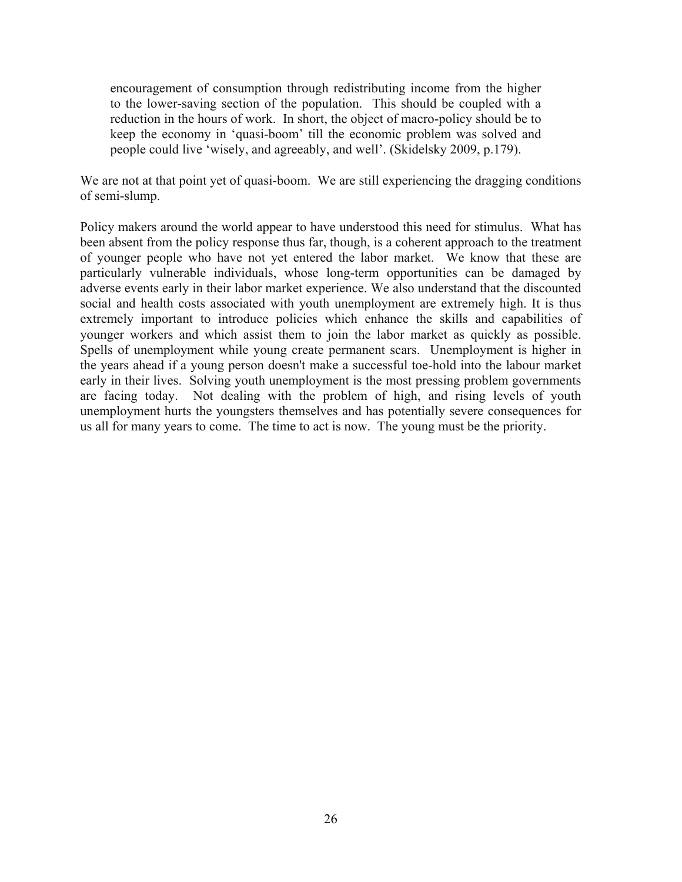> encouragement of consumption through redistributing income from the higher to the lower-saving section of the population. This should be coupled with a reduction in the hours of work. In short, the object of macro-policy should be to keep the economy in 'quasi-boom' till the economic problem was solved and people could live 'wisely, and agreeably, and well'. (Skidelsky 2009, p.179).

We are not at that point yet of quasi-boom. We are still experiencing the dragging conditions of semi-slump.

Policy makers around the world appear to have understood this need for stimulus. What has been absent from the policy response thus far, though, is a coherent approach to the treatment of younger people who have not yet entered the labor market. We know that these are particularly vulnerable individuals, whose long-term opportunities can be damaged by adverse events early in their labor market experience. We also understand that the discounted social and health costs associated with youth unemployment are extremely high. It is thus extremely important to introduce policies which enhance the skills and capabilities of younger workers and which assist them to join the labor market as quickly as possible. Spells of unemployment while young create permanent scars. Unemployment is higher in the years ahead if a young person doesn't make a successful toe-hold into the labour market early in their lives. Solving youth unemployment is the most pressing problem governments are facing today. Not dealing with the problem of high, and rising levels of youth unemployment hurts the youngsters themselves and has potentially severe consequences for us all for many years to come. The time to act is now. The young must be the priority.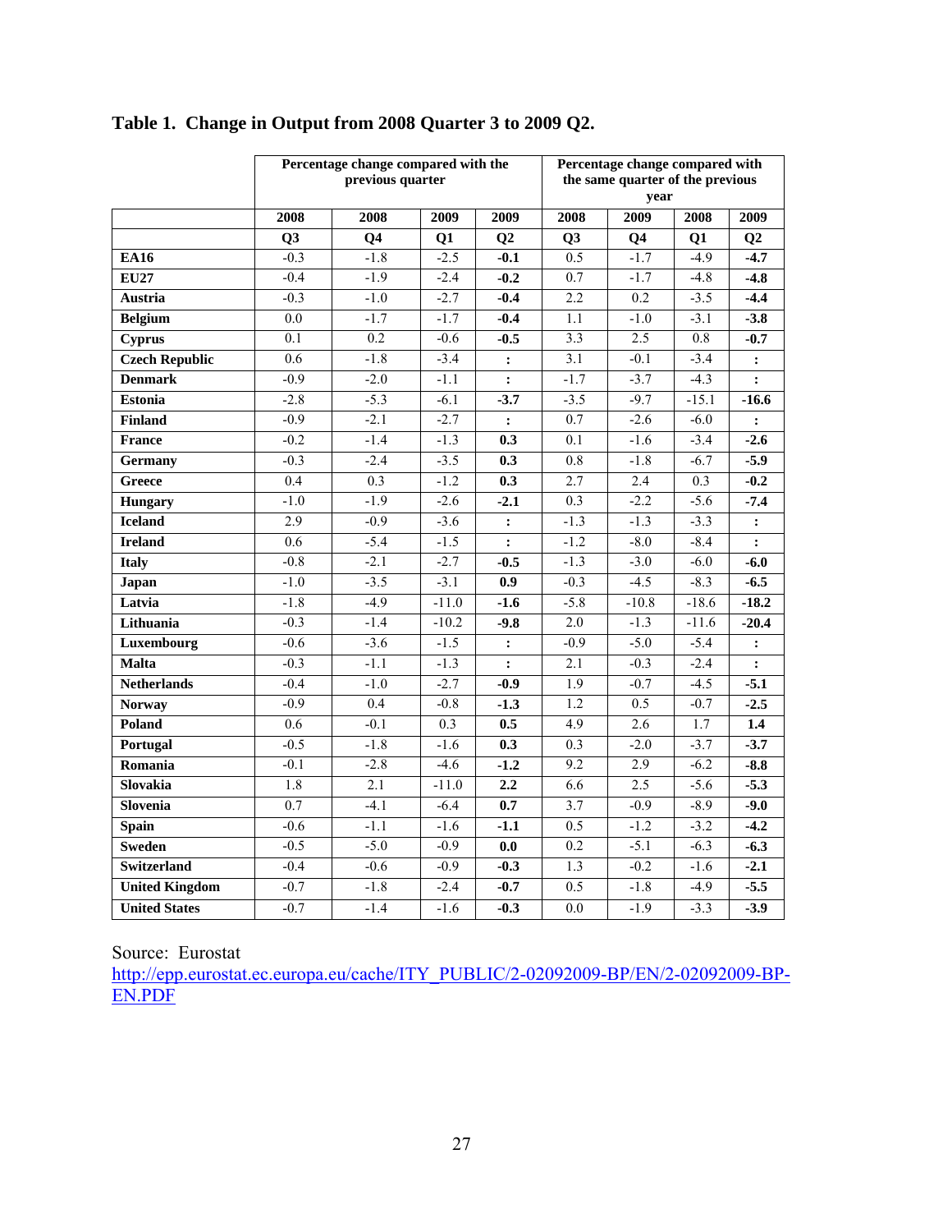## Table 1. Change in Output from 2008 Quarter 3 to 2009 Q2.

| | Percentage change compared with the previous quarter | | | | Percentage change compared with the same quarter of the previous year | | | |
|---|---|---|---|---|---|---|---|---|
| | 2008 | 2008 | 2009 | 2009 | 2008 | 2009 | 2008 | 2009 |
| | Q3 | Q4 | Q1 | Q2 | Q3 | Q4 | Q1 | Q2 |
| **EA16** | -0.3 | -1.8 | -2.5 | **-0.1** | 0.5 | -1.7 | -4.9 | **-4.7** |
| **EU27** | -0.4 | -1.9 | -2.4 | **-0.2** | 0.7 | -1.7 | -4.8 | **-4.8** |
| **Austria** | -0.3 | -1.0 | -2.7 | **-0.4** | 2.2 | 0.2 | -3.5 | **-4.4** |
| **Belgium** | 0.0 | -1.7 | -1.7 | **-0.4** | 1.1 | -1.0 | -3.1 | **-3.8** |
| **Cyprus** | 0.1 | 0.2 | -0.6 | **-0.5** | 3.3 | 2.5 | 0.8 | **-0.7** |
| **Czech Republic** | 0.6 | -1.8 | -3.4 | **:** | 3.1 | -0.1 | -3.4 | **:** |
| **Denmark** | -0.9 | -2.0 | -1.1 | **:** | -1.7 | -3.7 | -4.3 | **:** |
| **Estonia** | -2.8 | -5.3 | -6.1 | **-3.7** | -3.5 | -9.7 | -15.1 | **-16.6** |
| **Finland** | -0.9 | -2.1 | -2.7 | **:** | 0.7 | -2.6 | -6.0 | **:** |
| **France** | -0.2 | -1.4 | -1.3 | **0.3** | 0.1 | -1.6 | -3.4 | **-2.6** |
| **Germany** | -0.3 | -2.4 | -3.5 | **0.3** | 0.8 | -1.8 | -6.7 | **-5.9** |
| **Greece** | 0.4 | 0.3 | -1.2 | **0.3** | 2.7 | 2.4 | 0.3 | **-0.2** |
| **Hungary** | -1.0 | -1.9 | -2.6 | **-2.1** | 0.3 | -2.2 | -5.6 | **-7.4** |
| **Iceland** | 2.9 | -0.9 | -3.6 | **:** | -1.3 | -1.3 | -3.3 | **:** |
| **Ireland** | 0.6 | -5.4 | -1.5 | **:** | -1.2 | -8.0 | -8.4 | **:** |
| **Italy** | -0.8 | -2.1 | -2.7 | **-0.5** | -1.3 | -3.0 | -6.0 | **-6.0** |
| **Japan** | -1.0 | -3.5 | -3.1 | **0.9** | -0.3 | -4.5 | -8.3 | **-6.5** |
| **Latvia** | -1.8 | -4.9 | -11.0 | **-1.6** | -5.8 | -10.8 | -18.6 | **-18.2** |
| **Lithuania** | -0.3 | -1.4 | -10.2 | **-9.8** | 2.0 | -1.3 | -11.6 | **-20.4** |
| **Luxembourg** | -0.6 | -3.6 | -1.5 | **:** | -0.9 | -5.0 | -5.4 | **:** |
| **Malta** | -0.3 | -1.1 | -1.3 | **:** | 2.1 | -0.3 | -2.4 | **:** |
| **Netherlands** | -0.4 | -1.0 | -2.7 | **-0.9** | 1.9 | -0.7 | -4.5 | **-5.1** |
| **Norway** | -0.9 | 0.4 | -0.8 | **-1.3** | 1.2 | 0.5 | -0.7 | **-2.5** |
| **Poland** | 0.6 | -0.1 | 0.3 | **0.5** | 4.9 | 2.6 | 1.7 | **1.4** |
| **Portugal** | -0.5 | -1.8 | -1.6 | **0.3** | 0.3 | -2.0 | -3.7 | **-3.7** |
| **Romania** | -0.1 | -2.8 | -4.6 | **-1.2** | 9.2 | 2.9 | -6.2 | **-8.8** |
| **Slovakia** | 1.8 | 2.1 | -11.0 | **2.2** | 6.6 | 2.5 | -5.6 | **-5.3** |
| **Slovenia** | 0.7 | -4.1 | -6.4 | **0.7** | 3.7 | -0.9 | -8.9 | **-9.0** |
| **Spain** | -0.6 | -1.1 | -1.6 | **-1.1** | 0.5 | -1.2 | -3.2 | **-4.2** |
| **Sweden** | -0.5 | -5.0 | -0.9 | **0.0** | 0.2 | -5.1 | -6.3 | **-6.3** |
| **Switzerland** | -0.4 | -0.6 | -0.9 | **-0.3** | 1.3 | -0.2 | -1.6 | **-2.1** |
| **United Kingdom** | -0.7 | -1.8 | -2.4 | **-0.7** | 0.5 | -1.8 | -4.9 | **-5.5** |
| **United States** | -0.7 | -1.4 | -1.6 | **-0.3** | 0.0 | -1.9 | -3.3 | **-3.9** |

Source: Eurostat
http://epp.eurostat.ec.europa.eu/cache/ITY_PUBLIC/2-02092009-BP/EN/2-02092009-BP-EN.PDF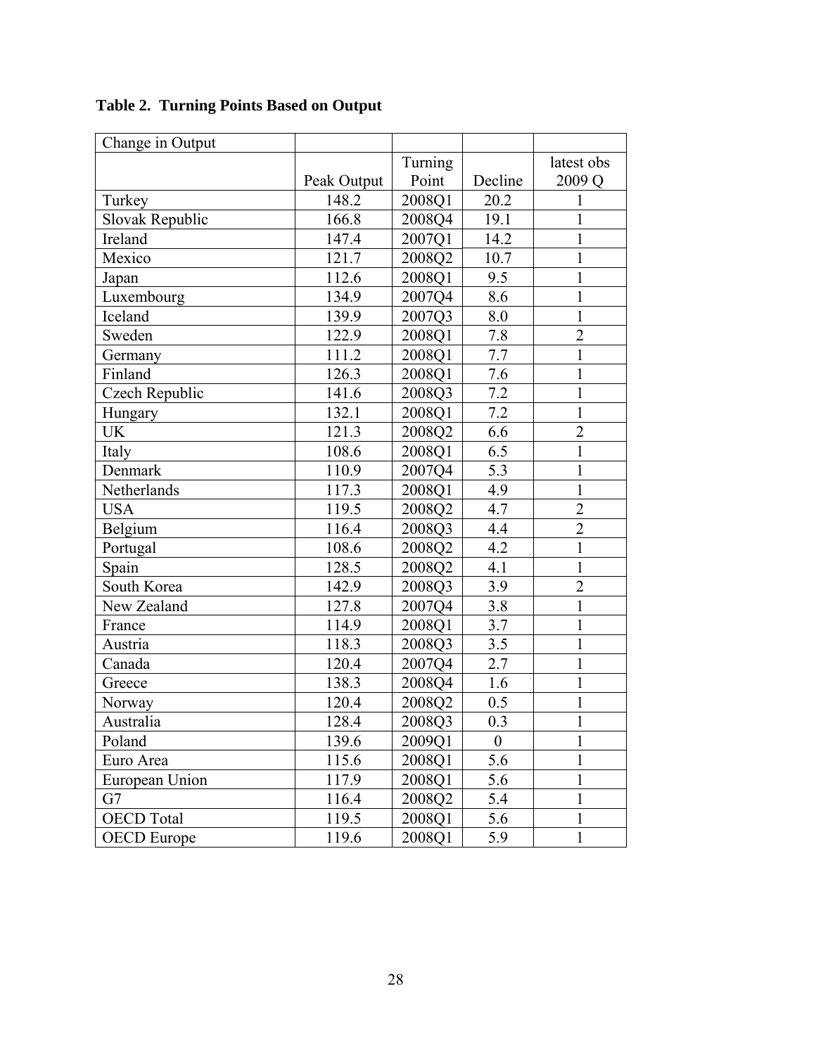**Table 2. Turning Points Based on Output**

| Change in Output | | | | |
|---|---|---|---|---|
| | Peak Output | Turning Point | Decline | latest obs 2009 Q |
| Turkey | 148.2 | 2008Q1 | 20.2 | 1 |
| Slovak Republic | 166.8 | 2008Q4 | 19.1 | 1 |
| Ireland | 147.4 | 2007Q1 | 14.2 | 1 |
| Mexico | 121.7 | 2008Q2 | 10.7 | 1 |
| Japan | 112.6 | 2008Q1 | 9.5 | 1 |
| Luxembourg | 134.9 | 2007Q4 | 8.6 | 1 |
| Iceland | 139.9 | 2007Q3 | 8.0 | 1 |
| Sweden | 122.9 | 2008Q1 | 7.8 | 2 |
| Germany | 111.2 | 2008Q1 | 7.7 | 1 |
| Finland | 126.3 | 2008Q1 | 7.6 | 1 |
| Czech Republic | 141.6 | 2008Q3 | 7.2 | 1 |
| Hungary | 132.1 | 2008Q1 | 7.2 | 1 |
| UK | 121.3 | 2008Q2 | 6.6 | 2 |
| Italy | 108.6 | 2008Q1 | 6.5 | 1 |
| Denmark | 110.9 | 2007Q4 | 5.3 | 1 |
| Netherlands | 117.3 | 2008Q1 | 4.9 | 1 |
| USA | 119.5 | 2008Q2 | 4.7 | 2 |
| Belgium | 116.4 | 2008Q3 | 4.4 | 2 |
| Portugal | 108.6 | 2008Q2 | 4.2 | 1 |
| Spain | 128.5 | 2008Q2 | 4.1 | 1 |
| South Korea | 142.9 | 2008Q3 | 3.9 | 2 |
| New Zealand | 127.8 | 2007Q4 | 3.8 | 1 |
| France | 114.9 | 2008Q1 | 3.7 | 1 |
| Austria | 118.3 | 2008Q3 | 3.5 | 1 |
| Canada | 120.4 | 2007Q4 | 2.7 | 1 |
| Greece | 138.3 | 2008Q4 | 1.6 | 1 |
| Norway | 120.4 | 2008Q2 | 0.5 | 1 |
| Australia | 128.4 | 2008Q3 | 0.3 | 1 |
| Poland | 139.6 | 2009Q1 | 0 | 1 |
| Euro Area | 115.6 | 2008Q1 | 5.6 | 1 |
| European Union | 117.9 | 2008Q1 | 5.6 | 1 |
| G7 | 116.4 | 2008Q2 | 5.4 | 1 |
| OECD Total | 119.5 | 2008Q1 | 5.6 | 1 |
| OECD Europe | 119.6 | 2008Q1 | 5.9 | 1 |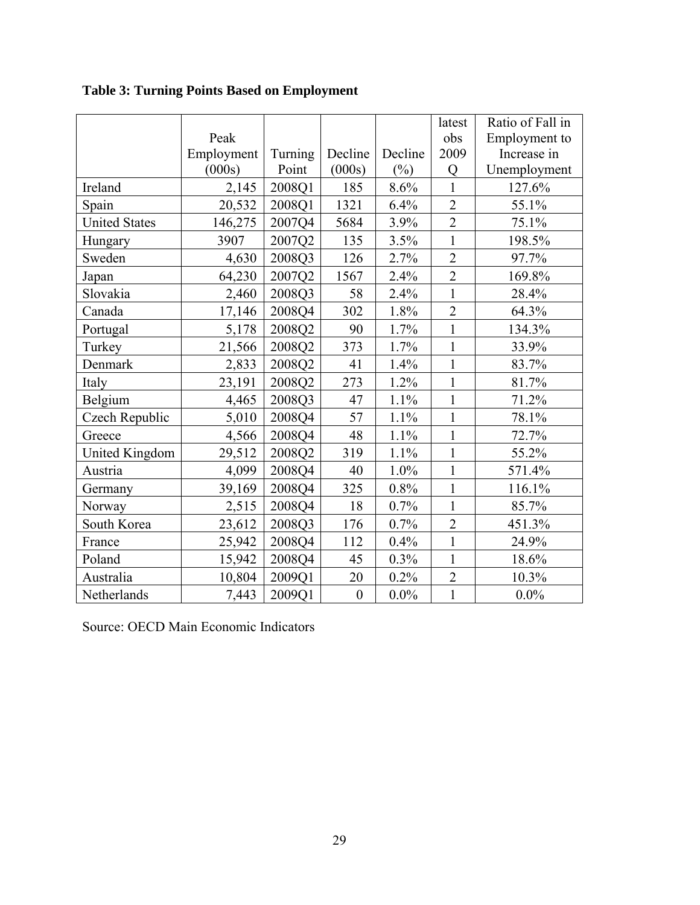**Table 3: Turning Points Based on Employment**

| | Peak Employment (000s) | Turning Point | Decline (000s) | Decline (%) | latest obs 2009 Q | Ratio of Fall in Employment to Increase in Unemployment |
|---|---|---|---|---|---|---|
| Ireland | 2,145 | 2008Q1 | 185 | 8.6% | 1 | 127.6% |
| Spain | 20,532 | 2008Q1 | 1321 | 6.4% | 2 | 55.1% |
| United States | 146,275 | 2007Q4 | 5684 | 3.9% | 2 | 75.1% |
| Hungary | 3907 | 2007Q2 | 135 | 3.5% | 1 | 198.5% |
| Sweden | 4,630 | 2008Q3 | 126 | 2.7% | 2 | 97.7% |
| Japan | 64,230 | 2007Q2 | 1567 | 2.4% | 2 | 169.8% |
| Slovakia | 2,460 | 2008Q3 | 58 | 2.4% | 1 | 28.4% |
| Canada | 17,146 | 2008Q4 | 302 | 1.8% | 2 | 64.3% |
| Portugal | 5,178 | 2008Q2 | 90 | 1.7% | 1 | 134.3% |
| Turkey | 21,566 | 2008Q2 | 373 | 1.7% | 1 | 33.9% |
| Denmark | 2,833 | 2008Q2 | 41 | 1.4% | 1 | 83.7% |
| Italy | 23,191 | 2008Q2 | 273 | 1.2% | 1 | 81.7% |
| Belgium | 4,465 | 2008Q3 | 47 | 1.1% | 1 | 71.2% |
| Czech Republic | 5,010 | 2008Q4 | 57 | 1.1% | 1 | 78.1% |
| Greece | 4,566 | 2008Q4 | 48 | 1.1% | 1 | 72.7% |
| United Kingdom | 29,512 | 2008Q2 | 319 | 1.1% | 1 | 55.2% |
| Austria | 4,099 | 2008Q4 | 40 | 1.0% | 1 | 571.4% |
| Germany | 39,169 | 2008Q4 | 325 | 0.8% | 1 | 116.1% |
| Norway | 2,515 | 2008Q4 | 18 | 0.7% | 1 | 85.7% |
| South Korea | 23,612 | 2008Q3 | 176 | 0.7% | 2 | 451.3% |
| France | 25,942 | 2008Q4 | 112 | 0.4% | 1 | 24.9% |
| Poland | 15,942 | 2008Q4 | 45 | 0.3% | 1 | 18.6% |
| Australia | 10,804 | 2009Q1 | 20 | 0.2% | 2 | 10.3% |
| Netherlands | 7,443 | 2009Q1 | 0 | 0.0% | 1 | 0.0% |

Source: OECD Main Economic Indicators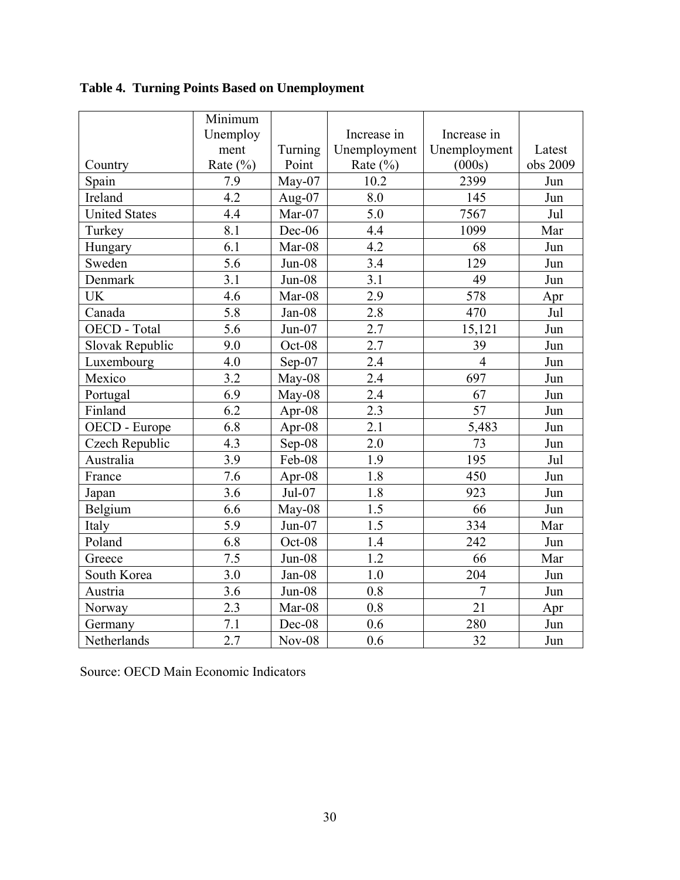**Table 4. Turning Points Based on Unemployment**

| Country | Minimum Unemployment Rate (%) | Turning Point | Increase in Unemployment Rate (%) | Increase in Unemployment (000s) | Latest obs 2009 |
|---|---|---|---|---|---|
| Spain | 7.9 | May-07 | 10.2 | 2399 | Jun |
| Ireland | 4.2 | Aug-07 | 8.0 | 145 | Jun |
| United States | 4.4 | Mar-07 | 5.0 | 7567 | Jul |
| Turkey | 8.1 | Dec-06 | 4.4 | 1099 | Mar |
| Hungary | 6.1 | Mar-08 | 4.2 | 68 | Jun |
| Sweden | 5.6 | Jun-08 | 3.4 | 129 | Jun |
| Denmark | 3.1 | Jun-08 | 3.1 | 49 | Jun |
| UK | 4.6 | Mar-08 | 2.9 | 578 | Apr |
| Canada | 5.8 | Jan-08 | 2.8 | 470 | Jul |
| OECD - Total | 5.6 | Jun-07 | 2.7 | 15,121 | Jun |
| Slovak Republic | 9.0 | Oct-08 | 2.7 | 39 | Jun |
| Luxembourg | 4.0 | Sep-07 | 2.4 | 4 | Jun |
| Mexico | 3.2 | May-08 | 2.4 | 697 | Jun |
| Portugal | 6.9 | May-08 | 2.4 | 67 | Jun |
| Finland | 6.2 | Apr-08 | 2.3 | 57 | Jun |
| OECD - Europe | 6.8 | Apr-08 | 2.1 | 5,483 | Jun |
| Czech Republic | 4.3 | Sep-08 | 2.0 | 73 | Jun |
| Australia | 3.9 | Feb-08 | 1.9 | 195 | Jul |
| France | 7.6 | Apr-08 | 1.8 | 450 | Jun |
| Japan | 3.6 | Jul-07 | 1.8 | 923 | Jun |
| Belgium | 6.6 | May-08 | 1.5 | 66 | Jun |
| Italy | 5.9 | Jun-07 | 1.5 | 334 | Mar |
| Poland | 6.8 | Oct-08 | 1.4 | 242 | Jun |
| Greece | 7.5 | Jun-08 | 1.2 | 66 | Mar |
| South Korea | 3.0 | Jan-08 | 1.0 | 204 | Jun |
| Austria | 3.6 | Jun-08 | 0.8 | 7 | Jun |
| Norway | 2.3 | Mar-08 | 0.8 | 21 | Apr |
| Germany | 7.1 | Dec-08 | 0.6 | 280 | Jun |
| Netherlands | 2.7 | Nov-08 | 0.6 | 32 | Jun |

Source: OECD Main Economic Indicators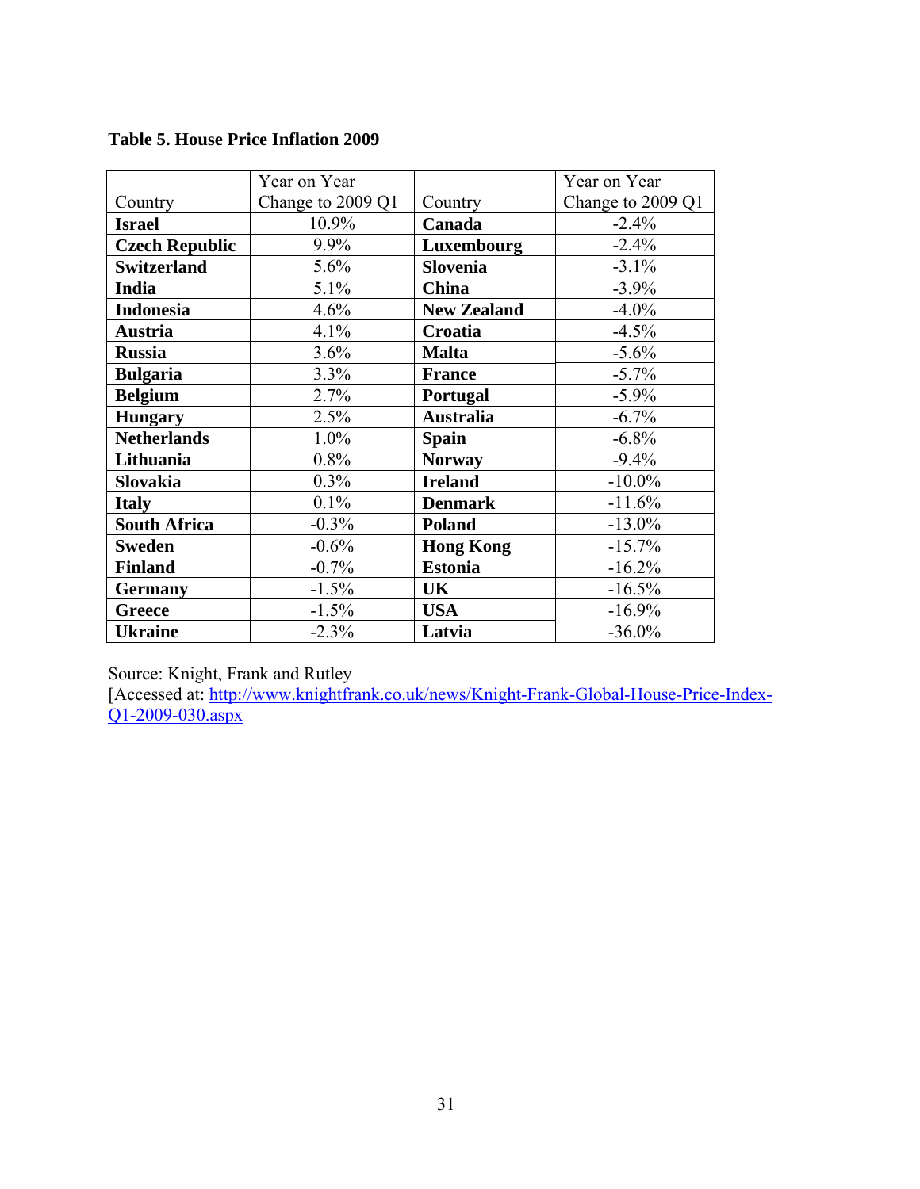**Table 5. House Price Inflation 2009**

| Country | Year on Year Change to 2009 Q1 | Country | Year on Year Change to 2009 Q1 |
|---|---|---|---|
| **Israel** | 10.9% | **Canada** | -2.4% |
| **Czech Republic** | 9.9% | **Luxembourg** | -2.4% |
| **Switzerland** | 5.6% | **Slovenia** | -3.1% |
| **India** | 5.1% | **China** | -3.9% |
| **Indonesia** | 4.6% | **New Zealand** | -4.0% |
| **Austria** | 4.1% | **Croatia** | -4.5% |
| **Russia** | 3.6% | **Malta** | -5.6% |
| **Bulgaria** | 3.3% | **France** | -5.7% |
| **Belgium** | 2.7% | **Portugal** | -5.9% |
| **Hungary** | 2.5% | **Australia** | -6.7% |
| **Netherlands** | 1.0% | **Spain** | -6.8% |
| **Lithuania** | 0.8% | **Norway** | -9.4% |
| **Slovakia** | 0.3% | **Ireland** | -10.0% |
| **Italy** | 0.1% | **Denmark** | -11.6% |
| **South Africa** | -0.3% | **Poland** | -13.0% |
| **Sweden** | -0.6% | **Hong Kong** | -15.7% |
| **Finland** | -0.7% | **Estonia** | -16.2% |
| **Germany** | -1.5% | **UK** | -16.5% |
| **Greece** | -1.5% | **USA** | -16.9% |
| **Ukraine** | -2.3% | **Latvia** | -36.0% |

Source: Knight, Frank and Rutley
[Accessed at: http://www.knightfrank.co.uk/news/Knight-Frank-Global-House-Price-Index-Q1-2009-030.aspx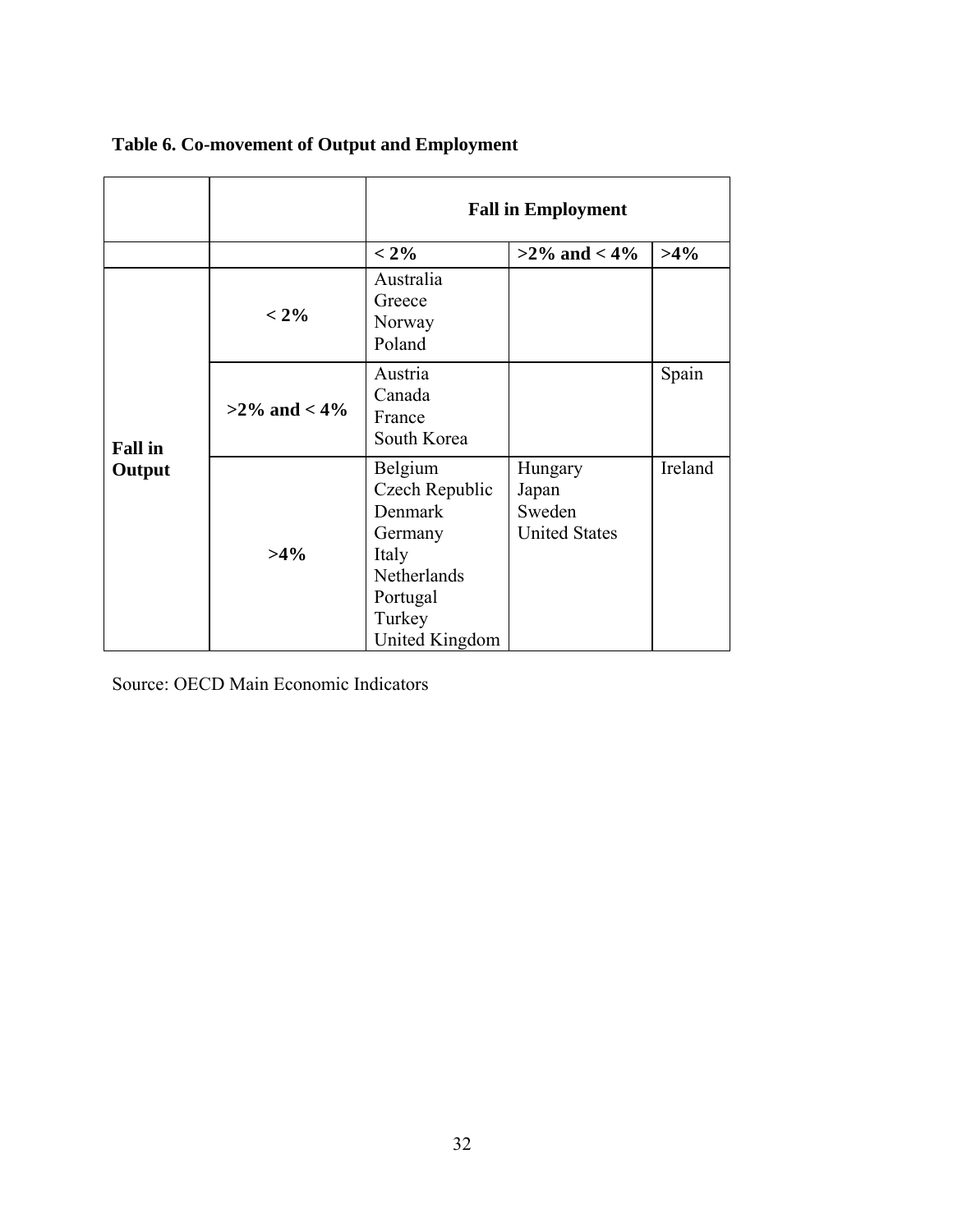**Table 6. Co-movement of Output and Employment**

| | | Fall in Employment | | |
|---|---|---|---|---|
| | | < 2% | >2% and < 4% | >4% |
| Fall in Output | < 2% | Australia<br>Greece<br>Norway<br>Poland | | |
| | >2% and < 4% | Austria<br>Canada<br>France<br>South Korea | | Spain |
| | >4% | Belgium<br>Czech Republic<br>Denmark<br>Germany<br>Italy<br>Netherlands<br>Portugal<br>Turkey<br>United Kingdom | Hungary<br>Japan<br>Sweden<br>United States | Ireland |

Source: OECD Main Economic Indicators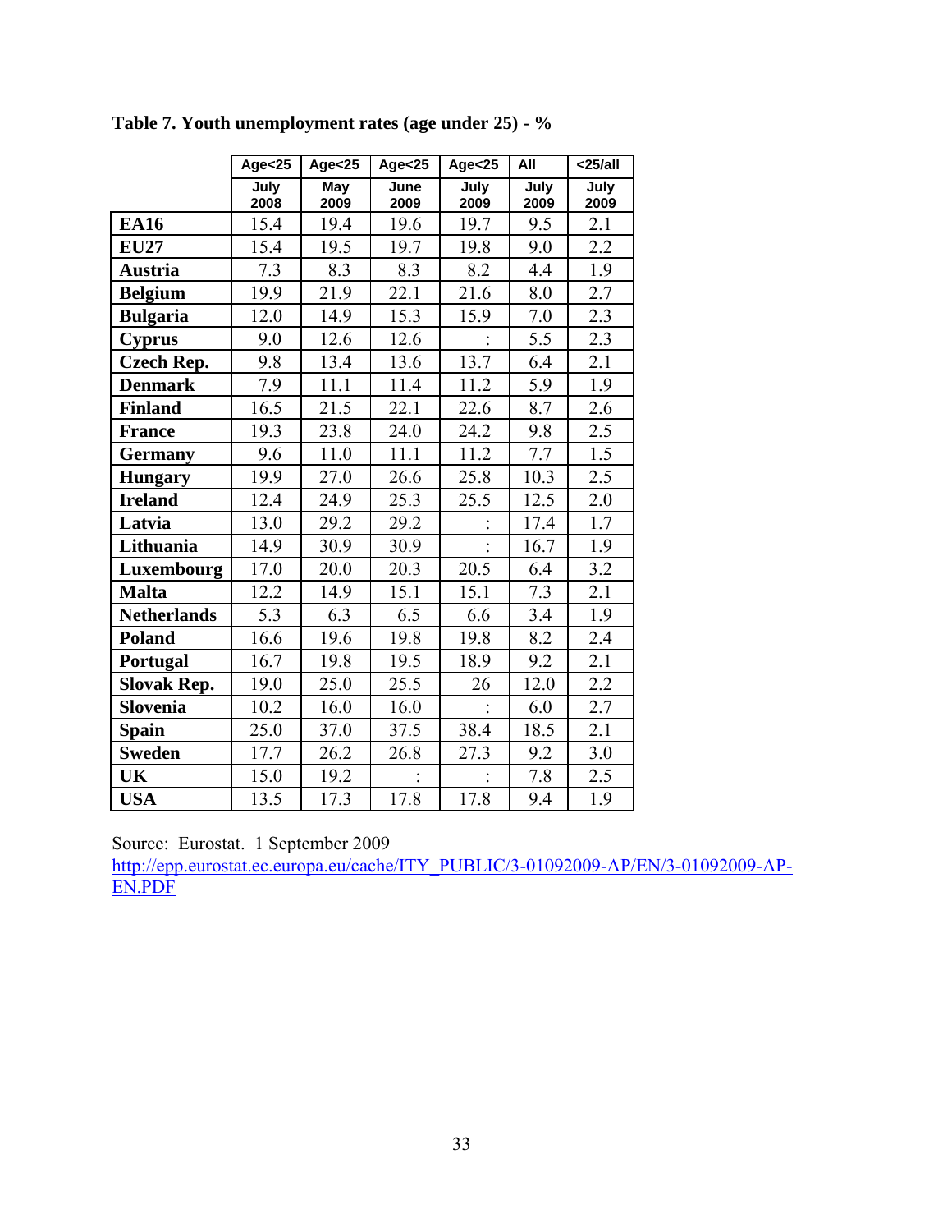**Table 7. Youth unemployment rates (age under 25) - %**

| | Age<25 | Age<25 | Age<25 | Age<25 | All | <25/all |
|---|---|---|---|---|---|---|
| | July 2008 | May 2009 | June 2009 | July 2009 | July 2009 | July 2009 |
| **EA16** | 15.4 | 19.4 | 19.6 | 19.7 | 9.5 | 2.1 |
| **EU27** | 15.4 | 19.5 | 19.7 | 19.8 | 9.0 | 2.2 |
| **Austria** | 7.3 | 8.3 | 8.3 | 8.2 | 4.4 | 1.9 |
| **Belgium** | 19.9 | 21.9 | 22.1 | 21.6 | 8.0 | 2.7 |
| **Bulgaria** | 12.0 | 14.9 | 15.3 | 15.9 | 7.0 | 2.3 |
| **Cyprus** | 9.0 | 12.6 | 12.6 | : | 5.5 | 2.3 |
| **Czech Rep.** | 9.8 | 13.4 | 13.6 | 13.7 | 6.4 | 2.1 |
| **Denmark** | 7.9 | 11.1 | 11.4 | 11.2 | 5.9 | 1.9 |
| **Finland** | 16.5 | 21.5 | 22.1 | 22.6 | 8.7 | 2.6 |
| **France** | 19.3 | 23.8 | 24.0 | 24.2 | 9.8 | 2.5 |
| **Germany** | 9.6 | 11.0 | 11.1 | 11.2 | 7.7 | 1.5 |
| **Hungary** | 19.9 | 27.0 | 26.6 | 25.8 | 10.3 | 2.5 |
| **Ireland** | 12.4 | 24.9 | 25.3 | 25.5 | 12.5 | 2.0 |
| **Latvia** | 13.0 | 29.2 | 29.2 | : | 17.4 | 1.7 |
| **Lithuania** | 14.9 | 30.9 | 30.9 | : | 16.7 | 1.9 |
| **Luxembourg** | 17.0 | 20.0 | 20.3 | 20.5 | 6.4 | 3.2 |
| **Malta** | 12.2 | 14.9 | 15.1 | 15.1 | 7.3 | 2.1 |
| **Netherlands** | 5.3 | 6.3 | 6.5 | 6.6 | 3.4 | 1.9 |
| **Poland** | 16.6 | 19.6 | 19.8 | 19.8 | 8.2 | 2.4 |
| **Portugal** | 16.7 | 19.8 | 19.5 | 18.9 | 9.2 | 2.1 |
| **Slovak Rep.** | 19.0 | 25.0 | 25.5 | 26 | 12.0 | 2.2 |
| **Slovenia** | 10.2 | 16.0 | 16.0 | : | 6.0 | 2.7 |
| **Spain** | 25.0 | 37.0 | 37.5 | 38.4 | 18.5 | 2.1 |
| **Sweden** | 17.7 | 26.2 | 26.8 | 27.3 | 9.2 | 3.0 |
| **UK** | 15.0 | 19.2 | : | : | 7.8 | 2.5 |
| **USA** | 13.5 | 17.3 | 17.8 | 17.8 | 9.4 | 1.9 |

Source: Eurostat. 1 September 2009
http://epp.eurostat.ec.europa.eu/cache/ITY_PUBLIC/3-01092009-AP/EN/3-01092009-AP-EN.PDF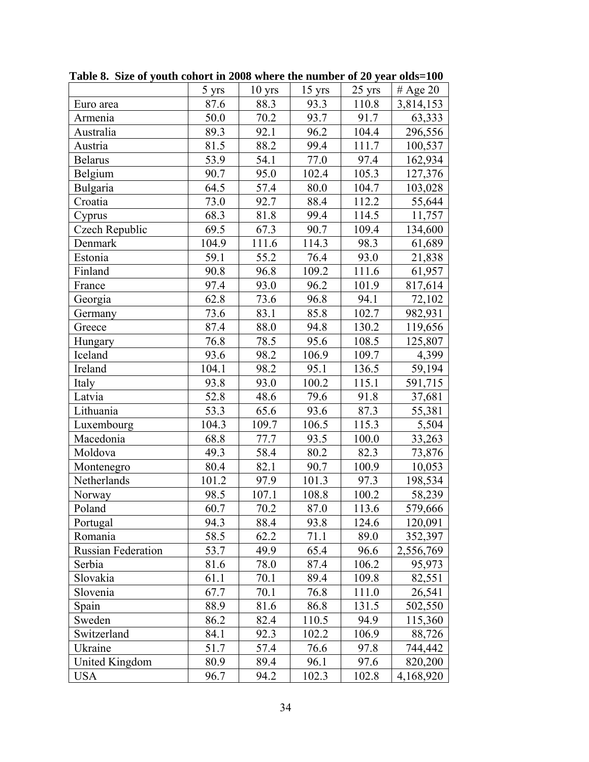**Table 8. Size of youth cohort in 2008 where the number of 20 year olds=100**

| | 5 yrs | 10 yrs | 15 yrs | 25 yrs | # Age 20 |
|---|---|---|---|---|---|
| Euro area | 87.6 | 88.3 | 93.3 | 110.8 | 3,814,153 |
| Armenia | 50.0 | 70.2 | 93.7 | 91.7 | 63,333 |
| Australia | 89.3 | 92.1 | 96.2 | 104.4 | 296,556 |
| Austria | 81.5 | 88.2 | 99.4 | 111.7 | 100,537 |
| Belarus | 53.9 | 54.1 | 77.0 | 97.4 | 162,934 |
| Belgium | 90.7 | 95.0 | 102.4 | 105.3 | 127,376 |
| Bulgaria | 64.5 | 57.4 | 80.0 | 104.7 | 103,028 |
| Croatia | 73.0 | 92.7 | 88.4 | 112.2 | 55,644 |
| Cyprus | 68.3 | 81.8 | 99.4 | 114.5 | 11,757 |
| Czech Republic | 69.5 | 67.3 | 90.7 | 109.4 | 134,600 |
| Denmark | 104.9 | 111.6 | 114.3 | 98.3 | 61,689 |
| Estonia | 59.1 | 55.2 | 76.4 | 93.0 | 21,838 |
| Finland | 90.8 | 96.8 | 109.2 | 111.6 | 61,957 |
| France | 97.4 | 93.0 | 96.2 | 101.9 | 817,614 |
| Georgia | 62.8 | 73.6 | 96.8 | 94.1 | 72,102 |
| Germany | 73.6 | 83.1 | 85.8 | 102.7 | 982,931 |
| Greece | 87.4 | 88.0 | 94.8 | 130.2 | 119,656 |
| Hungary | 76.8 | 78.5 | 95.6 | 108.5 | 125,807 |
| Iceland | 93.6 | 98.2 | 106.9 | 109.7 | 4,399 |
| Ireland | 104.1 | 98.2 | 95.1 | 136.5 | 59,194 |
| Italy | 93.8 | 93.0 | 100.2 | 115.1 | 591,715 |
| Latvia | 52.8 | 48.6 | 79.6 | 91.8 | 37,681 |
| Lithuania | 53.3 | 65.6 | 93.6 | 87.3 | 55,381 |
| Luxembourg | 104.3 | 109.7 | 106.5 | 115.3 | 5,504 |
| Macedonia | 68.8 | 77.7 | 93.5 | 100.0 | 33,263 |
| Moldova | 49.3 | 58.4 | 80.2 | 82.3 | 73,876 |
| Montenegro | 80.4 | 82.1 | 90.7 | 100.9 | 10,053 |
| Netherlands | 101.2 | 97.9 | 101.3 | 97.3 | 198,534 |
| Norway | 98.5 | 107.1 | 108.8 | 100.2 | 58,239 |
| Poland | 60.7 | 70.2 | 87.0 | 113.6 | 579,666 |
| Portugal | 94.3 | 88.4 | 93.8 | 124.6 | 120,091 |
| Romania | 58.5 | 62.2 | 71.1 | 89.0 | 352,397 |
| Russian Federation | 53.7 | 49.9 | 65.4 | 96.6 | 2,556,769 |
| Serbia | 81.6 | 78.0 | 87.4 | 106.2 | 95,973 |
| Slovakia | 61.1 | 70.1 | 89.4 | 109.8 | 82,551 |
| Slovenia | 67.7 | 70.1 | 76.8 | 111.0 | 26,541 |
| Spain | 88.9 | 81.6 | 86.8 | 131.5 | 502,550 |
| Sweden | 86.2 | 82.4 | 110.5 | 94.9 | 115,360 |
| Switzerland | 84.1 | 92.3 | 102.2 | 106.9 | 88,726 |
| Ukraine | 51.7 | 57.4 | 76.6 | 97.8 | 744,442 |
| United Kingdom | 80.9 | 89.4 | 96.1 | 97.6 | 820,200 |
| USA | 96.7 | 94.2 | 102.3 | 102.8 | 4,168,920 |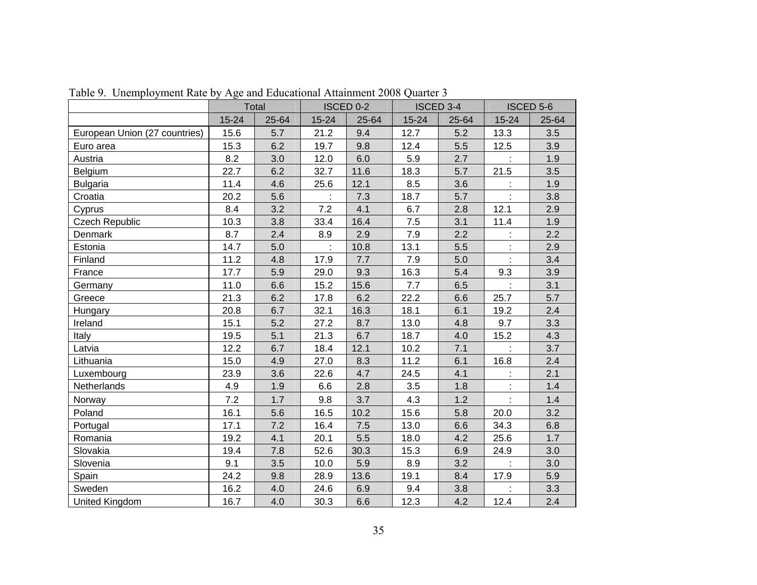Table 9. Unemployment Rate by Age and Educational Attainment 2008 Quarter 3

| | Total | | ISCED 0-2 | | ISCED 3-4 | | ISCED 5-6 | |
|---|---|---|---|---|---|---|---|---|
| | 15-24 | 25-64 | 15-24 | 25-64 | 15-24 | 25-64 | 15-24 | 25-64 |
| European Union (27 countries) | 15.6 | 5.7 | 21.2 | 9.4 | 12.7 | 5.2 | 13.3 | 3.5 |
| Euro area | 15.3 | 6.2 | 19.7 | 9.8 | 12.4 | 5.5 | 12.5 | 3.9 |
| Austria | 8.2 | 3.0 | 12.0 | 6.0 | 5.9 | 2.7 | : | 1.9 |
| Belgium | 22.7 | 6.2 | 32.7 | 11.6 | 18.3 | 5.7 | 21.5 | 3.5 |
| Bulgaria | 11.4 | 4.6 | 25.6 | 12.1 | 8.5 | 3.6 | : | 1.9 |
| Croatia | 20.2 | 5.6 | : | 7.3 | 18.7 | 5.7 | : | 3.8 |
| Cyprus | 8.4 | 3.2 | 7.2 | 4.1 | 6.7 | 2.8 | 12.1 | 2.9 |
| Czech Republic | 10.3 | 3.8 | 33.4 | 16.4 | 7.5 | 3.1 | 11.4 | 1.9 |
| Denmark | 8.7 | 2.4 | 8.9 | 2.9 | 7.9 | 2.2 | : | 2.2 |
| Estonia | 14.7 | 5.0 | : | 10.8 | 13.1 | 5.5 | : | 2.9 |
| Finland | 11.2 | 4.8 | 17.9 | 7.7 | 7.9 | 5.0 | : | 3.4 |
| France | 17.7 | 5.9 | 29.0 | 9.3 | 16.3 | 5.4 | 9.3 | 3.9 |
| Germany | 11.0 | 6.6 | 15.2 | 15.6 | 7.7 | 6.5 | : | 3.1 |
| Greece | 21.3 | 6.2 | 17.8 | 6.2 | 22.2 | 6.6 | 25.7 | 5.7 |
| Hungary | 20.8 | 6.7 | 32.1 | 16.3 | 18.1 | 6.1 | 19.2 | 2.4 |
| Ireland | 15.1 | 5.2 | 27.2 | 8.7 | 13.0 | 4.8 | 9.7 | 3.3 |
| Italy | 19.5 | 5.1 | 21.3 | 6.7 | 18.7 | 4.0 | 15.2 | 4.3 |
| Latvia | 12.2 | 6.7 | 18.4 | 12.1 | 10.2 | 7.1 | : | 3.7 |
| Lithuania | 15.0 | 4.9 | 27.0 | 8.3 | 11.2 | 6.1 | 16.8 | 2.4 |
| Luxembourg | 23.9 | 3.6 | 22.6 | 4.7 | 24.5 | 4.1 | : | 2.1 |
| Netherlands | 4.9 | 1.9 | 6.6 | 2.8 | 3.5 | 1.8 | : | 1.4 |
| Norway | 7.2 | 1.7 | 9.8 | 3.7 | 4.3 | 1.2 | : | 1.4 |
| Poland | 16.1 | 5.6 | 16.5 | 10.2 | 15.6 | 5.8 | 20.0 | 3.2 |
| Portugal | 17.1 | 7.2 | 16.4 | 7.5 | 13.0 | 6.6 | 34.3 | 6.8 |
| Romania | 19.2 | 4.1 | 20.1 | 5.5 | 18.0 | 4.2 | 25.6 | 1.7 |
| Slovakia | 19.4 | 7.8 | 52.6 | 30.3 | 15.3 | 6.9 | 24.9 | 3.0 |
| Slovenia | 9.1 | 3.5 | 10.0 | 5.9 | 8.9 | 3.2 | : | 3.0 |
| Spain | 24.2 | 9.8 | 28.9 | 13.6 | 19.1 | 8.4 | 17.9 | 5.9 |
| Sweden | 16.2 | 4.0 | 24.6 | 6.9 | 9.4 | 3.8 | : | 3.3 |
| United Kingdom | 16.7 | 4.0 | 30.3 | 6.6 | 12.3 | 4.2 | 12.4 | 2.4 |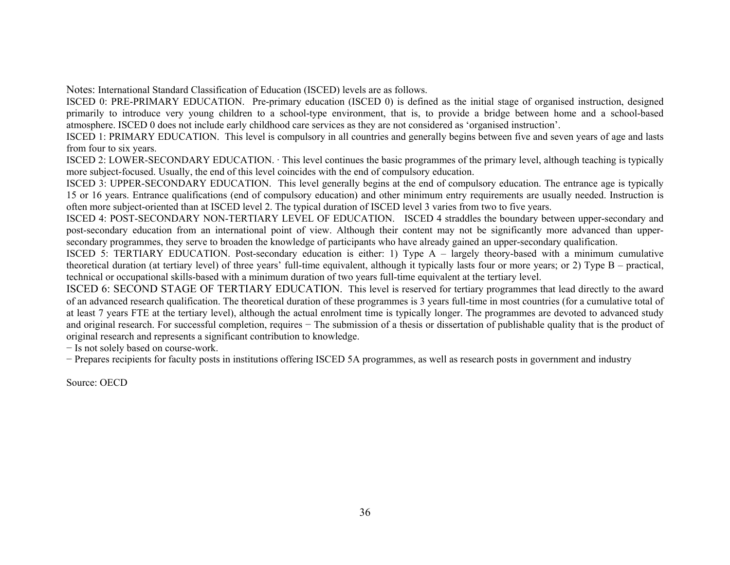Notes: International Standard Classification of Education (ISCED) levels are as follows.

ISCED 0: PRE-PRIMARY EDUCATION. Pre-primary education (ISCED 0) is defined as the initial stage of organised instruction, designed primarily to introduce very young children to a school-type environment, that is, to provide a bridge between home and a school-based atmosphere. ISCED 0 does not include early childhood care services as they are not considered as 'organised instruction'.

ISCED 1: PRIMARY EDUCATION. This level is compulsory in all countries and generally begins between five and seven years of age and lasts from four to six years.

ISCED 2: LOWER-SECONDARY EDUCATION. · This level continues the basic programmes of the primary level, although teaching is typically more subject-focused. Usually, the end of this level coincides with the end of compulsory education.

ISCED 3: UPPER-SECONDARY EDUCATION. This level generally begins at the end of compulsory education. The entrance age is typically 15 or 16 years. Entrance qualifications (end of compulsory education) and other minimum entry requirements are usually needed. Instruction is often more subject-oriented than at ISCED level 2. The typical duration of ISCED level 3 varies from two to five years.

ISCED 4: POST-SECONDARY NON-TERTIARY LEVEL OF EDUCATION. ISCED 4 straddles the boundary between upper-secondary and post-secondary education from an international point of view. Although their content may not be significantly more advanced than upper-secondary programmes, they serve to broaden the knowledge of participants who have already gained an upper-secondary qualification.

ISCED 5: TERTIARY EDUCATION. Post-secondary education is either: 1) Type A – largely theory-based with a minimum cumulative theoretical duration (at tertiary level) of three years' full-time equivalent, although it typically lasts four or more years; or 2) Type B – practical, technical or occupational skills-based with a minimum duration of two years full-time equivalent at the tertiary level.

ISCED 6: SECOND STAGE OF TERTIARY EDUCATION. This level is reserved for tertiary programmes that lead directly to the award of an advanced research qualification. The theoretical duration of these programmes is 3 years full-time in most countries (for a cumulative total of at least 7 years FTE at the tertiary level), although the actual enrolment time is typically longer. The programmes are devoted to advanced study and original research. For successful completion, requires − The submission of a thesis or dissertation of publishable quality that is the product of original research and represents a significant contribution to knowledge.

− Is not solely based on course-work.

− Prepares recipients for faculty posts in institutions offering ISCED 5A programmes, as well as research posts in government and industry

Source: OECD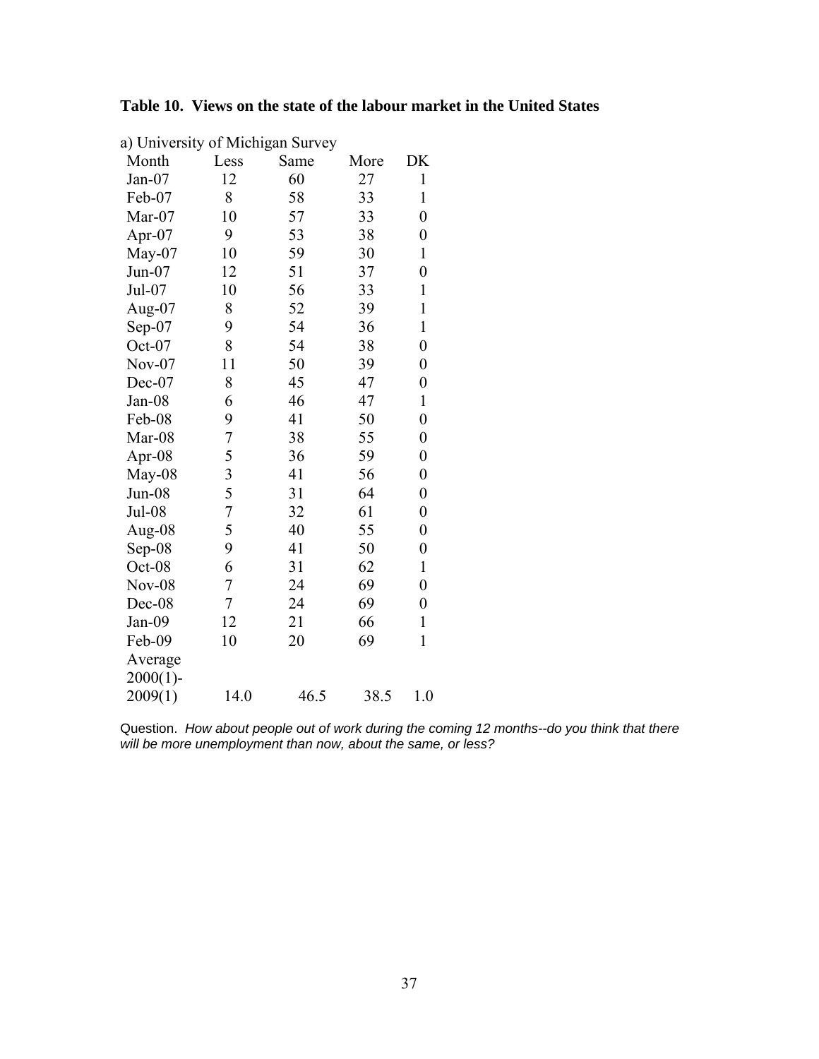**Table 10. Views on the state of the labour market in the United States**

a) University of Michigan Survey

| Month | Less | Same | More | DK |
|---|---|---|---|---|
| Jan-07 | 12 | 60 | 27 | 1 |
| Feb-07 | 8 | 58 | 33 | 1 |
| Mar-07 | 10 | 57 | 33 | 0 |
| Apr-07 | 9 | 53 | 38 | 0 |
| May-07 | 10 | 59 | 30 | 1 |
| Jun-07 | 12 | 51 | 37 | 0 |
| Jul-07 | 10 | 56 | 33 | 1 |
| Aug-07 | 8 | 52 | 39 | 1 |
| Sep-07 | 9 | 54 | 36 | 1 |
| Oct-07 | 8 | 54 | 38 | 0 |
| Nov-07 | 11 | 50 | 39 | 0 |
| Dec-07 | 8 | 45 | 47 | 0 |
| Jan-08 | 6 | 46 | 47 | 1 |
| Feb-08 | 9 | 41 | 50 | 0 |
| Mar-08 | 7 | 38 | 55 | 0 |
| Apr-08 | 5 | 36 | 59 | 0 |
| May-08 | 3 | 41 | 56 | 0 |
| Jun-08 | 5 | 31 | 64 | 0 |
| Jul-08 | 7 | 32 | 61 | 0 |
| Aug-08 | 5 | 40 | 55 | 0 |
| Sep-08 | 9 | 41 | 50 | 0 |
| Oct-08 | 6 | 31 | 62 | 1 |
| Nov-08 | 7 | 24 | 69 | 0 |
| Dec-08 | 7 | 24 | 69 | 0 |
| Jan-09 | 12 | 21 | 66 | 1 |
| Feb-09 | 10 | 20 | 69 | 1 |
| Average 2000(1)-2009(1) | 14.0 | 46.5 | 38.5 | 1.0 |

Question. *How about people out of work during the coming 12 months--do you think that there will be more unemployment than now, about the same, or less?*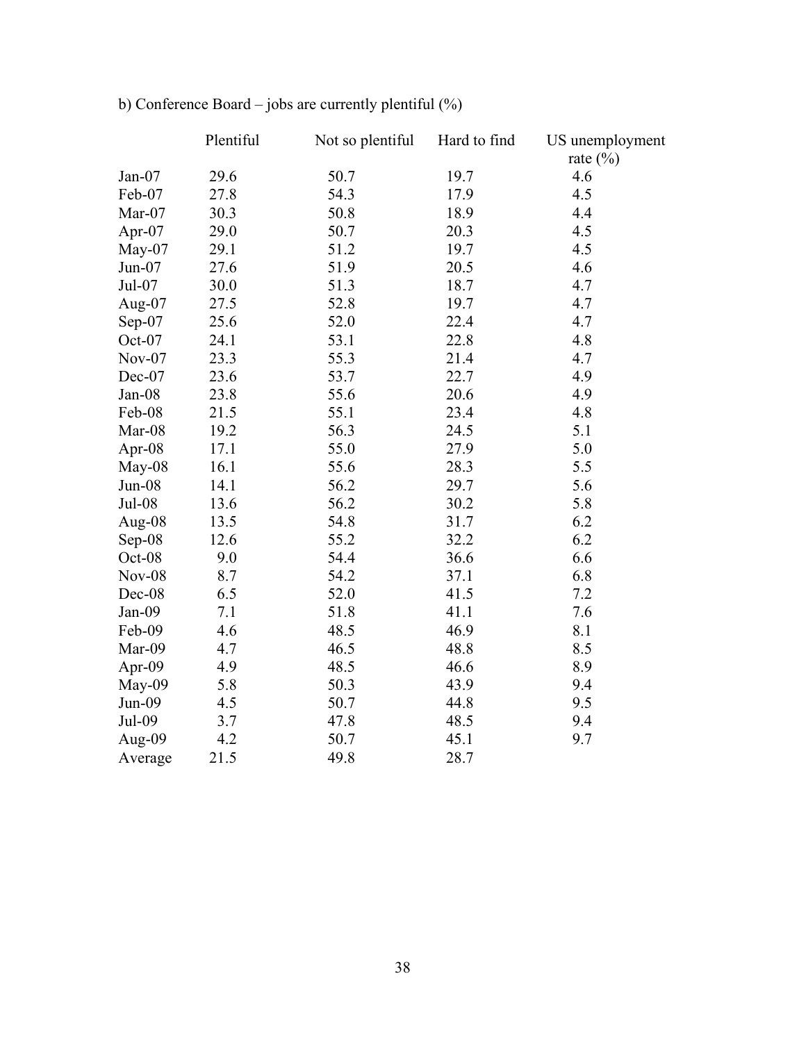b) Conference Board – jobs are currently plentiful (%)

| | Plentiful | Not so plentiful | Hard to find | US unemployment rate (%) |
|---|---|---|---|---|
| Jan-07 | 29.6 | 50.7 | 19.7 | 4.6 |
| Feb-07 | 27.8 | 54.3 | 17.9 | 4.5 |
| Mar-07 | 30.3 | 50.8 | 18.9 | 4.4 |
| Apr-07 | 29.0 | 50.7 | 20.3 | 4.5 |
| May-07 | 29.1 | 51.2 | 19.7 | 4.5 |
| Jun-07 | 27.6 | 51.9 | 20.5 | 4.6 |
| Jul-07 | 30.0 | 51.3 | 18.7 | 4.7 |
| Aug-07 | 27.5 | 52.8 | 19.7 | 4.7 |
| Sep-07 | 25.6 | 52.0 | 22.4 | 4.7 |
| Oct-07 | 24.1 | 53.1 | 22.8 | 4.8 |
| Nov-07 | 23.3 | 55.3 | 21.4 | 4.7 |
| Dec-07 | 23.6 | 53.7 | 22.7 | 4.9 |
| Jan-08 | 23.8 | 55.6 | 20.6 | 4.9 |
| Feb-08 | 21.5 | 55.1 | 23.4 | 4.8 |
| Mar-08 | 19.2 | 56.3 | 24.5 | 5.1 |
| Apr-08 | 17.1 | 55.0 | 27.9 | 5.0 |
| May-08 | 16.1 | 55.6 | 28.3 | 5.5 |
| Jun-08 | 14.1 | 56.2 | 29.7 | 5.6 |
| Jul-08 | 13.6 | 56.2 | 30.2 | 5.8 |
| Aug-08 | 13.5 | 54.8 | 31.7 | 6.2 |
| Sep-08 | 12.6 | 55.2 | 32.2 | 6.2 |
| Oct-08 | 9.0 | 54.4 | 36.6 | 6.6 |
| Nov-08 | 8.7 | 54.2 | 37.1 | 6.8 |
| Dec-08 | 6.5 | 52.0 | 41.5 | 7.2 |
| Jan-09 | 7.1 | 51.8 | 41.1 | 7.6 |
| Feb-09 | 4.6 | 48.5 | 46.9 | 8.1 |
| Mar-09 | 4.7 | 46.5 | 48.8 | 8.5 |
| Apr-09 | 4.9 | 48.5 | 46.6 | 8.9 |
| May-09 | 5.8 | 50.3 | 43.9 | 9.4 |
| Jun-09 | 4.5 | 50.7 | 44.8 | 9.5 |
| Jul-09 | 3.7 | 47.8 | 48.5 | 9.4 |
| Aug-09 | 4.2 | 50.7 | 45.1 | 9.7 |
| Average | 21.5 | 49.8 | 28.7 | |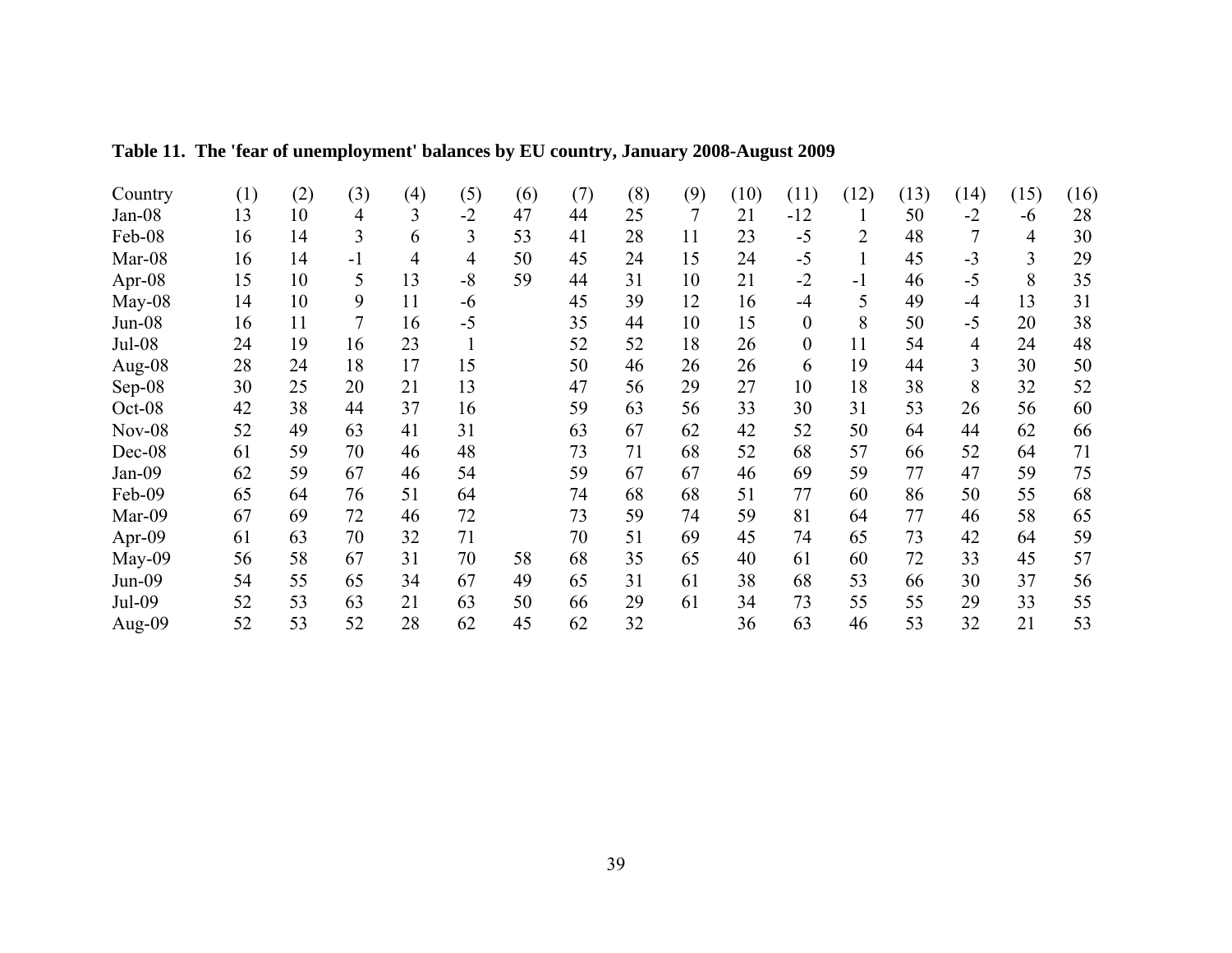**Table 11. The 'fear of unemployment' balances by EU country, January 2008-August 2009**

| Country | (1) | (2) | (3) | (4) | (5) | (6) | (7) | (8) | (9) | (10) | (11) | (12) | (13) | (14) | (15) | (16) |
|---|---|---|---|---|---|---|---|---|---|---|---|---|---|---|---|---|
| Jan-08 | 13 | 10 | 4 | 3 | -2 | 47 | 44 | 25 | 7 | 21 | -12 | 1 | 50 | -2 | -6 | 28 |
| Feb-08 | 16 | 14 | 3 | 6 | 3 | 53 | 41 | 28 | 11 | 23 | -5 | 2 | 48 | 7 | 4 | 30 |
| Mar-08 | 16 | 14 | -1 | 4 | 4 | 50 | 45 | 24 | 15 | 24 | -5 | 1 | 45 | -3 | 3 | 29 |
| Apr-08 | 15 | 10 | 5 | 13 | -8 | 59 | 44 | 31 | 10 | 21 | -2 | -1 | 46 | -5 | 8 | 35 |
| May-08 | 14 | 10 | 9 | 11 | -6 | | 45 | 39 | 12 | 16 | -4 | 5 | 49 | -4 | 13 | 31 |
| Jun-08 | 16 | 11 | 7 | 16 | -5 | | 35 | 44 | 10 | 15 | 0 | 8 | 50 | -5 | 20 | 38 |
| Jul-08 | 24 | 19 | 16 | 23 | 1 | | 52 | 52 | 18 | 26 | 0 | 11 | 54 | 4 | 24 | 48 |
| Aug-08 | 28 | 24 | 18 | 17 | 15 | | 50 | 46 | 26 | 26 | 6 | 19 | 44 | 3 | 30 | 50 |
| Sep-08 | 30 | 25 | 20 | 21 | 13 | | 47 | 56 | 29 | 27 | 10 | 18 | 38 | 8 | 32 | 52 |
| Oct-08 | 42 | 38 | 44 | 37 | 16 | | 59 | 63 | 56 | 33 | 30 | 31 | 53 | 26 | 56 | 60 |
| Nov-08 | 52 | 49 | 63 | 41 | 31 | | 63 | 67 | 62 | 42 | 52 | 50 | 64 | 44 | 62 | 66 |
| Dec-08 | 61 | 59 | 70 | 46 | 48 | | 73 | 71 | 68 | 52 | 68 | 57 | 66 | 52 | 64 | 71 |
| Jan-09 | 62 | 59 | 67 | 46 | 54 | | 59 | 67 | 67 | 46 | 69 | 59 | 77 | 47 | 59 | 75 |
| Feb-09 | 65 | 64 | 76 | 51 | 64 | | 74 | 68 | 68 | 51 | 77 | 60 | 86 | 50 | 55 | 68 |
| Mar-09 | 67 | 69 | 72 | 46 | 72 | | 73 | 59 | 74 | 59 | 81 | 64 | 77 | 46 | 58 | 65 |
| Apr-09 | 61 | 63 | 70 | 32 | 71 | | 70 | 51 | 69 | 45 | 74 | 65 | 73 | 42 | 64 | 59 |
| May-09 | 56 | 58 | 67 | 31 | 70 | 58 | 68 | 35 | 65 | 40 | 61 | 60 | 72 | 33 | 45 | 57 |
| Jun-09 | 54 | 55 | 65 | 34 | 67 | 49 | 65 | 31 | 61 | 38 | 68 | 53 | 66 | 30 | 37 | 56 |
| Jul-09 | 52 | 53 | 63 | 21 | 63 | 50 | 66 | 29 | 61 | 34 | 73 | 55 | 55 | 29 | 33 | 55 |
| Aug-09 | 52 | 53 | 52 | 28 | 62 | 45 | 62 | 32 | | 36 | 63 | 46 | 53 | 32 | 21 | 53 |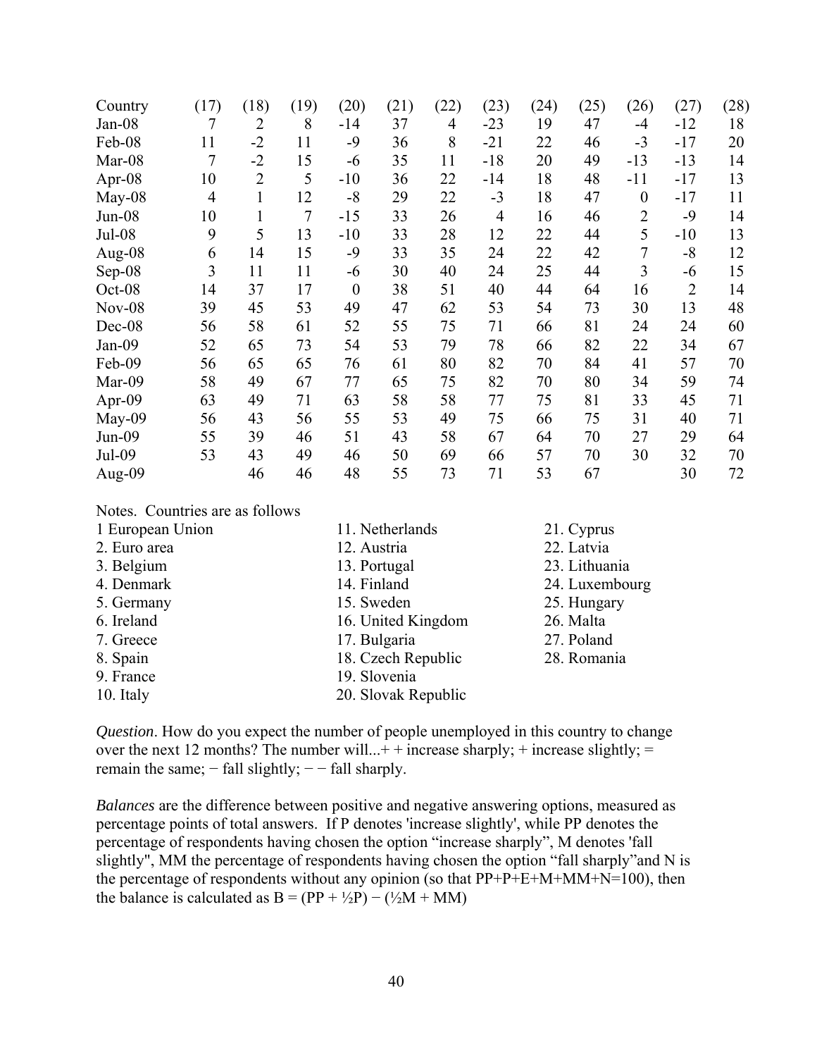| Country | (17) | (18) | (19) | (20) | (21) | (22) | (23) | (24) | (25) | (26) | (27) | (28) |
|---|---|---|---|---|---|---|---|---|---|---|---|---|
| Jan-08 | 7 | 2 | 8 | -14 | 37 | 4 | -23 | 19 | 47 | -4 | -12 | 18 |
| Feb-08 | 11 | -2 | 11 | -9 | 36 | 8 | -21 | 22 | 46 | -3 | -17 | 20 |
| Mar-08 | 7 | -2 | 15 | -6 | 35 | 11 | -18 | 20 | 49 | -13 | -13 | 14 |
| Apr-08 | 10 | 2 | 5 | -10 | 36 | 22 | -14 | 18 | 48 | -11 | -17 | 13 |
| May-08 | 4 | 1 | 12 | -8 | 29 | 22 | -3 | 18 | 47 | 0 | -17 | 11 |
| Jun-08 | 10 | 1 | 7 | -15 | 33 | 26 | 4 | 16 | 46 | 2 | -9 | 14 |
| Jul-08 | 9 | 5 | 13 | -10 | 33 | 28 | 12 | 22 | 44 | 5 | -10 | 13 |
| Aug-08 | 6 | 14 | 15 | -9 | 33 | 35 | 24 | 22 | 42 | 7 | -8 | 12 |
| Sep-08 | 3 | 11 | 11 | -6 | 30 | 40 | 24 | 25 | 44 | 3 | -6 | 15 |
| Oct-08 | 14 | 37 | 17 | 0 | 38 | 51 | 40 | 44 | 64 | 16 | 2 | 14 |
| Nov-08 | 39 | 45 | 53 | 49 | 47 | 62 | 53 | 54 | 73 | 30 | 13 | 48 |
| Dec-08 | 56 | 58 | 61 | 52 | 55 | 75 | 71 | 66 | 81 | 24 | 24 | 60 |
| Jan-09 | 52 | 65 | 73 | 54 | 53 | 79 | 78 | 66 | 82 | 22 | 34 | 67 |
| Feb-09 | 56 | 65 | 65 | 76 | 61 | 80 | 82 | 70 | 84 | 41 | 57 | 70 |
| Mar-09 | 58 | 49 | 67 | 77 | 65 | 75 | 82 | 70 | 80 | 34 | 59 | 74 |
| Apr-09 | 63 | 49 | 71 | 63 | 58 | 58 | 77 | 75 | 81 | 33 | 45 | 71 |
| May-09 | 56 | 43 | 56 | 55 | 53 | 49 | 75 | 66 | 75 | 31 | 40 | 71 |
| Jun-09 | 55 | 39 | 46 | 51 | 43 | 58 | 67 | 64 | 70 | 27 | 29 | 64 |
| Jul-09 | 53 | 43 | 49 | 46 | 50 | 69 | 66 | 57 | 70 | 30 | 32 | 70 |
| Aug-09 | | 46 | 46 | 48 | 55 | 73 | 71 | 53 | 67 | | 30 | 72 |

Notes. Countries are as follows

1 European Union
2. Euro area
3. Belgium
4. Denmark
5. Germany
6. Ireland
7. Greece
8. Spain
9. France
10. Italy
11. Netherlands
12. Austria
13. Portugal
14. Finland
15. Sweden
16. United Kingdom
17. Bulgaria
18. Czech Republic
19. Slovenia
20. Slovak Republic
21. Cyprus
22. Latvia
23. Lithuania
24. Luxembourg
25. Hungary
26. Malta
27. Poland
28. Romania

*Question*. How do you expect the number of people unemployed in this country to change over the next 12 months? The number will...+ + increase sharply; + increase slightly; = remain the same; − fall slightly; − − fall sharply.

*Balances* are the difference between positive and negative answering options, measured as percentage points of total answers. If P denotes 'increase slightly', while PP denotes the percentage of respondents having chosen the option "increase sharply", M denotes 'fall slightly'', MM the percentage of respondents having chosen the option "fall sharply"and N is the percentage of respondents without any opinion (so that PP+P+E+M+MM+N=100), then the balance is calculated as $B = (PP + \frac{1}{2}P) - (\frac{1}{2}M + MM)$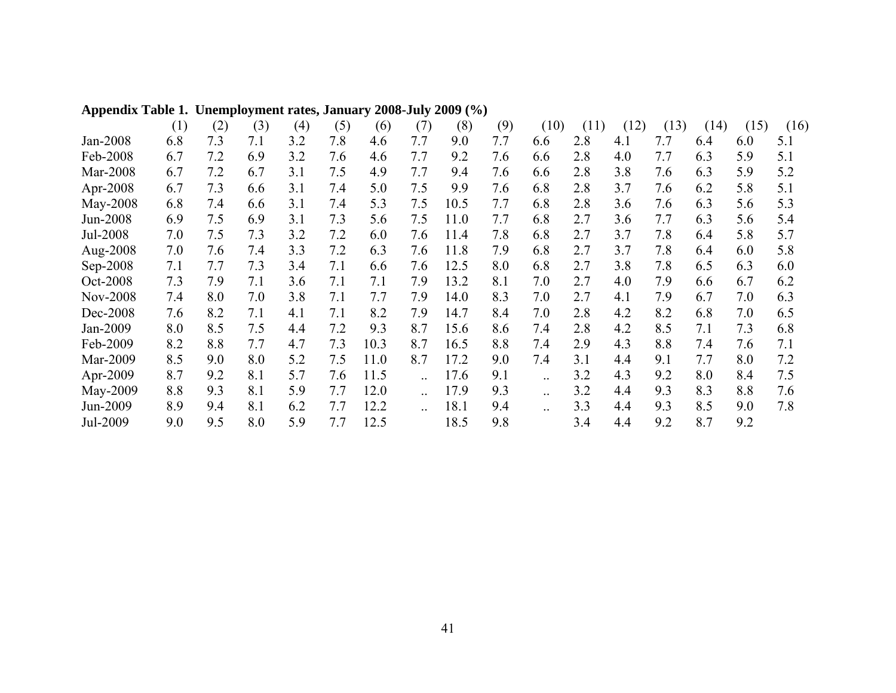**Appendix Table 1. Unemployment rates, January 2008-July 2009 (%)**

| | (1) | (2) | (3) | (4) | (5) | (6) | (7) | (8) | (9) | (10) | (11) | (12) | (13) | (14) | (15) | (16) |
|---|---|---|---|---|---|---|---|---|---|---|---|---|---|---|---|---|
| Jan-2008 | 6.8 | 7.3 | 7.1 | 3.2 | 7.8 | 4.6 | 7.7 | 9.0 | 7.7 | 6.6 | 2.8 | 4.1 | 7.7 | 6.4 | 6.0 | 5.1 |
| Feb-2008 | 6.7 | 7.2 | 6.9 | 3.2 | 7.6 | 4.6 | 7.7 | 9.2 | 7.6 | 6.6 | 2.8 | 4.0 | 7.7 | 6.3 | 5.9 | 5.1 |
| Mar-2008 | 6.7 | 7.2 | 6.7 | 3.1 | 7.5 | 4.9 | 7.7 | 9.4 | 7.6 | 6.6 | 2.8 | 3.8 | 7.6 | 6.3 | 5.9 | 5.2 |
| Apr-2008 | 6.7 | 7.3 | 6.6 | 3.1 | 7.4 | 5.0 | 7.5 | 9.9 | 7.6 | 6.8 | 2.8 | 3.7 | 7.6 | 6.2 | 5.8 | 5.1 |
| May-2008 | 6.8 | 7.4 | 6.6 | 3.1 | 7.4 | 5.3 | 7.5 | 10.5 | 7.7 | 6.8 | 2.8 | 3.6 | 7.6 | 6.3 | 5.6 | 5.3 |
| Jun-2008 | 6.9 | 7.5 | 6.9 | 3.1 | 7.3 | 5.6 | 7.5 | 11.0 | 7.7 | 6.8 | 2.7 | 3.6 | 7.7 | 6.3 | 5.6 | 5.4 |
| Jul-2008 | 7.0 | 7.5 | 7.3 | 3.2 | 7.2 | 6.0 | 7.6 | 11.4 | 7.8 | 6.8 | 2.7 | 3.7 | 7.8 | 6.4 | 5.8 | 5.7 |
| Aug-2008 | 7.0 | 7.6 | 7.4 | 3.3 | 7.2 | 6.3 | 7.6 | 11.8 | 7.9 | 6.8 | 2.7 | 3.7 | 7.8 | 6.4 | 6.0 | 5.8 |
| Sep-2008 | 7.1 | 7.7 | 7.3 | 3.4 | 7.1 | 6.6 | 7.6 | 12.5 | 8.0 | 6.8 | 2.7 | 3.8 | 7.8 | 6.5 | 6.3 | 6.0 |
| Oct-2008 | 7.3 | 7.9 | 7.1 | 3.6 | 7.1 | 7.1 | 7.9 | 13.2 | 8.1 | 7.0 | 2.7 | 4.0 | 7.9 | 6.6 | 6.7 | 6.2 |
| Nov-2008 | 7.4 | 8.0 | 7.0 | 3.8 | 7.1 | 7.7 | 7.9 | 14.0 | 8.3 | 7.0 | 2.7 | 4.1 | 7.9 | 6.7 | 7.0 | 6.3 |
| Dec-2008 | 7.6 | 8.2 | 7.1 | 4.1 | 7.1 | 8.2 | 7.9 | 14.7 | 8.4 | 7.0 | 2.8 | 4.2 | 8.2 | 6.8 | 7.0 | 6.5 |
| Jan-2009 | 8.0 | 8.5 | 7.5 | 4.4 | 7.2 | 9.3 | 8.7 | 15.6 | 8.6 | 7.4 | 2.8 | 4.2 | 8.5 | 7.1 | 7.3 | 6.8 |
| Feb-2009 | 8.2 | 8.8 | 7.7 | 4.7 | 7.3 | 10.3 | 8.7 | 16.5 | 8.8 | 7.4 | 2.9 | 4.3 | 8.8 | 7.4 | 7.6 | 7.1 |
| Mar-2009 | 8.5 | 9.0 | 8.0 | 5.2 | 7.5 | 11.0 | 8.7 | 17.2 | 9.0 | 7.4 | 3.1 | 4.4 | 9.1 | 7.7 | 8.0 | 7.2 |
| Apr-2009 | 8.7 | 9.2 | 8.1 | 5.7 | 7.6 | 11.5 | .. | 17.6 | 9.1 | .. | 3.2 | 4.3 | 9.2 | 8.0 | 8.4 | 7.5 |
| May-2009 | 8.8 | 9.3 | 8.1 | 5.9 | 7.7 | 12.0 | .. | 17.9 | 9.3 | .. | 3.2 | 4.4 | 9.3 | 8.3 | 8.8 | 7.6 |
| Jun-2009 | 8.9 | 9.4 | 8.1 | 6.2 | 7.7 | 12.2 | .. | 18.1 | 9.4 | .. | 3.3 | 4.4 | 9.3 | 8.5 | 9.0 | 7.8 |
| Jul-2009 | 9.0 | 9.5 | 8.0 | 5.9 | 7.7 | 12.5 | | 18.5 | 9.8 | | 3.4 | 4.4 | 9.2 | 8.7 | 9.2 | |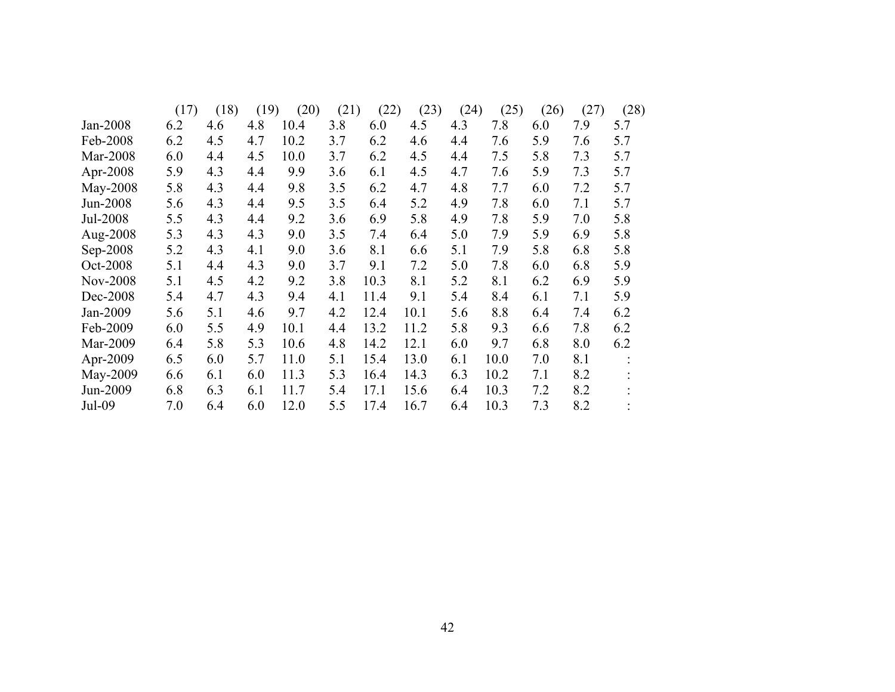| | (17) | (18) | (19) | (20) | (21) | (22) | (23) | (24) | (25) | (26) | (27) | (28) |
|---|---|---|---|---|---|---|---|---|---|---|---|---|
| Jan-2008 | 6.2 | 4.6 | 4.8 | 10.4 | 3.8 | 6.0 | 4.5 | 4.3 | 7.8 | 6.0 | 7.9 | 5.7 |
| Feb-2008 | 6.2 | 4.5 | 4.7 | 10.2 | 3.7 | 6.2 | 4.6 | 4.4 | 7.6 | 5.9 | 7.6 | 5.7 |
| Mar-2008 | 6.0 | 4.4 | 4.5 | 10.0 | 3.7 | 6.2 | 4.5 | 4.4 | 7.5 | 5.8 | 7.3 | 5.7 |
| Apr-2008 | 5.9 | 4.3 | 4.4 | 9.9 | 3.6 | 6.1 | 4.5 | 4.7 | 7.6 | 5.9 | 7.3 | 5.7 |
| May-2008 | 5.8 | 4.3 | 4.4 | 9.8 | 3.5 | 6.2 | 4.7 | 4.8 | 7.7 | 6.0 | 7.2 | 5.7 |
| Jun-2008 | 5.6 | 4.3 | 4.4 | 9.5 | 3.5 | 6.4 | 5.2 | 4.9 | 7.8 | 6.0 | 7.1 | 5.7 |
| Jul-2008 | 5.5 | 4.3 | 4.4 | 9.2 | 3.6 | 6.9 | 5.8 | 4.9 | 7.8 | 5.9 | 7.0 | 5.8 |
| Aug-2008 | 5.3 | 4.3 | 4.3 | 9.0 | 3.5 | 7.4 | 6.4 | 5.0 | 7.9 | 5.9 | 6.9 | 5.8 |
| Sep-2008 | 5.2 | 4.3 | 4.1 | 9.0 | 3.6 | 8.1 | 6.6 | 5.1 | 7.9 | 5.8 | 6.8 | 5.8 |
| Oct-2008 | 5.1 | 4.4 | 4.3 | 9.0 | 3.7 | 9.1 | 7.2 | 5.0 | 7.8 | 6.0 | 6.8 | 5.9 |
| Nov-2008 | 5.1 | 4.5 | 4.2 | 9.2 | 3.8 | 10.3 | 8.1 | 5.2 | 8.1 | 6.2 | 6.9 | 5.9 |
| Dec-2008 | 5.4 | 4.7 | 4.3 | 9.4 | 4.1 | 11.4 | 9.1 | 5.4 | 8.4 | 6.1 | 7.1 | 5.9 |
| Jan-2009 | 5.6 | 5.1 | 4.6 | 9.7 | 4.2 | 12.4 | 10.1 | 5.6 | 8.8 | 6.4 | 7.4 | 6.2 |
| Feb-2009 | 6.0 | 5.5 | 4.9 | 10.1 | 4.4 | 13.2 | 11.2 | 5.8 | 9.3 | 6.6 | 7.8 | 6.2 |
| Mar-2009 | 6.4 | 5.8 | 5.3 | 10.6 | 4.8 | 14.2 | 12.1 | 6.0 | 9.7 | 6.8 | 8.0 | 6.2 |
| Apr-2009 | 6.5 | 6.0 | 5.7 | 11.0 | 5.1 | 15.4 | 13.0 | 6.1 | 10.0 | 7.0 | 8.1 | : |
| May-2009 | 6.6 | 6.1 | 6.0 | 11.3 | 5.3 | 16.4 | 14.3 | 6.3 | 10.2 | 7.1 | 8.2 | : |
| Jun-2009 | 6.8 | 6.3 | 6.1 | 11.7 | 5.4 | 17.1 | 15.6 | 6.4 | 10.3 | 7.2 | 8.2 | : |
| Jul-09 | 7.0 | 6.4 | 6.0 | 12.0 | 5.5 | 17.4 | 16.7 | 6.4 | 10.3 | 7.3 | 8.2 | : |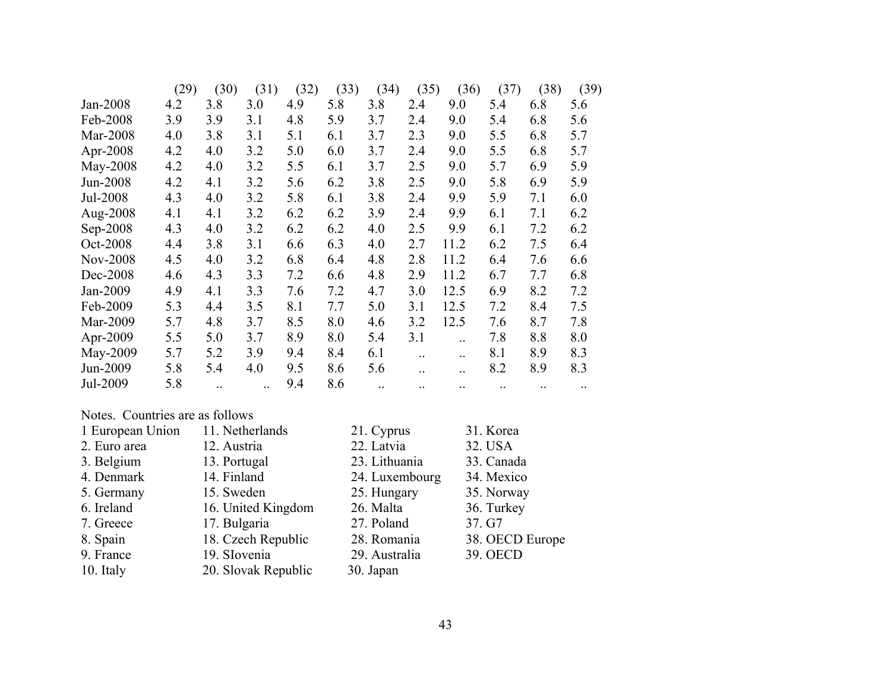| | (29) | (30) | (31) | (32) | (33) | (34) | (35) | (36) | (37) | (38) | (39) |
|---|---|---|---|---|---|---|---|---|---|---|---|
| Jan-2008 | 4.2 | 3.8 | 3.0 | 4.9 | 5.8 | 3.8 | 2.4 | 9.0 | 5.4 | 6.8 | 5.6 |
| Feb-2008 | 3.9 | 3.9 | 3.1 | 4.8 | 5.9 | 3.7 | 2.4 | 9.0 | 5.4 | 6.8 | 5.6 |
| Mar-2008 | 4.0 | 3.8 | 3.1 | 5.1 | 6.1 | 3.7 | 2.3 | 9.0 | 5.5 | 6.8 | 5.7 |
| Apr-2008 | 4.2 | 4.0 | 3.2 | 5.0 | 6.0 | 3.7 | 2.4 | 9.0 | 5.5 | 6.8 | 5.7 |
| May-2008 | 4.2 | 4.0 | 3.2 | 5.5 | 6.1 | 3.7 | 2.5 | 9.0 | 5.7 | 6.9 | 5.9 |
| Jun-2008 | 4.2 | 4.1 | 3.2 | 5.6 | 6.2 | 3.8 | 2.5 | 9.0 | 5.8 | 6.9 | 5.9 |
| Jul-2008 | 4.3 | 4.0 | 3.2 | 5.8 | 6.1 | 3.8 | 2.4 | 9.9 | 5.9 | 7.1 | 6.0 |
| Aug-2008 | 4.1 | 4.1 | 3.2 | 6.2 | 6.2 | 3.9 | 2.4 | 9.9 | 6.1 | 7.1 | 6.2 |
| Sep-2008 | 4.3 | 4.0 | 3.2 | 6.2 | 6.2 | 4.0 | 2.5 | 9.9 | 6.1 | 7.2 | 6.2 |
| Oct-2008 | 4.4 | 3.8 | 3.1 | 6.6 | 6.3 | 4.0 | 2.7 | 11.2 | 6.2 | 7.5 | 6.4 |
| Nov-2008 | 4.5 | 4.0 | 3.2 | 6.8 | 6.4 | 4.8 | 2.8 | 11.2 | 6.4 | 7.6 | 6.6 |
| Dec-2008 | 4.6 | 4.3 | 3.3 | 7.2 | 6.6 | 4.8 | 2.9 | 11.2 | 6.7 | 7.7 | 6.8 |
| Jan-2009 | 4.9 | 4.1 | 3.3 | 7.6 | 7.2 | 4.7 | 3.0 | 12.5 | 6.9 | 8.2 | 7.2 |
| Feb-2009 | 5.3 | 4.4 | 3.5 | 8.1 | 7.7 | 5.0 | 3.1 | 12.5 | 7.2 | 8.4 | 7.5 |
| Mar-2009 | 5.7 | 4.8 | 3.7 | 8.5 | 8.0 | 4.6 | 3.2 | 12.5 | 7.6 | 8.7 | 7.8 |
| Apr-2009 | 5.5 | 5.0 | 3.7 | 8.9 | 8.0 | 5.4 | 3.1 | .. | 7.8 | 8.8 | 8.0 |
| May-2009 | 5.7 | 5.2 | 3.9 | 9.4 | 8.4 | 6.1 | .. | .. | 8.1 | 8.9 | 8.3 |
| Jun-2009 | 5.8 | 5.4 | 4.0 | 9.5 | 8.6 | 5.6 | .. | .. | 8.2 | 8.9 | 8.3 |
| Jul-2009 | 5.8 | .. | .. | 9.4 | 8.6 | .. | .. | .. | .. | .. | .. |

Notes. Countries are as follows

1 European Union
2. Euro area
3. Belgium
4. Denmark
5. Germany
6. Ireland
7. Greece
8. Spain
9. France
10. Italy
11. Netherlands
12. Austria
13. Portugal
14. Finland
15. Sweden
16. United Kingdom
17. Bulgaria
18. Czech Republic
19. SIovenia
20. Slovak Republic
21. Cyprus
22. Latvia
23. Lithuania
24. Luxembourg
25. Hungary
26. Malta
27. Poland
28. Romania
29. Australia
30. Japan
31. Korea
32. USA
33. Canada
34. Mexico
35. Norway
36. Turkey
37. G7
38. OECD Europe
39. OECD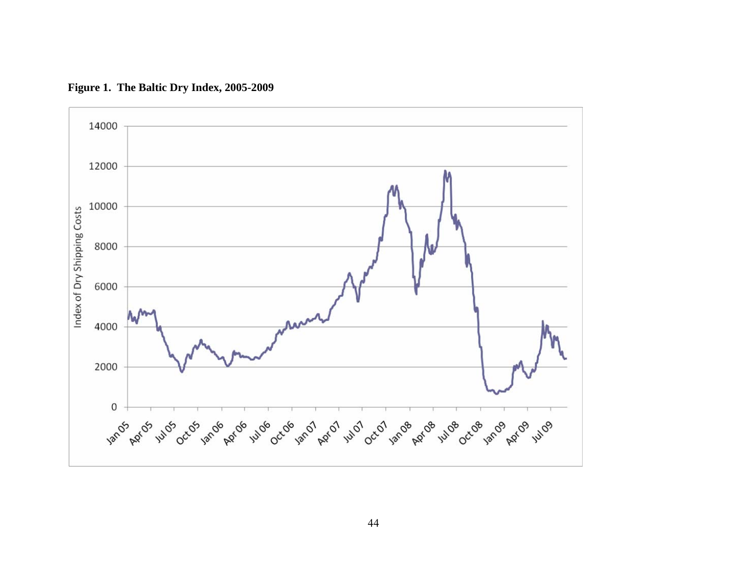**Figure 1. The Baltic Dry Index, 2005-2009**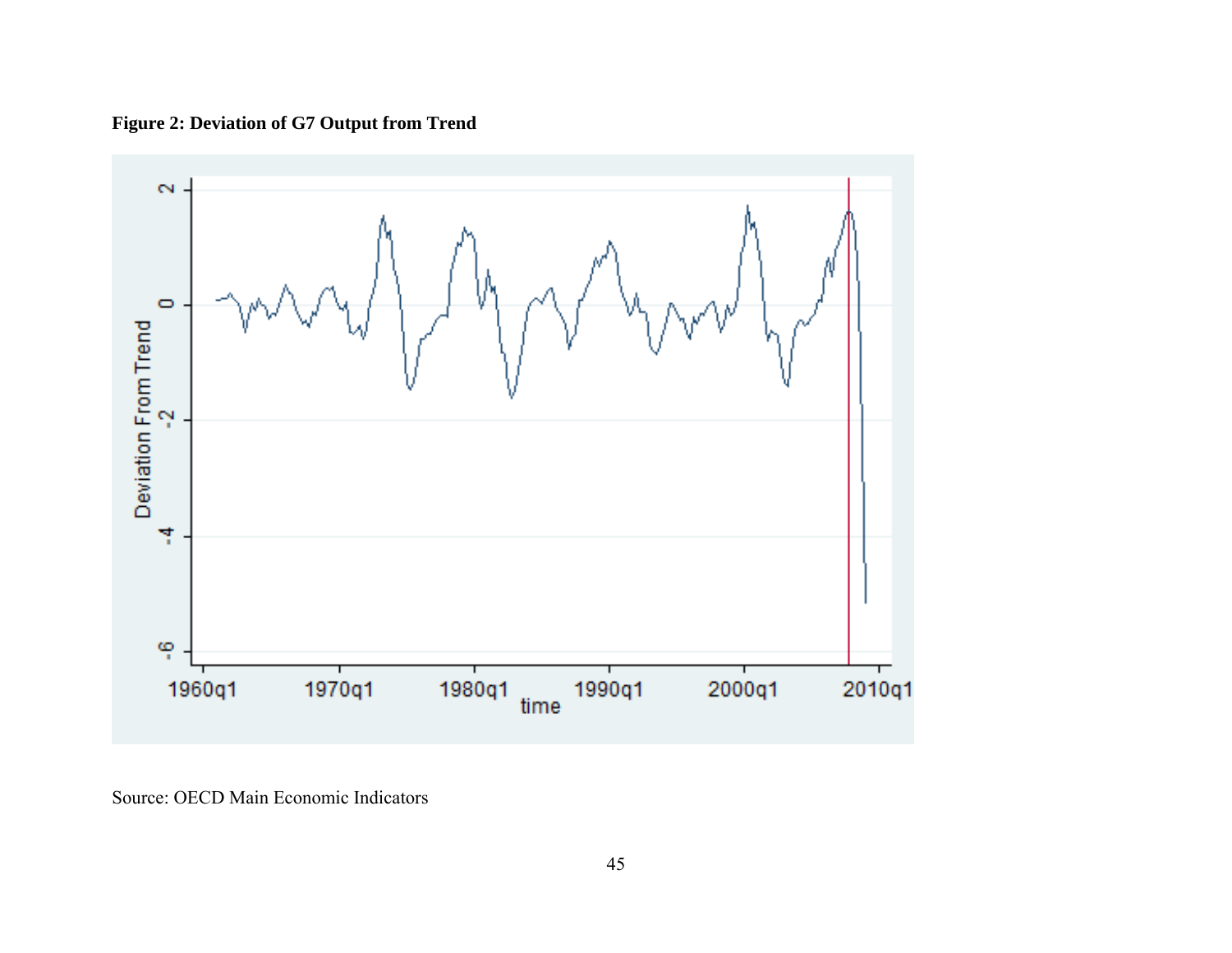**Figure 2: Deviation of G7 Output from Trend**

Source: OECD Main Economic Indicators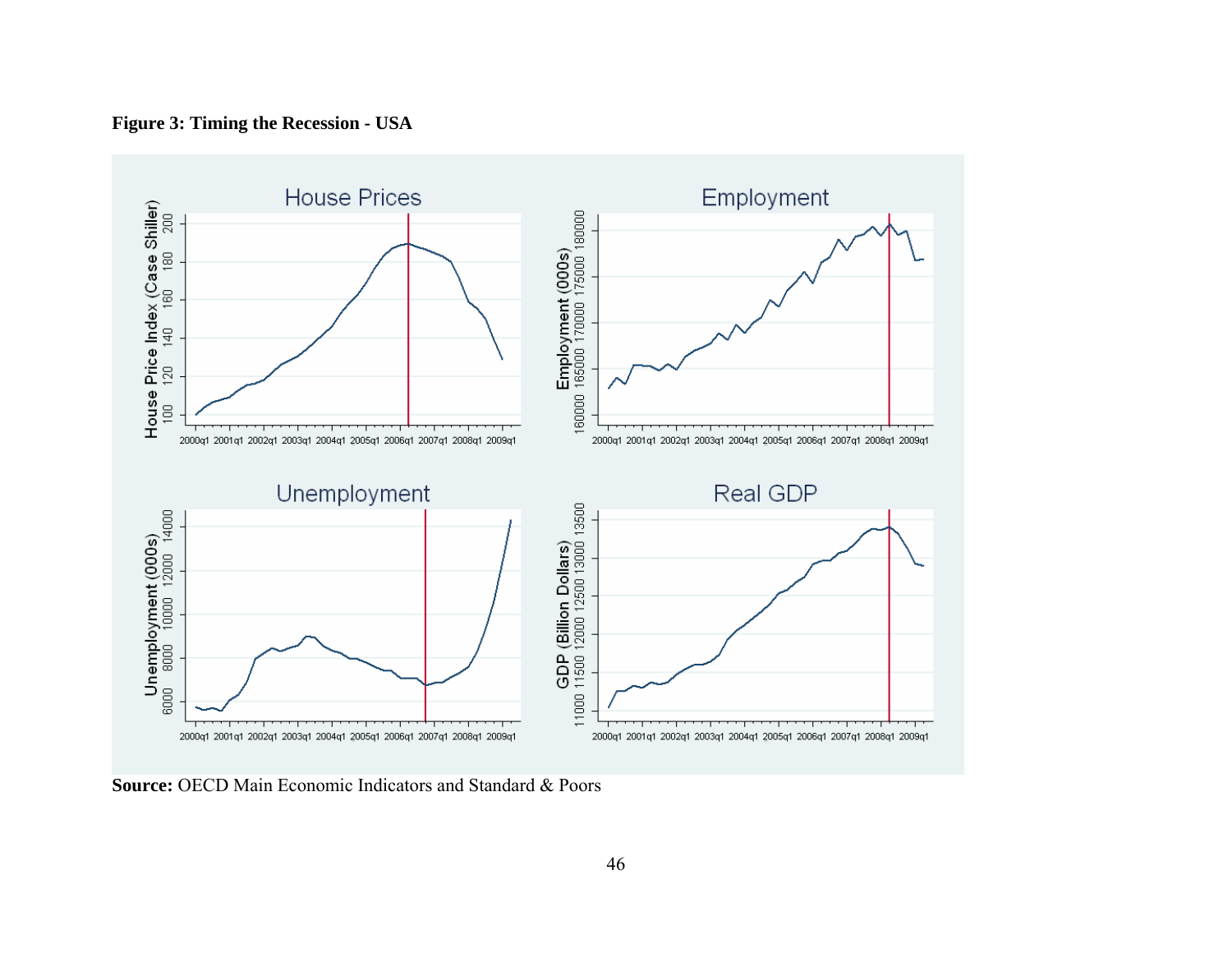**Figure 3: Timing the Recession - USA**

**Source:** OECD Main Economic Indicators and Standard & Poors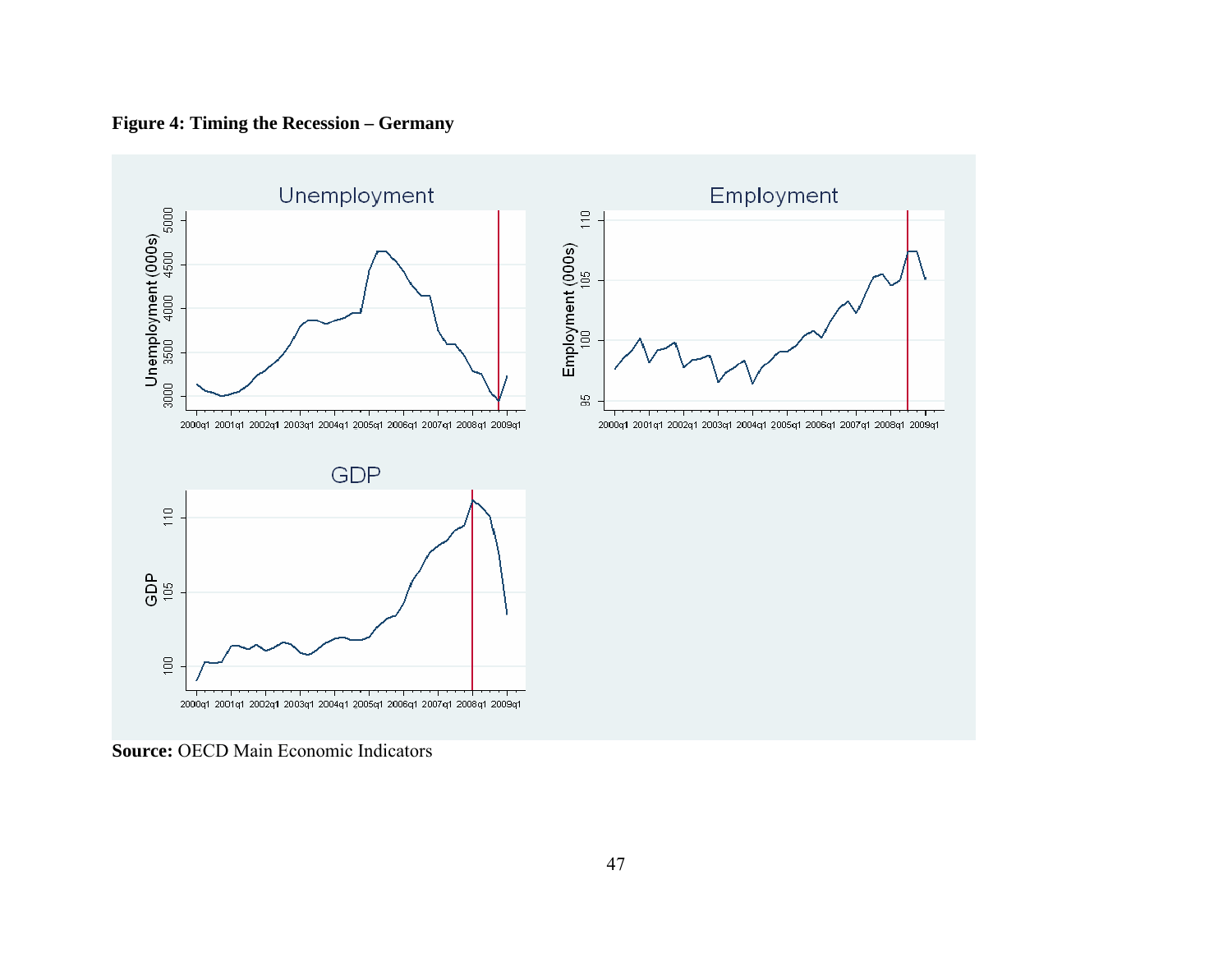**Figure 4: Timing the Recession – Germany**

**Source:** OECD Main Economic Indicators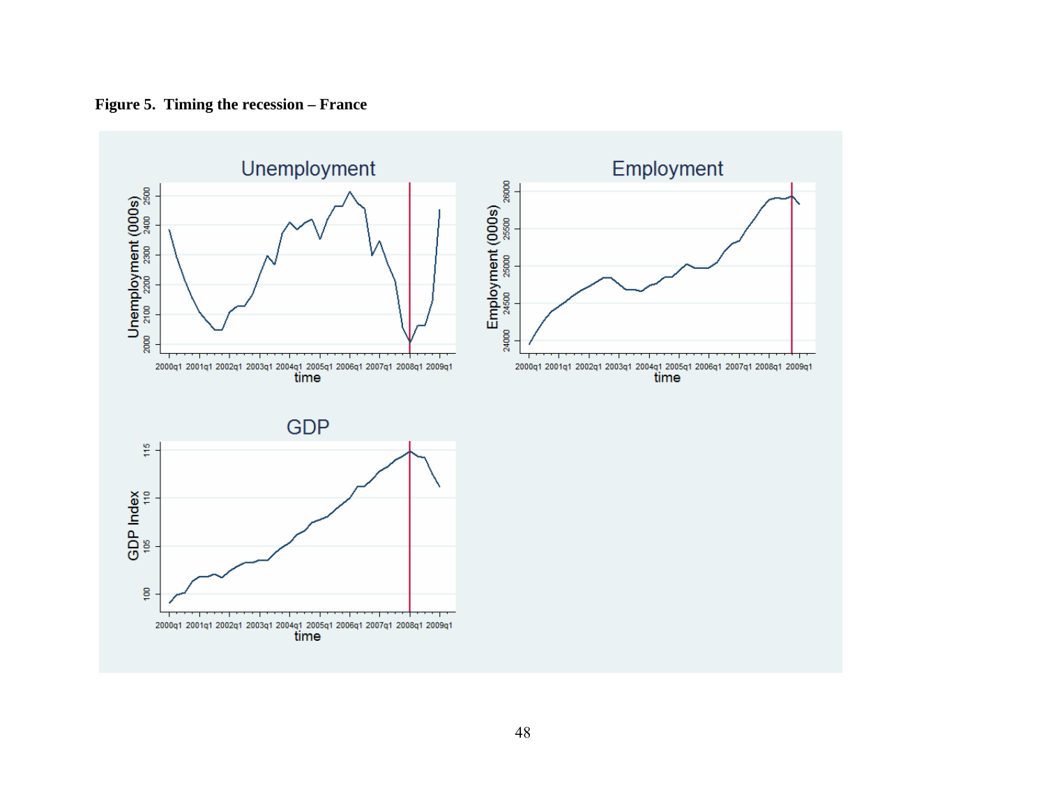**Figure 5. Timing the recession – France**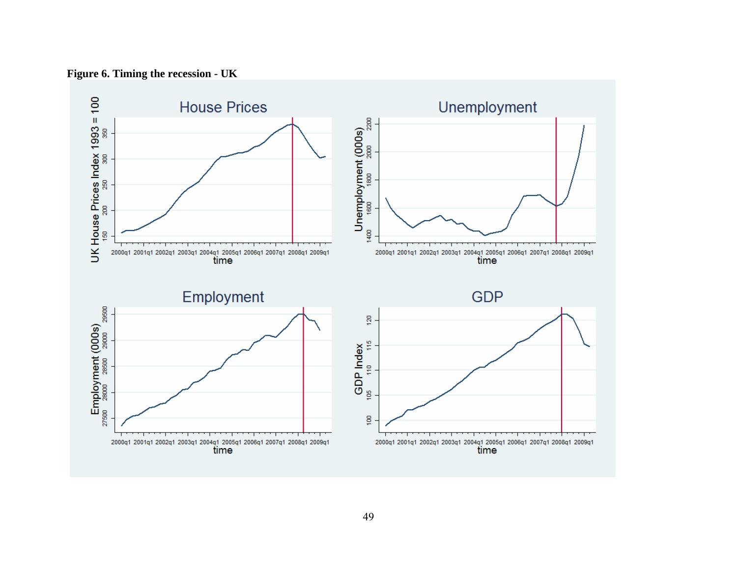**Figure 6. Timing the recession - UK**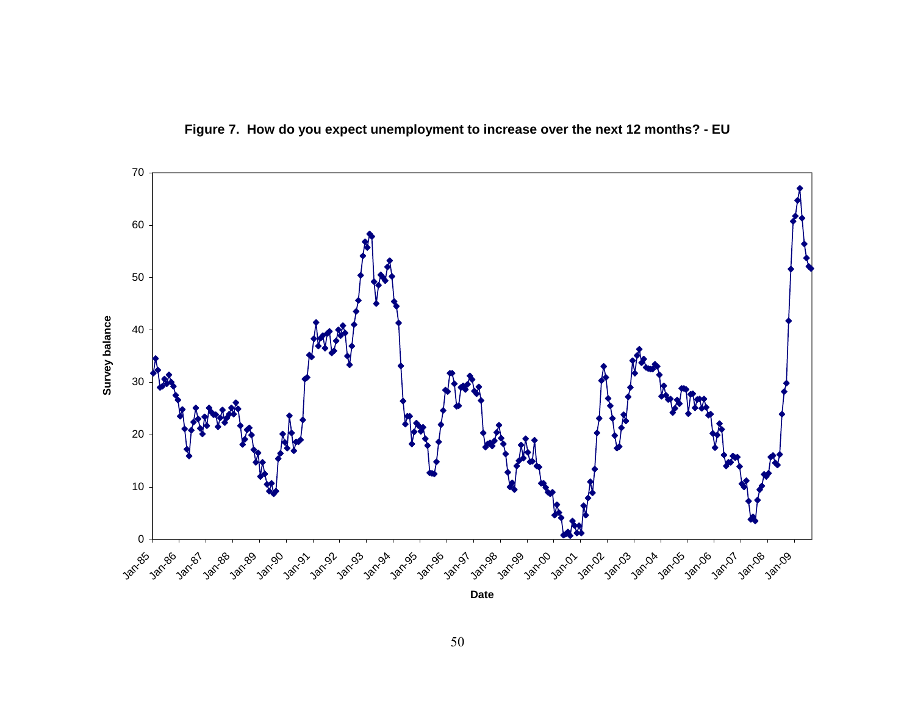**Figure 7. How do you expect unemployment to increase over the next 12 months? - EU**

Survey balance

70
60
50
40
30
20
10
0

Jan-85
Jan-86
Jan-87
Jan-88
Jan-89
Jan-90
Jan-91
Jan-92
Jan-93
Jan-94
Jan-95
Jan-96
Jan-97
Jan-98
Jan-99
Jan-00
Jan-01
Jan-02
Jan-03
Jan-04
Jan-05
Jan-06
Jan-07
Jan-08
Jan-09

Date